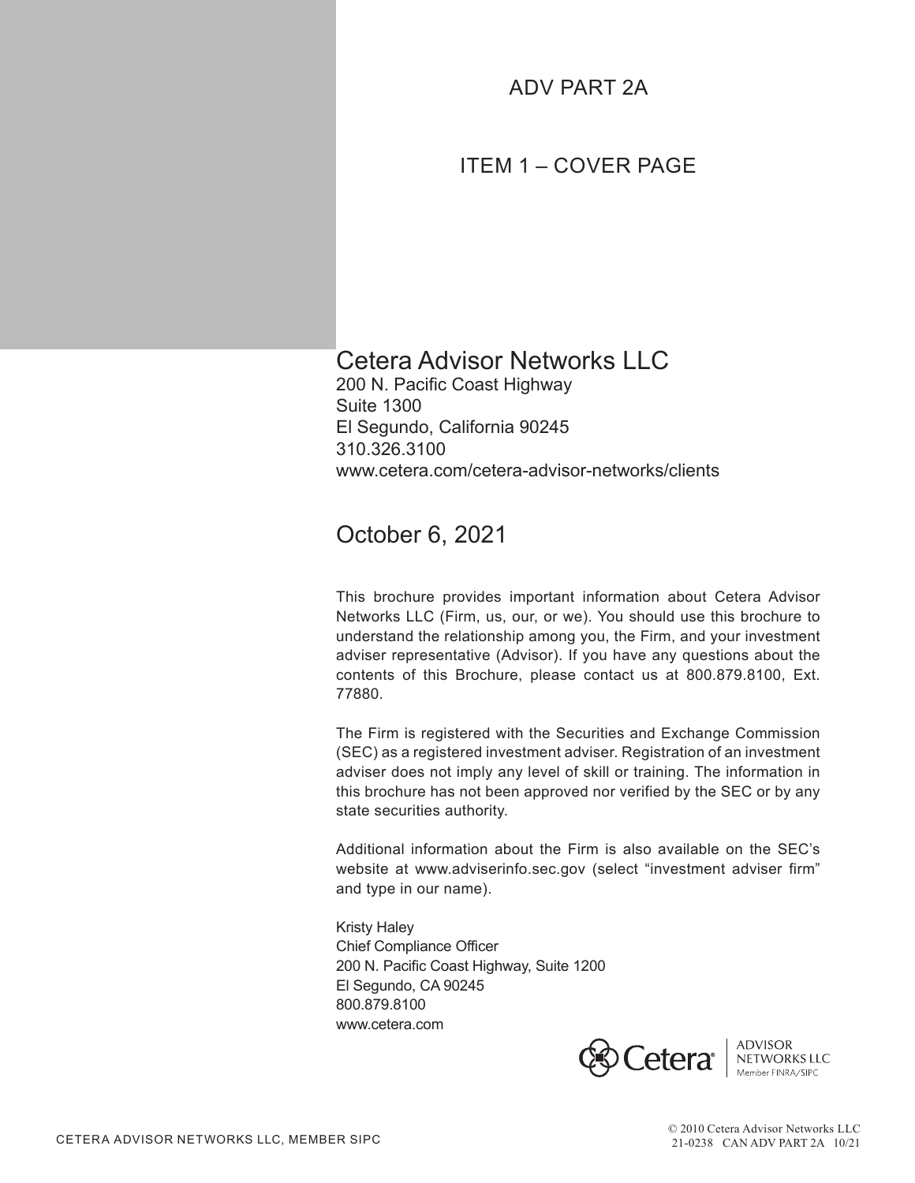# ADV PART 2A

## ITEM 1 – COVER PAGE

## Cetera Advisor Networks LLC

200 N. Pacific Coast Highway
Suite 1300
El Segundo, California 90245
310.326.3100
www.cetera.com/cetera-advisor-networks/clients

## October 6, 2021

This brochure provides important information about Cetera Advisor Networks LLC (Firm, us, our, or we). You should use this brochure to understand the relationship among you, the Firm, and your investment adviser representative (Advisor). If you have any questions about the contents of this Brochure, please contact us at 800.879.8100, Ext. 77880.

The Firm is registered with the Securities and Exchange Commission (SEC) as a registered investment adviser. Registration of an investment adviser does not imply any level of skill or training. The information in this brochure has not been approved nor verified by the SEC or by any state securities authority.

Additional information about the Firm is also available on the SEC's website at www.adviserinfo.sec.gov (select "investment adviser firm" and type in our name).

Kristy Haley
Chief Compliance Officer
200 N. Pacific Coast Highway, Suite 1200
El Segundo, CA 90245
800.879.8100
www.cetera.com

Cetera® ADVISOR NETWORKS LLC Member FINRA/SIPC

CETERA ADVISOR NETWORKS LLC, MEMBER SIPC

© 2010 Cetera Advisor Networks LLC
21-0238 CAN ADV PART 2A 10/21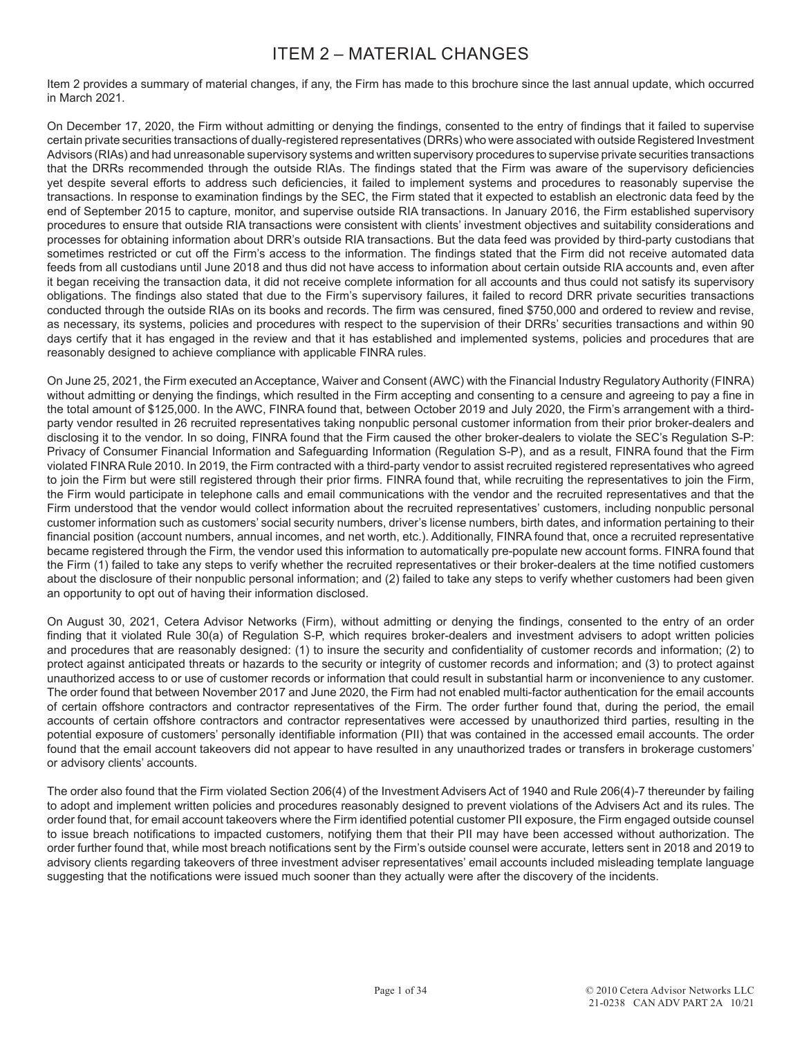# ITEM 2 – MATERIAL CHANGES

Item 2 provides a summary of material changes, if any, the Firm has made to this brochure since the last annual update, which occurred in March 2021.

On December 17, 2020, the Firm without admitting or denying the findings, consented to the entry of findings that it failed to supervise certain private securities transactions of dually-registered representatives (DRRs) who were associated with outside Registered Investment Advisors (RIAs) and had unreasonable supervisory systems and written supervisory procedures to supervise private securities transactions that the DRRs recommended through the outside RIAs. The findings stated that the Firm was aware of the supervisory deficiencies yet despite several efforts to address such deficiencies, it failed to implement systems and procedures to reasonably supervise the transactions. In response to examination findings by the SEC, the Firm stated that it expected to establish an electronic data feed by the end of September 2015 to capture, monitor, and supervise outside RIA transactions. In January 2016, the Firm established supervisory procedures to ensure that outside RIA transactions were consistent with clients' investment objectives and suitability considerations and processes for obtaining information about DRR's outside RIA transactions. But the data feed was provided by third-party custodians that sometimes restricted or cut off the Firm's access to the information. The findings stated that the Firm did not receive automated data feeds from all custodians until June 2018 and thus did not have access to information about certain outside RIA accounts and, even after it began receiving the transaction data, it did not receive complete information for all accounts and thus could not satisfy its supervisory obligations. The findings also stated that due to the Firm's supervisory failures, it failed to record DRR private securities transactions conducted through the outside RIAs on its books and records. The firm was censured, fined $750,000 and ordered to review and revise, as necessary, its systems, policies and procedures with respect to the supervision of their DRRs' securities transactions and within 90 days certify that it has engaged in the review and that it has established and implemented systems, policies and procedures that are reasonably designed to achieve compliance with applicable FINRA rules.

On June 25, 2021, the Firm executed an Acceptance, Waiver and Consent (AWC) with the Financial Industry Regulatory Authority (FINRA) without admitting or denying the findings, which resulted in the Firm accepting and consenting to a censure and agreeing to pay a fine in the total amount of $125,000. In the AWC, FINRA found that, between October 2019 and July 2020, the Firm's arrangement with a third-party vendor resulted in 26 recruited representatives taking nonpublic personal customer information from their prior broker-dealers and disclosing it to the vendor. In so doing, FINRA found that the Firm caused the other broker-dealers to violate the SEC's Regulation S-P: Privacy of Consumer Financial Information and Safeguarding Information (Regulation S-P), and as a result, FINRA found that the Firm violated FINRA Rule 2010. In 2019, the Firm contracted with a third-party vendor to assist recruited registered representatives who agreed to join the Firm but were still registered through their prior firms. FINRA found that, while recruiting the representatives to join the Firm, the Firm would participate in telephone calls and email communications with the vendor and the recruited representatives and that the Firm understood that the vendor would collect information about the recruited representatives' customers, including nonpublic personal customer information such as customers' social security numbers, driver's license numbers, birth dates, and information pertaining to their financial position (account numbers, annual incomes, and net worth, etc.). Additionally, FINRA found that, once a recruited representative became registered through the Firm, the vendor used this information to automatically pre-populate new account forms. FINRA found that the Firm (1) failed to take any steps to verify whether the recruited representatives or their broker-dealers at the time notified customers about the disclosure of their nonpublic personal information; and (2) failed to take any steps to verify whether customers had been given an opportunity to opt out of having their information disclosed.

On August 30, 2021, Cetera Advisor Networks (Firm), without admitting or denying the findings, consented to the entry of an order finding that it violated Rule 30(a) of Regulation S-P, which requires broker-dealers and investment advisers to adopt written policies and procedures that are reasonably designed: (1) to insure the security and confidentiality of customer records and information; (2) to protect against anticipated threats or hazards to the security or integrity of customer records and information; and (3) to protect against unauthorized access to or use of customer records or information that could result in substantial harm or inconvenience to any customer. The order found that between November 2017 and June 2020, the Firm had not enabled multi-factor authentication for the email accounts of certain offshore contractors and contractor representatives of the Firm. The order further found that, during the period, the email accounts of certain offshore contractors and contractor representatives were accessed by unauthorized third parties, resulting in the potential exposure of customers' personally identifiable information (PII) that was contained in the accessed email accounts. The order found that the email account takeovers did not appear to have resulted in any unauthorized trades or transfers in brokerage customers' or advisory clients' accounts.

The order also found that the Firm violated Section 206(4) of the Investment Advisers Act of 1940 and Rule 206(4)-7 thereunder by failing to adopt and implement written policies and procedures reasonably designed to prevent violations of the Advisers Act and its rules. The order found that, for email account takeovers where the Firm identified potential customer PII exposure, the Firm engaged outside counsel to issue breach notifications to impacted customers, notifying them that their PII may have been accessed without authorization. The order further found that, while most breach notifications sent by the Firm's outside counsel were accurate, letters sent in 2018 and 2019 to advisory clients regarding takeovers of three investment adviser representatives' email accounts included misleading template language suggesting that the notifications were issued much sooner than they actually were after the discovery of the incidents.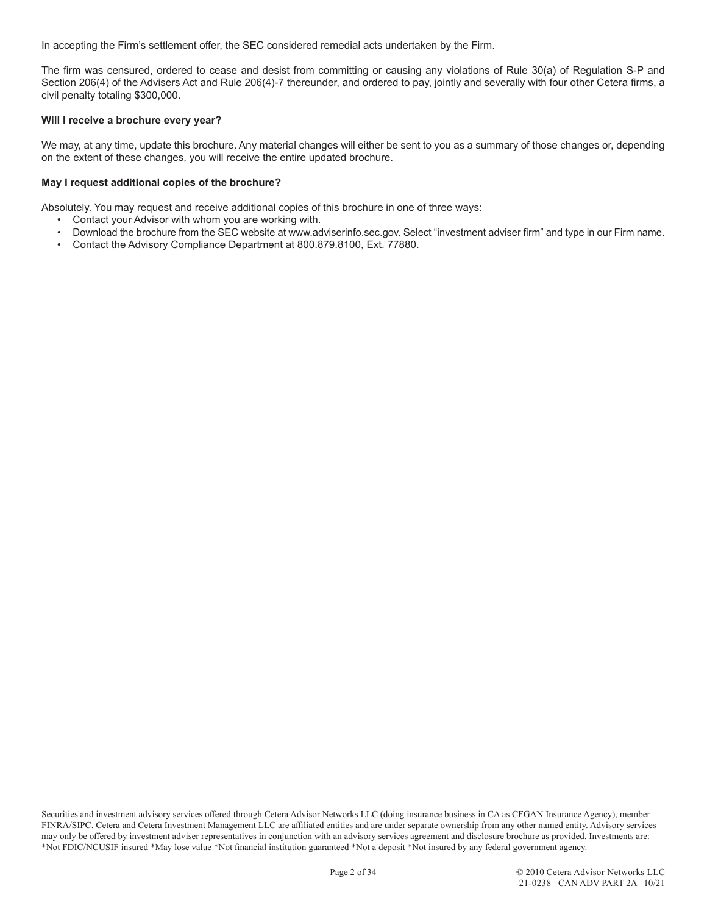In accepting the Firm's settlement offer, the SEC considered remedial acts undertaken by the Firm.

The firm was censured, ordered to cease and desist from committing or causing any violations of Rule 30(a) of Regulation S-P and Section 206(4) of the Advisers Act and Rule 206(4)-7 thereunder, and ordered to pay, jointly and severally with four other Cetera firms, a civil penalty totaling $300,000.

**Will I receive a brochure every year?**

We may, at any time, update this brochure. Any material changes will either be sent to you as a summary of those changes or, depending on the extent of these changes, you will receive the entire updated brochure.

**May I request additional copies of the brochure?**

Absolutely. You may request and receive additional copies of this brochure in one of three ways:

- Contact your Advisor with whom you are working with.
- Download the brochure from the SEC website at www.adviserinfo.sec.gov. Select "investment adviser firm" and type in our Firm name.
- Contact the Advisory Compliance Department at 800.879.8100, Ext. 77880.

Securities and investment advisory services offered through Cetera Advisor Networks LLC (doing insurance business in CA as CFGAN Insurance Agency), member FINRA/SIPC. Cetera and Cetera Investment Management LLC are affiliated entities and are under separate ownership from any other named entity. Advisory services may only be offered by investment adviser representatives in conjunction with an advisory services agreement and disclosure brochure as provided. Investments are: *Not FDIC/NCUSIF insured *May lose value *Not financial institution guaranteed *Not a deposit *Not insured by any federal government agency.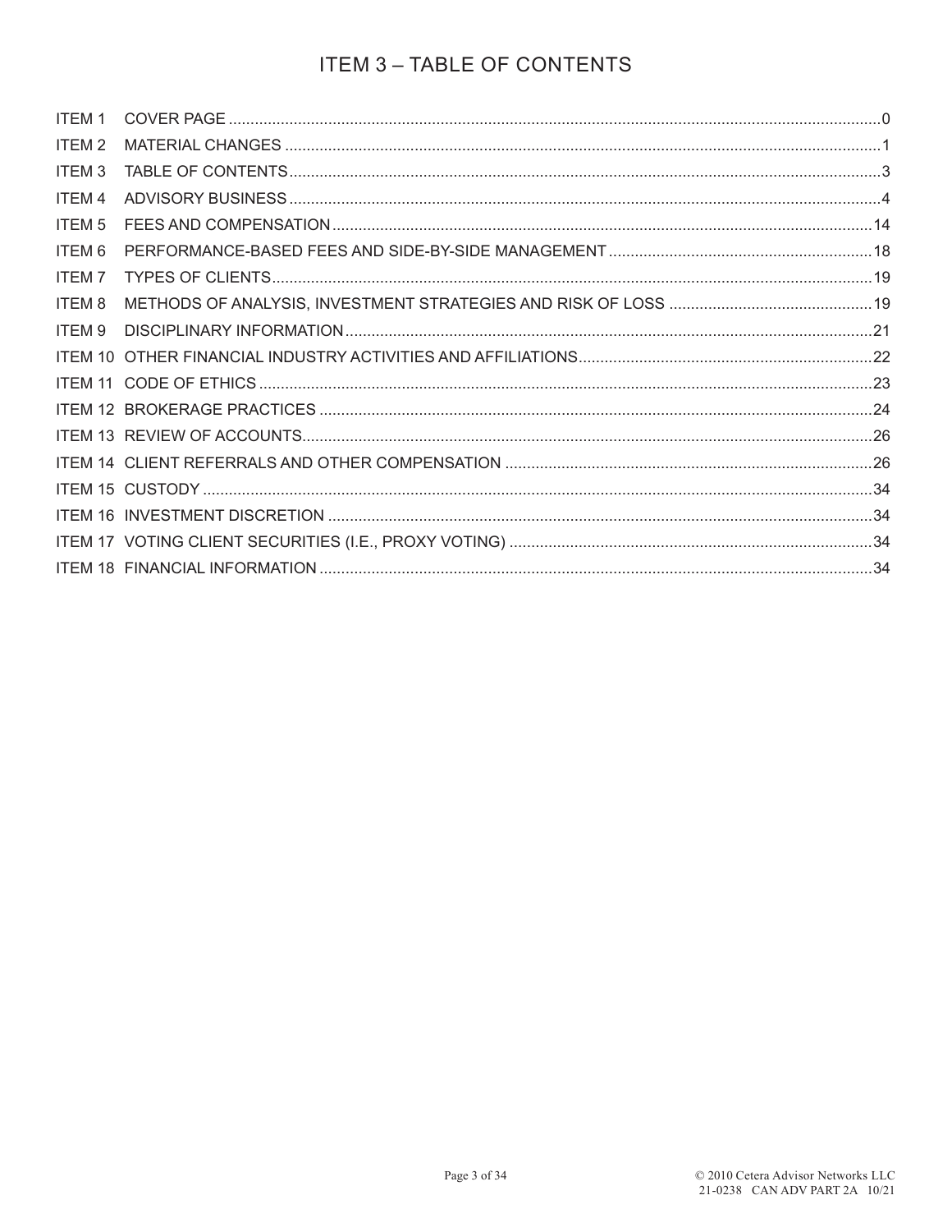# ITEM 3 – TABLE OF CONTENTS

| | | |
|---|---|---|
| ITEM 1 | COVER PAGE | 0 |
| ITEM 2 | MATERIAL CHANGES | 1 |
| ITEM 3 | TABLE OF CONTENTS | 3 |
| ITEM 4 | ADVISORY BUSINESS | 4 |
| ITEM 5 | FEES AND COMPENSATION | 14 |
| ITEM 6 | PERFORMANCE-BASED FEES AND SIDE-BY-SIDE MANAGEMENT | 18 |
| ITEM 7 | TYPES OF CLIENTS | 19 |
| ITEM 8 | METHODS OF ANALYSIS, INVESTMENT STRATEGIES AND RISK OF LOSS | 19 |
| ITEM 9 | DISCIPLINARY INFORMATION | 21 |
| ITEM 10 | OTHER FINANCIAL INDUSTRY ACTIVITIES AND AFFILIATIONS | 22 |
| ITEM 11 | CODE OF ETHICS | 23 |
| ITEM 12 | BROKERAGE PRACTICES | 24 |
| ITEM 13 | REVIEW OF ACCOUNTS | 26 |
| ITEM 14 | CLIENT REFERRALS AND OTHER COMPENSATION | 26 |
| ITEM 15 | CUSTODY | 34 |
| ITEM 16 | INVESTMENT DISCRETION | 34 |
| ITEM 17 | VOTING CLIENT SECURITIES (I.E., PROXY VOTING) | 34 |
| ITEM 18 | FINANCIAL INFORMATION | 34 |

© 2010 Cetera Advisor Networks LLC
21-0238 CAN ADV PART 2A 10/21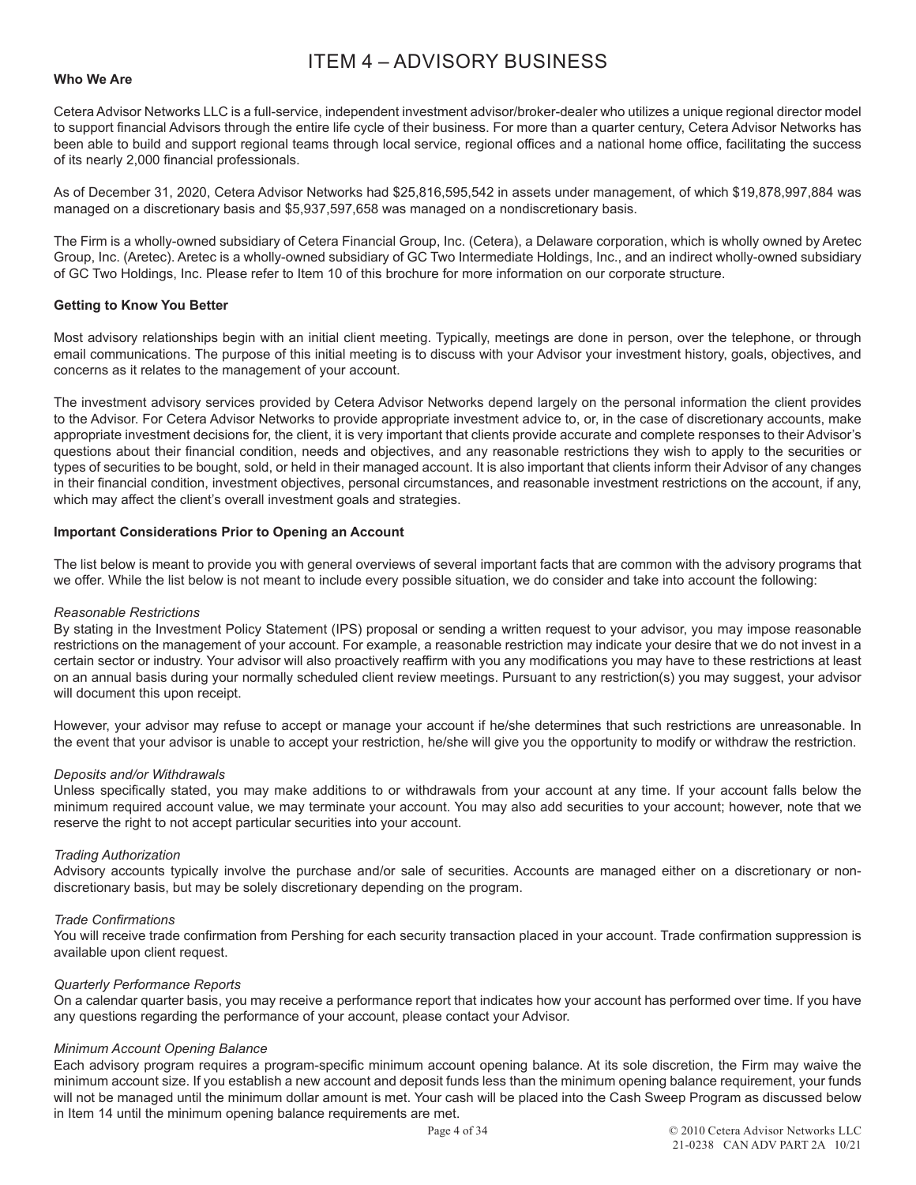# ITEM 4 – ADVISORY BUSINESS

**Who We Are**

Cetera Advisor Networks LLC is a full-service, independent investment advisor/broker-dealer who utilizes a unique regional director model to support financial Advisors through the entire life cycle of their business. For more than a quarter century, Cetera Advisor Networks has been able to build and support regional teams through local service, regional offices and a national home office, facilitating the success of its nearly 2,000 financial professionals.

As of December 31, 2020, Cetera Advisor Networks had $25,816,595,542 in assets under management, of which $19,878,997,884 was managed on a discretionary basis and $5,937,597,658 was managed on a nondiscretionary basis.

The Firm is a wholly-owned subsidiary of Cetera Financial Group, Inc. (Cetera), a Delaware corporation, which is wholly owned by Aretec Group, Inc. (Aretec). Aretec is a wholly-owned subsidiary of GC Two Intermediate Holdings, Inc., and an indirect wholly-owned subsidiary of GC Two Holdings, Inc. Please refer to Item 10 of this brochure for more information on our corporate structure.

**Getting to Know You Better**

Most advisory relationships begin with an initial client meeting. Typically, meetings are done in person, over the telephone, or through email communications. The purpose of this initial meeting is to discuss with your Advisor your investment history, goals, objectives, and concerns as it relates to the management of your account.

The investment advisory services provided by Cetera Advisor Networks depend largely on the personal information the client provides to the Advisor. For Cetera Advisor Networks to provide appropriate investment advice to, or, in the case of discretionary accounts, make appropriate investment decisions for, the client, it is very important that clients provide accurate and complete responses to their Advisor's questions about their financial condition, needs and objectives, and any reasonable restrictions they wish to apply to the securities or types of securities to be bought, sold, or held in their managed account. It is also important that clients inform their Advisor of any changes in their financial condition, investment objectives, personal circumstances, and reasonable investment restrictions on the account, if any, which may affect the client's overall investment goals and strategies.

**Important Considerations Prior to Opening an Account**

The list below is meant to provide you with general overviews of several important facts that are common with the advisory programs that we offer. While the list below is not meant to include every possible situation, we do consider and take into account the following:

*Reasonable Restrictions*
By stating in the Investment Policy Statement (IPS) proposal or sending a written request to your advisor, you may impose reasonable restrictions on the management of your account. For example, a reasonable restriction may indicate your desire that we do not invest in a certain sector or industry. Your advisor will also proactively reaffirm with you any modifications you may have to these restrictions at least on an annual basis during your normally scheduled client review meetings. Pursuant to any restriction(s) you may suggest, your advisor will document this upon receipt.

However, your advisor may refuse to accept or manage your account if he/she determines that such restrictions are unreasonable. In the event that your advisor is unable to accept your restriction, he/she will give you the opportunity to modify or withdraw the restriction.

*Deposits and/or Withdrawals*
Unless specifically stated, you may make additions to or withdrawals from your account at any time. If your account falls below the minimum required account value, we may terminate your account. You may also add securities to your account; however, note that we reserve the right to not accept particular securities into your account.

*Trading Authorization*
Advisory accounts typically involve the purchase and/or sale of securities. Accounts are managed either on a discretionary or non-discretionary basis, but may be solely discretionary depending on the program.

*Trade Confirmations*
You will receive trade confirmation from Pershing for each security transaction placed in your account. Trade confirmation suppression is available upon client request.

*Quarterly Performance Reports*
On a calendar quarter basis, you may receive a performance report that indicates how your account has performed over time. If you have any questions regarding the performance of your account, please contact your Advisor.

*Minimum Account Opening Balance*
Each advisory program requires a program-specific minimum account opening balance. At its sole discretion, the Firm may waive the minimum account size. If you establish a new account and deposit funds less than the minimum opening balance requirement, your funds will not be managed until the minimum dollar amount is met. Your cash will be placed into the Cash Sweep Program as discussed below in Item 14 until the minimum opening balance requirements are met.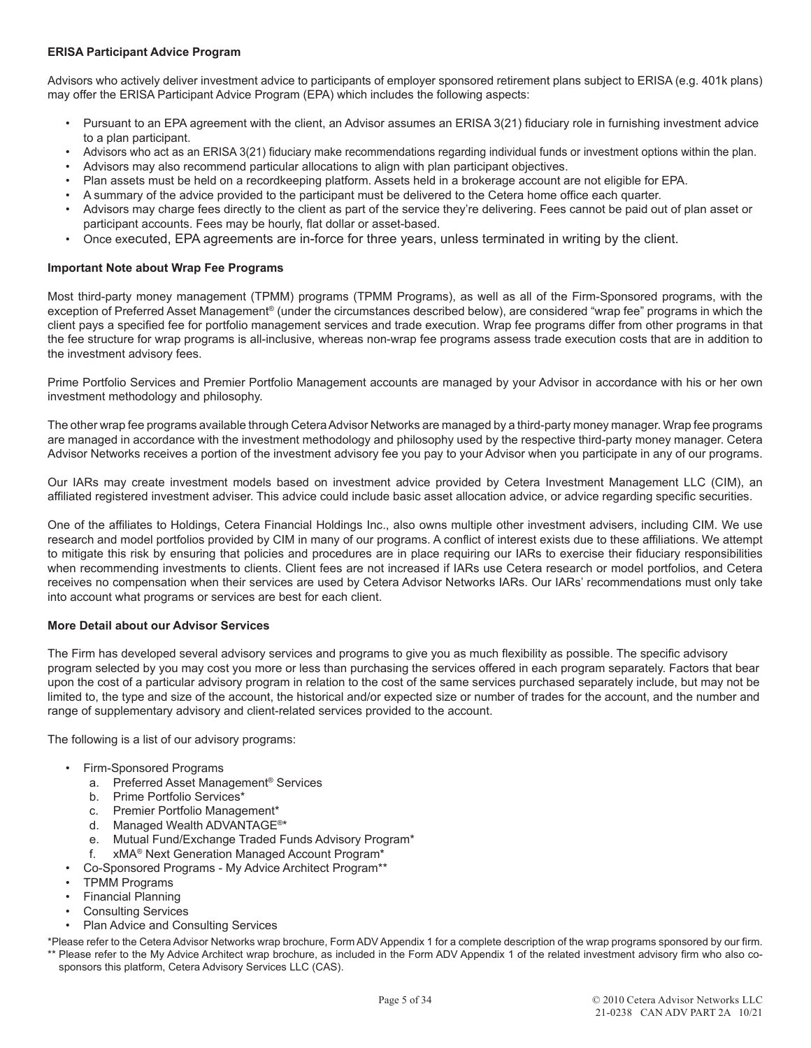**ERISA Participant Advice Program**

Advisors who actively deliver investment advice to participants of employer sponsored retirement plans subject to ERISA (e.g. 401k plans) may offer the ERISA Participant Advice Program (EPA) which includes the following aspects:

- Pursuant to an EPA agreement with the client, an Advisor assumes an ERISA 3(21) fiduciary role in furnishing investment advice to a plan participant.
- Advisors who act as an ERISA 3(21) fiduciary make recommendations regarding individual funds or investment options within the plan.
- Advisors may also recommend particular allocations to align with plan participant objectives.
- Plan assets must be held on a recordkeeping platform. Assets held in a brokerage account are not eligible for EPA.
- A summary of the advice provided to the participant must be delivered to the Cetera home office each quarter.
- Advisors may charge fees directly to the client as part of the service they're delivering. Fees cannot be paid out of plan asset or participant accounts. Fees may be hourly, flat dollar or asset-based.
- Once executed, EPA agreements are in-force for three years, unless terminated in writing by the client.

**Important Note about Wrap Fee Programs**

Most third-party money management (TPMM) programs (TPMM Programs), as well as all of the Firm-Sponsored programs, with the exception of Preferred Asset Management® (under the circumstances described below), are considered "wrap fee" programs in which the client pays a specified fee for portfolio management services and trade execution. Wrap fee programs differ from other programs in that the fee structure for wrap programs is all-inclusive, whereas non-wrap fee programs assess trade execution costs that are in addition to the investment advisory fees.

Prime Portfolio Services and Premier Portfolio Management accounts are managed by your Advisor in accordance with his or her own investment methodology and philosophy.

The other wrap fee programs available through Cetera Advisor Networks are managed by a third-party money manager. Wrap fee programs are managed in accordance with the investment methodology and philosophy used by the respective third-party money manager. Cetera Advisor Networks receives a portion of the investment advisory fee you pay to your Advisor when you participate in any of our programs.

Our IARs may create investment models based on investment advice provided by Cetera Investment Management LLC (CIM), an affiliated registered investment adviser. This advice could include basic asset allocation advice, or advice regarding specific securities.

One of the affiliates to Holdings, Cetera Financial Holdings Inc., also owns multiple other investment advisers, including CIM. We use research and model portfolios provided by CIM in many of our programs. A conflict of interest exists due to these affiliations. We attempt to mitigate this risk by ensuring that policies and procedures are in place requiring our IARs to exercise their fiduciary responsibilities when recommending investments to clients. Client fees are not increased if IARs use Cetera research or model portfolios, and Cetera receives no compensation when their services are used by Cetera Advisor Networks IARs. Our IARs' recommendations must only take into account what programs or services are best for each client.

**More Detail about our Advisor Services**

The Firm has developed several advisory services and programs to give you as much flexibility as possible. The specific advisory program selected by you may cost you more or less than purchasing the services offered in each program separately. Factors that bear upon the cost of a particular advisory program in relation to the cost of the same services purchased separately include, but may not be limited to, the type and size of the account, the historical and/or expected size or number of trades for the account, and the number and range of supplementary advisory and client-related services provided to the account.

The following is a list of our advisory programs:

- Firm-Sponsored Programs
  a. Preferred Asset Management® Services
  b. Prime Portfolio Services*
  c. Premier Portfolio Management*
  d. Managed Wealth ADVANTAGE®*
  e. Mutual Fund/Exchange Traded Funds Advisory Program*
  f. xMA® Next Generation Managed Account Program*
- Co-Sponsored Programs - My Advice Architect Program**
- TPMM Programs
- Financial Planning
- Consulting Services
- Plan Advice and Consulting Services

*Please refer to the Cetera Advisor Networks wrap brochure, Form ADV Appendix 1 for a complete description of the wrap programs sponsored by our firm.

** Please refer to the My Advice Architect wrap brochure, as included in the Form ADV Appendix 1 of the related investment advisory firm who also co-sponsors this platform, Cetera Advisory Services LLC (CAS).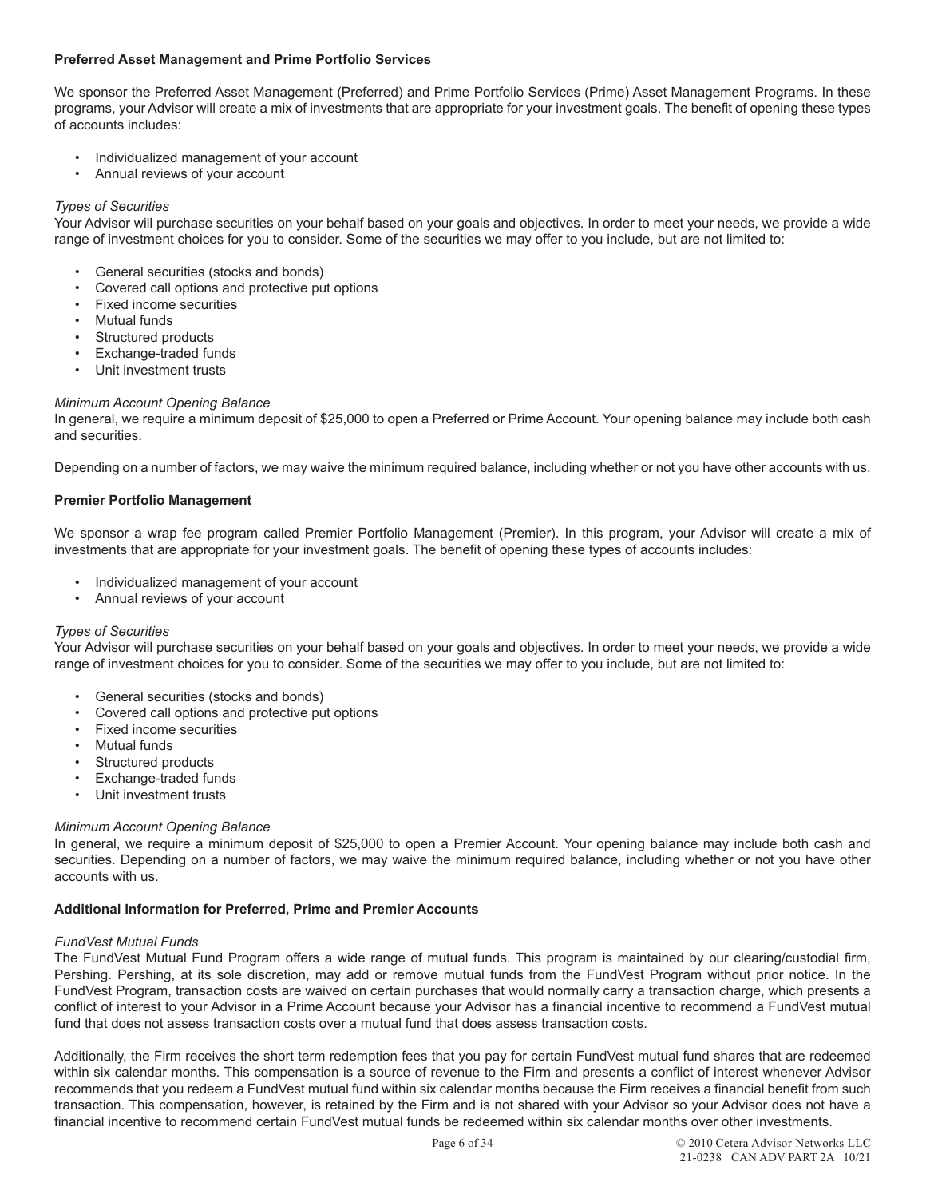**Preferred Asset Management and Prime Portfolio Services**

We sponsor the Preferred Asset Management (Preferred) and Prime Portfolio Services (Prime) Asset Management Programs. In these programs, your Advisor will create a mix of investments that are appropriate for your investment goals. The benefit of opening these types of accounts includes:

- Individualized management of your account
- Annual reviews of your account

*Types of Securities*
Your Advisor will purchase securities on your behalf based on your goals and objectives. In order to meet your needs, we provide a wide range of investment choices for you to consider. Some of the securities we may offer to you include, but are not limited to:

- General securities (stocks and bonds)
- Covered call options and protective put options
- Fixed income securities
- Mutual funds
- Structured products
- Exchange-traded funds
- Unit investment trusts

*Minimum Account Opening Balance*
In general, we require a minimum deposit of $25,000 to open a Preferred or Prime Account. Your opening balance may include both cash and securities.

Depending on a number of factors, we may waive the minimum required balance, including whether or not you have other accounts with us.

**Premier Portfolio Management**

We sponsor a wrap fee program called Premier Portfolio Management (Premier). In this program, your Advisor will create a mix of investments that are appropriate for your investment goals. The benefit of opening these types of accounts includes:

- Individualized management of your account
- Annual reviews of your account

*Types of Securities*
Your Advisor will purchase securities on your behalf based on your goals and objectives. In order to meet your needs, we provide a wide range of investment choices for you to consider. Some of the securities we may offer to you include, but are not limited to:

- General securities (stocks and bonds)
- Covered call options and protective put options
- Fixed income securities
- Mutual funds
- Structured products
- Exchange-traded funds
- Unit investment trusts

*Minimum Account Opening Balance*
In general, we require a minimum deposit of $25,000 to open a Premier Account. Your opening balance may include both cash and securities. Depending on a number of factors, we may waive the minimum required balance, including whether or not you have other accounts with us.

**Additional Information for Preferred, Prime and Premier Accounts**

*FundVest Mutual Funds*
The FundVest Mutual Fund Program offers a wide range of mutual funds. This program is maintained by our clearing/custodial firm, Pershing. Pershing, at its sole discretion, may add or remove mutual funds from the FundVest Program without prior notice. In the FundVest Program, transaction costs are waived on certain purchases that would normally carry a transaction charge, which presents a conflict of interest to your Advisor in a Prime Account because your Advisor has a financial incentive to recommend a FundVest mutual fund that does not assess transaction costs over a mutual fund that does assess transaction costs.

Additionally, the Firm receives the short term redemption fees that you pay for certain FundVest mutual fund shares that are redeemed within six calendar months. This compensation is a source of revenue to the Firm and presents a conflict of interest whenever Advisor recommends that you redeem a FundVest mutual fund within six calendar months because the Firm receives a financial benefit from such transaction. This compensation, however, is retained by the Firm and is not shared with your Advisor so your Advisor does not have a financial incentive to recommend certain FundVest mutual funds be redeemed within six calendar months over other investments.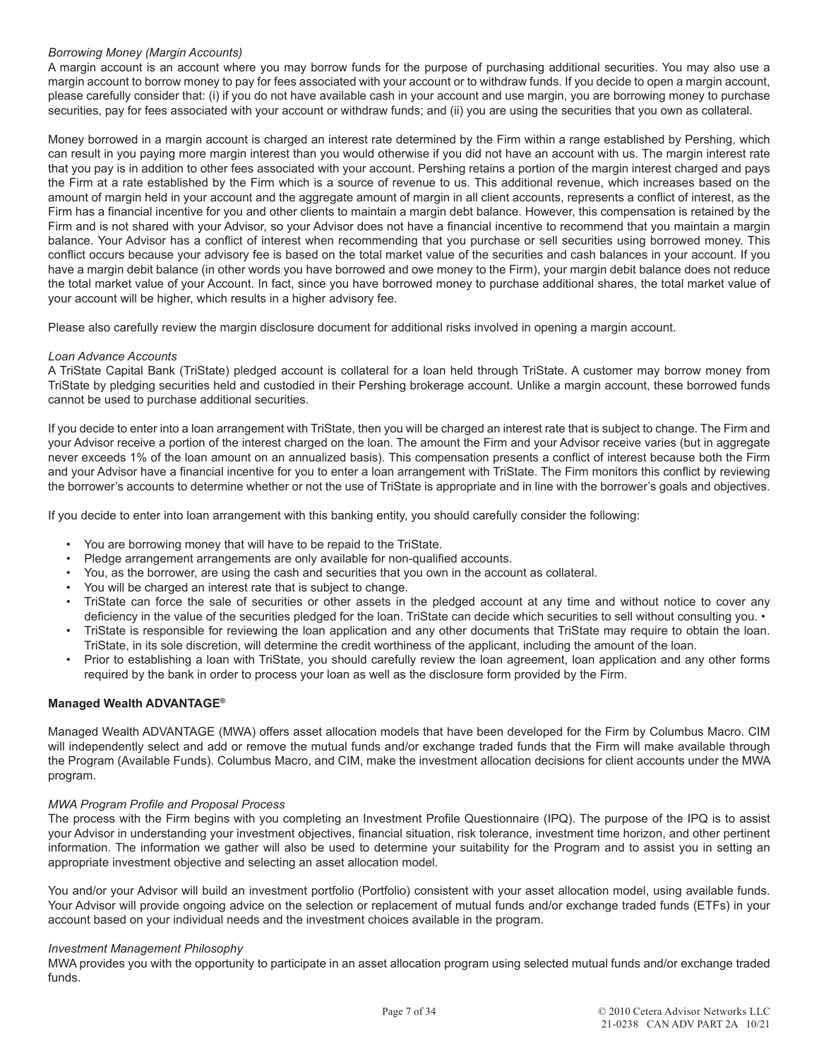*Borrowing Money (Margin Accounts)*

A margin account is an account where you may borrow funds for the purpose of purchasing additional securities. You may also use a margin account to borrow money to pay for fees associated with your account or to withdraw funds. If you decide to open a margin account, please carefully consider that: (i) if you do not have available cash in your account and use margin, you are borrowing money to purchase securities, pay for fees associated with your account or withdraw funds; and (ii) you are using the securities that you own as collateral.

Money borrowed in a margin account is charged an interest rate determined by the Firm within a range established by Pershing, which can result in you paying more margin interest than you would otherwise if you did not have an account with us. The margin interest rate that you pay is in addition to other fees associated with your account. Pershing retains a portion of the margin interest charged and pays the Firm at a rate established by the Firm which is a source of revenue to us. This additional revenue, which increases based on the amount of margin held in your account and the aggregate amount of margin in all client accounts, represents a conflict of interest, as the Firm has a financial incentive for you and other clients to maintain a margin debt balance. However, this compensation is retained by the Firm and is not shared with your Advisor, so your Advisor does not have a financial incentive to recommend that you maintain a margin balance. Your Advisor has a conflict of interest when recommending that you purchase or sell securities using borrowed money. This conflict occurs because your advisory fee is based on the total market value of the securities and cash balances in your account. If you have a margin debit balance (in other words you have borrowed and owe money to the Firm), your margin debit balance does not reduce the total market value of your Account. In fact, since you have borrowed money to purchase additional shares, the total market value of your account will be higher, which results in a higher advisory fee.

Please also carefully review the margin disclosure document for additional risks involved in opening a margin account.

*Loan Advance Accounts*

A TriState Capital Bank (TriState) pledged account is collateral for a loan held through TriState. A customer may borrow money from TriState by pledging securities held and custodied in their Pershing brokerage account. Unlike a margin account, these borrowed funds cannot be used to purchase additional securities.

If you decide to enter into a loan arrangement with TriState, then you will be charged an interest rate that is subject to change. The Firm and your Advisor receive a portion of the interest charged on the loan. The amount the Firm and your Advisor receive varies (but in aggregate never exceeds 1% of the loan amount on an annualized basis). This compensation presents a conflict of interest because both the Firm and your Advisor have a financial incentive for you to enter a loan arrangement with TriState. The Firm monitors this conflict by reviewing the borrower's accounts to determine whether or not the use of TriState is appropriate and in line with the borrower's goals and objectives.

If you decide to enter into loan arrangement with this banking entity, you should carefully consider the following:

- You are borrowing money that will have to be repaid to the TriState.
- Pledge arrangement arrangements are only available for non-qualified accounts.
- You, as the borrower, are using the cash and securities that you own in the account as collateral.
- You will be charged an interest rate that is subject to change.
- TriState can force the sale of securities or other assets in the pledged account at any time and without notice to cover any deficiency in the value of the securities pledged for the loan. TriState can decide which securities to sell without consulting you. •
- TriState is responsible for reviewing the loan application and any other documents that TriState may require to obtain the loan. TriState, in its sole discretion, will determine the credit worthiness of the applicant, including the amount of the loan.
- Prior to establishing a loan with TriState, you should carefully review the loan agreement, loan application and any other forms required by the bank in order to process your loan as well as the disclosure form provided by the Firm.

**Managed Wealth ADVANTAGE®**

Managed Wealth ADVANTAGE (MWA) offers asset allocation models that have been developed for the Firm by Columbus Macro. CIM will independently select and add or remove the mutual funds and/or exchange traded funds that the Firm will make available through the Program (Available Funds). Columbus Macro, and CIM, make the investment allocation decisions for client accounts under the MWA program.

*MWA Program Profile and Proposal Process*

The process with the Firm begins with you completing an Investment Profile Questionnaire (IPQ). The purpose of the IPQ is to assist your Advisor in understanding your investment objectives, financial situation, risk tolerance, investment time horizon, and other pertinent information. The information we gather will also be used to determine your suitability for the Program and to assist you in setting an appropriate investment objective and selecting an asset allocation model.

You and/or your Advisor will build an investment portfolio (Portfolio) consistent with your asset allocation model, using available funds. Your Advisor will provide ongoing advice on the selection or replacement of mutual funds and/or exchange traded funds (ETFs) in your account based on your individual needs and the investment choices available in the program.

*Investment Management Philosophy*

MWA provides you with the opportunity to participate in an asset allocation program using selected mutual funds and/or exchange traded funds.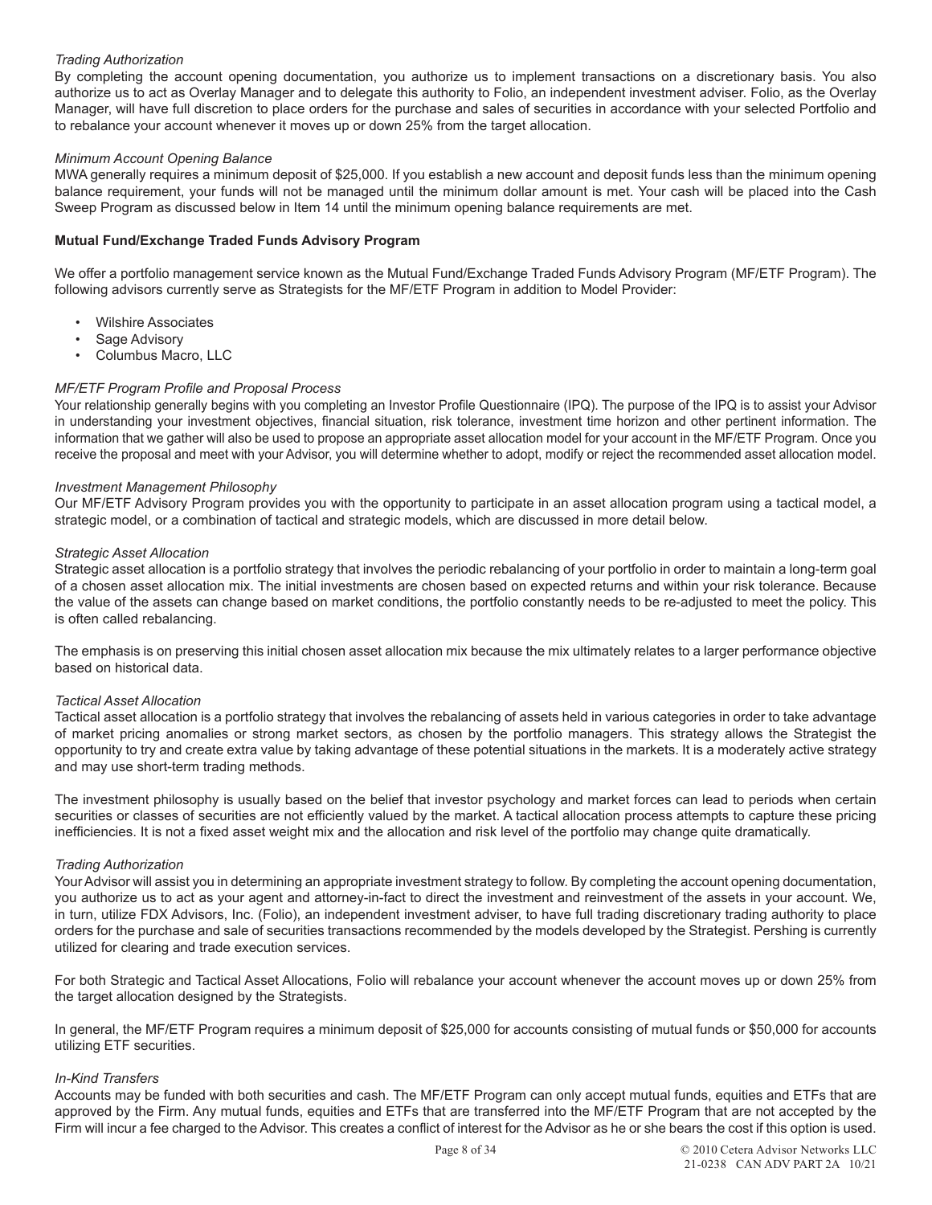*Trading Authorization*

By completing the account opening documentation, you authorize us to implement transactions on a discretionary basis. You also authorize us to act as Overlay Manager and to delegate this authority to Folio, an independent investment adviser. Folio, as the Overlay Manager, will have full discretion to place orders for the purchase and sales of securities in accordance with your selected Portfolio and to rebalance your account whenever it moves up or down 25% from the target allocation.

*Minimum Account Opening Balance*

MWA generally requires a minimum deposit of $25,000. If you establish a new account and deposit funds less than the minimum opening balance requirement, your funds will not be managed until the minimum dollar amount is met. Your cash will be placed into the Cash Sweep Program as discussed below in Item 14 until the minimum opening balance requirements are met.

**Mutual Fund/Exchange Traded Funds Advisory Program**

We offer a portfolio management service known as the Mutual Fund/Exchange Traded Funds Advisory Program (MF/ETF Program). The following advisors currently serve as Strategists for the MF/ETF Program in addition to Model Provider:

- Wilshire Associates
- Sage Advisory
- Columbus Macro, LLC

*MF/ETF Program Profile and Proposal Process*

Your relationship generally begins with you completing an Investor Profile Questionnaire (IPQ). The purpose of the IPQ is to assist your Advisor in understanding your investment objectives, financial situation, risk tolerance, investment time horizon and other pertinent information. The information that we gather will also be used to propose an appropriate asset allocation model for your account in the MF/ETF Program. Once you receive the proposal and meet with your Advisor, you will determine whether to adopt, modify or reject the recommended asset allocation model.

*Investment Management Philosophy*

Our MF/ETF Advisory Program provides you with the opportunity to participate in an asset allocation program using a tactical model, a strategic model, or a combination of tactical and strategic models, which are discussed in more detail below.

*Strategic Asset Allocation*

Strategic asset allocation is a portfolio strategy that involves the periodic rebalancing of your portfolio in order to maintain a long-term goal of a chosen asset allocation mix. The initial investments are chosen based on expected returns and within your risk tolerance. Because the value of the assets can change based on market conditions, the portfolio constantly needs to be re-adjusted to meet the policy. This is often called rebalancing.

The emphasis is on preserving this initial chosen asset allocation mix because the mix ultimately relates to a larger performance objective based on historical data.

*Tactical Asset Allocation*

Tactical asset allocation is a portfolio strategy that involves the rebalancing of assets held in various categories in order to take advantage of market pricing anomalies or strong market sectors, as chosen by the portfolio managers. This strategy allows the Strategist the opportunity to try and create extra value by taking advantage of these potential situations in the markets. It is a moderately active strategy and may use short-term trading methods.

The investment philosophy is usually based on the belief that investor psychology and market forces can lead to periods when certain securities or classes of securities are not efficiently valued by the market. A tactical allocation process attempts to capture these pricing inefficiencies. It is not a fixed asset weight mix and the allocation and risk level of the portfolio may change quite dramatically.

*Trading Authorization*

Your Advisor will assist you in determining an appropriate investment strategy to follow. By completing the account opening documentation, you authorize us to act as your agent and attorney-in-fact to direct the investment and reinvestment of the assets in your account. We, in turn, utilize FDX Advisors, Inc. (Folio), an independent investment adviser, to have full trading discretionary trading authority to place orders for the purchase and sale of securities transactions recommended by the models developed by the Strategist. Pershing is currently utilized for clearing and trade execution services.

For both Strategic and Tactical Asset Allocations, Folio will rebalance your account whenever the account moves up or down 25% from the target allocation designed by the Strategists.

In general, the MF/ETF Program requires a minimum deposit of $25,000 for accounts consisting of mutual funds or $50,000 for accounts utilizing ETF securities.

*In-Kind Transfers*

Accounts may be funded with both securities and cash. The MF/ETF Program can only accept mutual funds, equities and ETFs that are approved by the Firm. Any mutual funds, equities and ETFs that are transferred into the MF/ETF Program that are not accepted by the Firm will incur a fee charged to the Advisor. This creates a conflict of interest for the Advisor as he or she bears the cost if this option is used.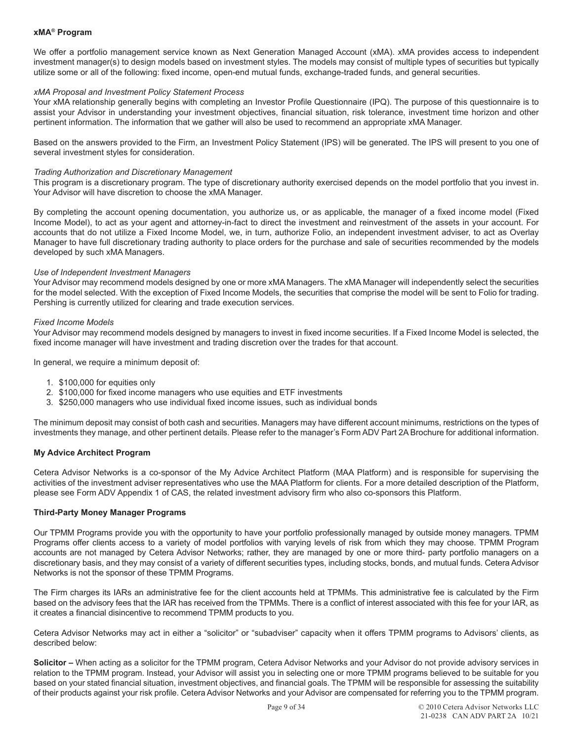**xMA® Program**

We offer a portfolio management service known as Next Generation Managed Account (xMA). xMA provides access to independent investment manager(s) to design models based on investment styles. The models may consist of multiple types of securities but typically utilize some or all of the following: fixed income, open-end mutual funds, exchange-traded funds, and general securities.

*xMA Proposal and Investment Policy Statement Process*

Your xMA relationship generally begins with completing an Investor Profile Questionnaire (IPQ). The purpose of this questionnaire is to assist your Advisor in understanding your investment objectives, financial situation, risk tolerance, investment time horizon and other pertinent information. The information that we gather will also be used to recommend an appropriate xMA Manager.

Based on the answers provided to the Firm, an Investment Policy Statement (IPS) will be generated. The IPS will present to you one of several investment styles for consideration.

*Trading Authorization and Discretionary Management*

This program is a discretionary program. The type of discretionary authority exercised depends on the model portfolio that you invest in. Your Advisor will have discretion to choose the xMA Manager.

By completing the account opening documentation, you authorize us, or as applicable, the manager of a fixed income model (Fixed Income Model), to act as your agent and attorney-in-fact to direct the investment and reinvestment of the assets in your account. For accounts that do not utilize a Fixed Income Model, we, in turn, authorize Folio, an independent investment adviser, to act as Overlay Manager to have full discretionary trading authority to place orders for the purchase and sale of securities recommended by the models developed by such xMA Managers.

*Use of Independent Investment Managers*

Your Advisor may recommend models designed by one or more xMA Managers. The xMA Manager will independently select the securities for the model selected. With the exception of Fixed Income Models, the securities that comprise the model will be sent to Folio for trading. Pershing is currently utilized for clearing and trade execution services.

*Fixed Income Models*

Your Advisor may recommend models designed by managers to invest in fixed income securities. If a Fixed Income Model is selected, the fixed income manager will have investment and trading discretion over the trades for that account.

In general, we require a minimum deposit of:

1. $100,000 for equities only
2. $100,000 for fixed income managers who use equities and ETF investments
3. $250,000 managers who use individual fixed income issues, such as individual bonds

The minimum deposit may consist of both cash and securities. Managers may have different account minimums, restrictions on the types of investments they manage, and other pertinent details. Please refer to the manager's Form ADV Part 2A Brochure for additional information.

**My Advice Architect Program**

Cetera Advisor Networks is a co-sponsor of the My Advice Architect Platform (MAA Platform) and is responsible for supervising the activities of the investment adviser representatives who use the MAA Platform for clients. For a more detailed description of the Platform, please see Form ADV Appendix 1 of CAS, the related investment advisory firm who also co-sponsors this Platform.

**Third-Party Money Manager Programs**

Our TPMM Programs provide you with the opportunity to have your portfolio professionally managed by outside money managers. TPMM Programs offer clients access to a variety of model portfolios with varying levels of risk from which they may choose. TPMM Program accounts are not managed by Cetera Advisor Networks; rather, they are managed by one or more third- party portfolio managers on a discretionary basis, and they may consist of a variety of different securities types, including stocks, bonds, and mutual funds. Cetera Advisor Networks is not the sponsor of these TPMM Programs.

The Firm charges its IARs an administrative fee for the client accounts held at TPMMs. This administrative fee is calculated by the Firm based on the advisory fees that the IAR has received from the TPMMs. There is a conflict of interest associated with this fee for your IAR, as it creates a financial disincentive to recommend TPMM products to you.

Cetera Advisor Networks may act in either a "solicitor" or "subadviser" capacity when it offers TPMM programs to Advisors' clients, as described below:

**Solicitor –** When acting as a solicitor for the TPMM program, Cetera Advisor Networks and your Advisor do not provide advisory services in relation to the TPMM program. Instead, your Advisor will assist you in selecting one or more TPMM programs believed to be suitable for you based on your stated financial situation, investment objectives, and financial goals. The TPMM will be responsible for assessing the suitability of their products against your risk profile. Cetera Advisor Networks and your Advisor are compensated for referring you to the TPMM program.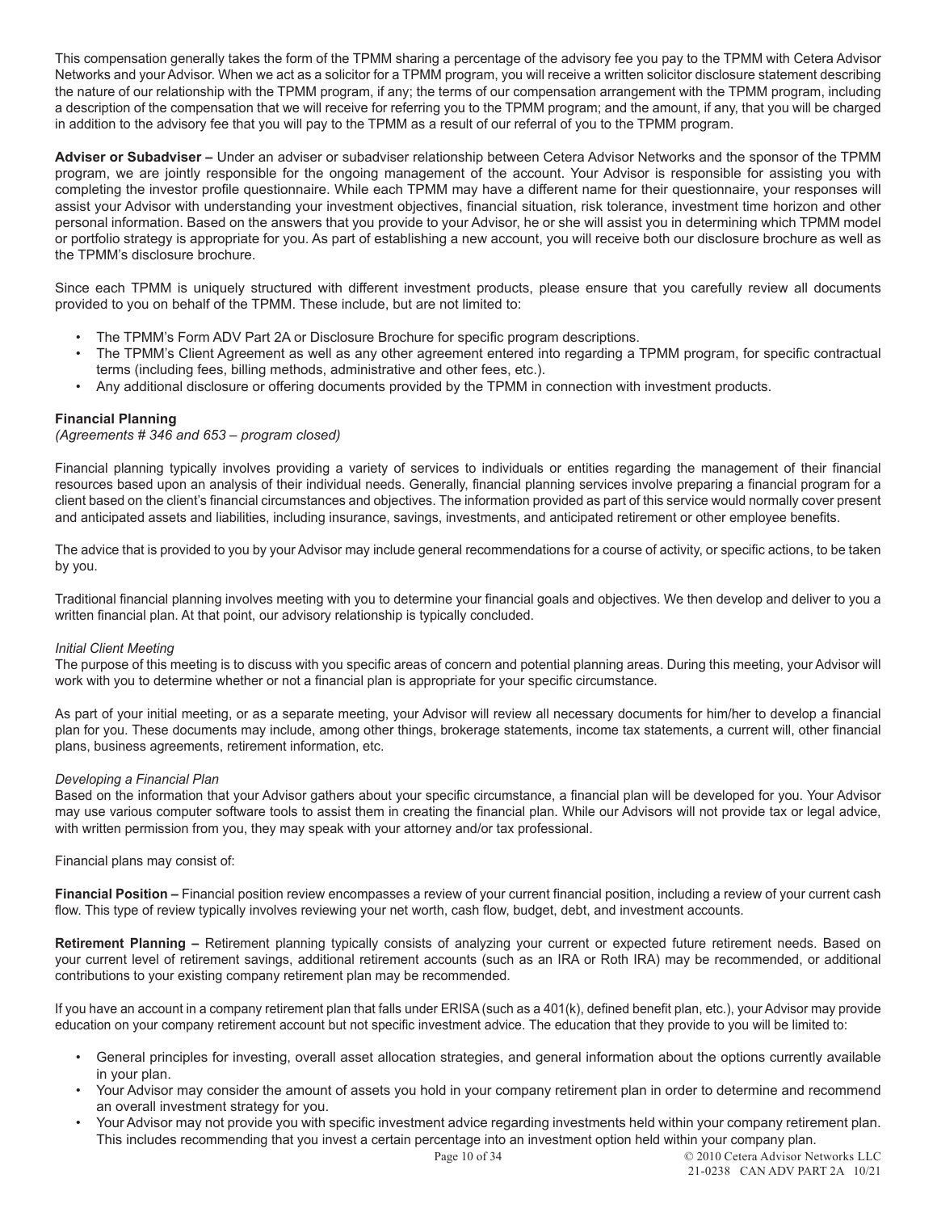This compensation generally takes the form of the TPMM sharing a percentage of the advisory fee you pay to the TPMM with Cetera Advisor Networks and your Advisor. When we act as a solicitor for a TPMM program, you will receive a written solicitor disclosure statement describing the nature of our relationship with the TPMM program, if any; the terms of our compensation arrangement with the TPMM program, including a description of the compensation that we will receive for referring you to the TPMM program; and the amount, if any, that you will be charged in addition to the advisory fee that you will pay to the TPMM as a result of our referral of you to the TPMM program.

**Adviser or Subadviser –** Under an adviser or subadviser relationship between Cetera Advisor Networks and the sponsor of the TPMM program, we are jointly responsible for the ongoing management of the account. Your Advisor is responsible for assisting you with completing the investor profile questionnaire. While each TPMM may have a different name for their questionnaire, your responses will assist your Advisor with understanding your investment objectives, financial situation, risk tolerance, investment time horizon and other personal information. Based on the answers that you provide to your Advisor, he or she will assist you in determining which TPMM model or portfolio strategy is appropriate for you. As part of establishing a new account, you will receive both our disclosure brochure as well as the TPMM's disclosure brochure.

Since each TPMM is uniquely structured with different investment products, please ensure that you carefully review all documents provided to you on behalf of the TPMM. These include, but are not limited to:

- The TPMM's Form ADV Part 2A or Disclosure Brochure for specific program descriptions.
- The TPMM's Client Agreement as well as any other agreement entered into regarding a TPMM program, for specific contractual terms (including fees, billing methods, administrative and other fees, etc.).
- Any additional disclosure or offering documents provided by the TPMM in connection with investment products.

**Financial Planning**
*(Agreements # 346 and 653 – program closed)*

Financial planning typically involves providing a variety of services to individuals or entities regarding the management of their financial resources based upon an analysis of their individual needs. Generally, financial planning services involve preparing a financial program for a client based on the client's financial circumstances and objectives. The information provided as part of this service would normally cover present and anticipated assets and liabilities, including insurance, savings, investments, and anticipated retirement or other employee benefits.

The advice that is provided to you by your Advisor may include general recommendations for a course of activity, or specific actions, to be taken by you.

Traditional financial planning involves meeting with you to determine your financial goals and objectives. We then develop and deliver to you a written financial plan. At that point, our advisory relationship is typically concluded.

*Initial Client Meeting*
The purpose of this meeting is to discuss with you specific areas of concern and potential planning areas. During this meeting, your Advisor will work with you to determine whether or not a financial plan is appropriate for your specific circumstance.

As part of your initial meeting, or as a separate meeting, your Advisor will review all necessary documents for him/her to develop a financial plan for you. These documents may include, among other things, brokerage statements, income tax statements, a current will, other financial plans, business agreements, retirement information, etc.

*Developing a Financial Plan*
Based on the information that your Advisor gathers about your specific circumstance, a financial plan will be developed for you. Your Advisor may use various computer software tools to assist them in creating the financial plan. While our Advisors will not provide tax or legal advice, with written permission from you, they may speak with your attorney and/or tax professional.

Financial plans may consist of:

**Financial Position –** Financial position review encompasses a review of your current financial position, including a review of your current cash flow. This type of review typically involves reviewing your net worth, cash flow, budget, debt, and investment accounts.

**Retirement Planning –** Retirement planning typically consists of analyzing your current or expected future retirement needs. Based on your current level of retirement savings, additional retirement accounts (such as an IRA or Roth IRA) may be recommended, or additional contributions to your existing company retirement plan may be recommended.

If you have an account in a company retirement plan that falls under ERISA (such as a 401(k), defined benefit plan, etc.), your Advisor may provide education on your company retirement account but not specific investment advice. The education that they provide to you will be limited to:

- General principles for investing, overall asset allocation strategies, and general information about the options currently available in your plan.
- Your Advisor may consider the amount of assets you hold in your company retirement plan in order to determine and recommend an overall investment strategy for you.
- Your Advisor may not provide you with specific investment advice regarding investments held within your company retirement plan. This includes recommending that you invest a certain percentage into an investment option held within your company plan.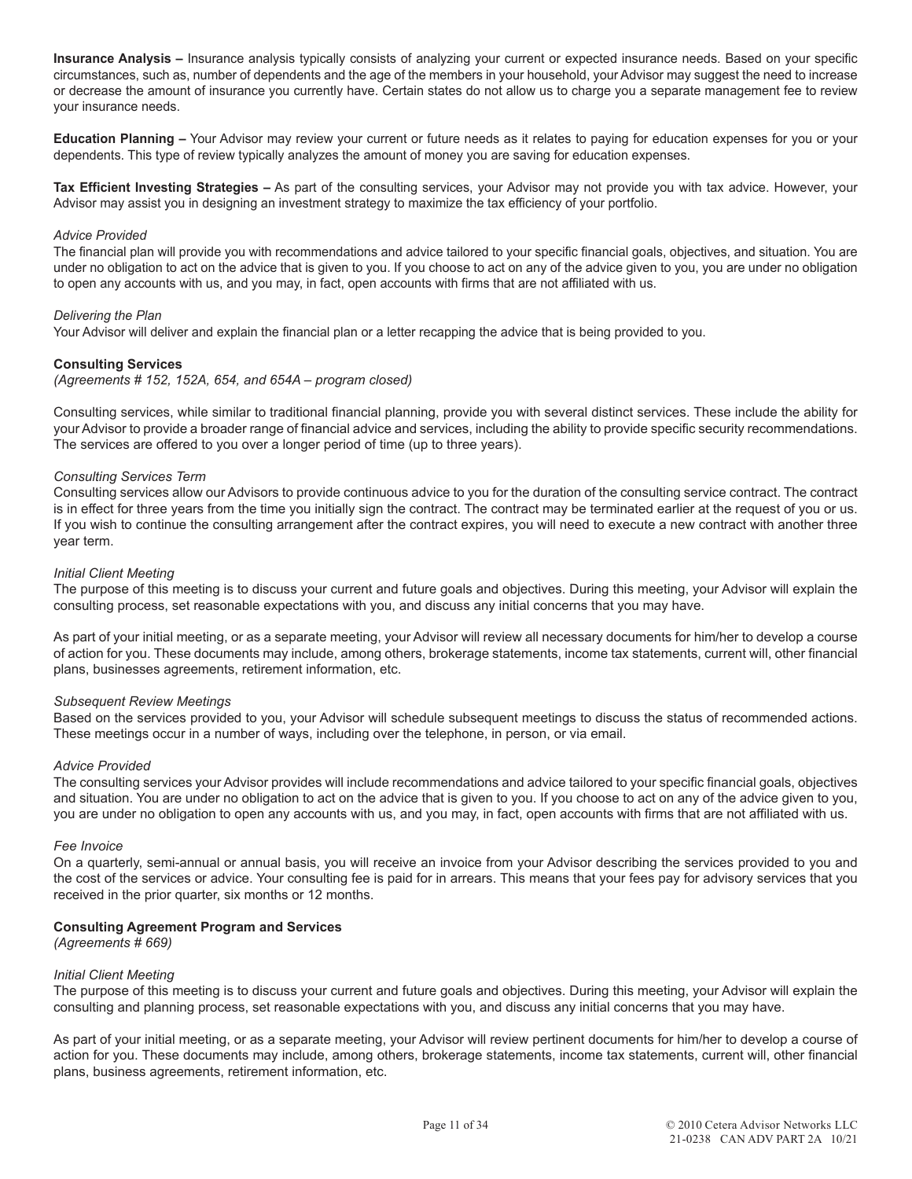**Insurance Analysis –** Insurance analysis typically consists of analyzing your current or expected insurance needs. Based on your specific circumstances, such as, number of dependents and the age of the members in your household, your Advisor may suggest the need to increase or decrease the amount of insurance you currently have. Certain states do not allow us to charge you a separate management fee to review your insurance needs.

**Education Planning –** Your Advisor may review your current or future needs as it relates to paying for education expenses for you or your dependents. This type of review typically analyzes the amount of money you are saving for education expenses.

**Tax Efficient Investing Strategies –** As part of the consulting services, your Advisor may not provide you with tax advice. However, your Advisor may assist you in designing an investment strategy to maximize the tax efficiency of your portfolio.

*Advice Provided*

The financial plan will provide you with recommendations and advice tailored to your specific financial goals, objectives, and situation. You are under no obligation to act on the advice that is given to you. If you choose to act on any of the advice given to you, you are under no obligation to open any accounts with us, and you may, in fact, open accounts with firms that are not affiliated with us.

*Delivering the Plan*

Your Advisor will deliver and explain the financial plan or a letter recapping the advice that is being provided to you.

**Consulting Services**

*(Agreements # 152, 152A, 654, and 654A – program closed)*

Consulting services, while similar to traditional financial planning, provide you with several distinct services. These include the ability for your Advisor to provide a broader range of financial advice and services, including the ability to provide specific security recommendations. The services are offered to you over a longer period of time (up to three years).

*Consulting Services Term*

Consulting services allow our Advisors to provide continuous advice to you for the duration of the consulting service contract. The contract is in effect for three years from the time you initially sign the contract. The contract may be terminated earlier at the request of you or us. If you wish to continue the consulting arrangement after the contract expires, you will need to execute a new contract with another three year term.

*Initial Client Meeting*

The purpose of this meeting is to discuss your current and future goals and objectives. During this meeting, your Advisor will explain the consulting process, set reasonable expectations with you, and discuss any initial concerns that you may have.

As part of your initial meeting, or as a separate meeting, your Advisor will review all necessary documents for him/her to develop a course of action for you. These documents may include, among others, brokerage statements, income tax statements, current will, other financial plans, businesses agreements, retirement information, etc.

*Subsequent Review Meetings*

Based on the services provided to you, your Advisor will schedule subsequent meetings to discuss the status of recommended actions. These meetings occur in a number of ways, including over the telephone, in person, or via email.

*Advice Provided*

The consulting services your Advisor provides will include recommendations and advice tailored to your specific financial goals, objectives and situation. You are under no obligation to act on the advice that is given to you. If you choose to act on any of the advice given to you, you are under no obligation to open any accounts with us, and you may, in fact, open accounts with firms that are not affiliated with us.

*Fee Invoice*

On a quarterly, semi-annual or annual basis, you will receive an invoice from your Advisor describing the services provided to you and the cost of the services or advice. Your consulting fee is paid for in arrears. This means that your fees pay for advisory services that you received in the prior quarter, six months or 12 months.

**Consulting Agreement Program and Services**

*(Agreements # 669)*

*Initial Client Meeting*

The purpose of this meeting is to discuss your current and future goals and objectives. During this meeting, your Advisor will explain the consulting and planning process, set reasonable expectations with you, and discuss any initial concerns that you may have.

As part of your initial meeting, or as a separate meeting, your Advisor will review pertinent documents for him/her to develop a course of action for you. These documents may include, among others, brokerage statements, income tax statements, current will, other financial plans, business agreements, retirement information, etc.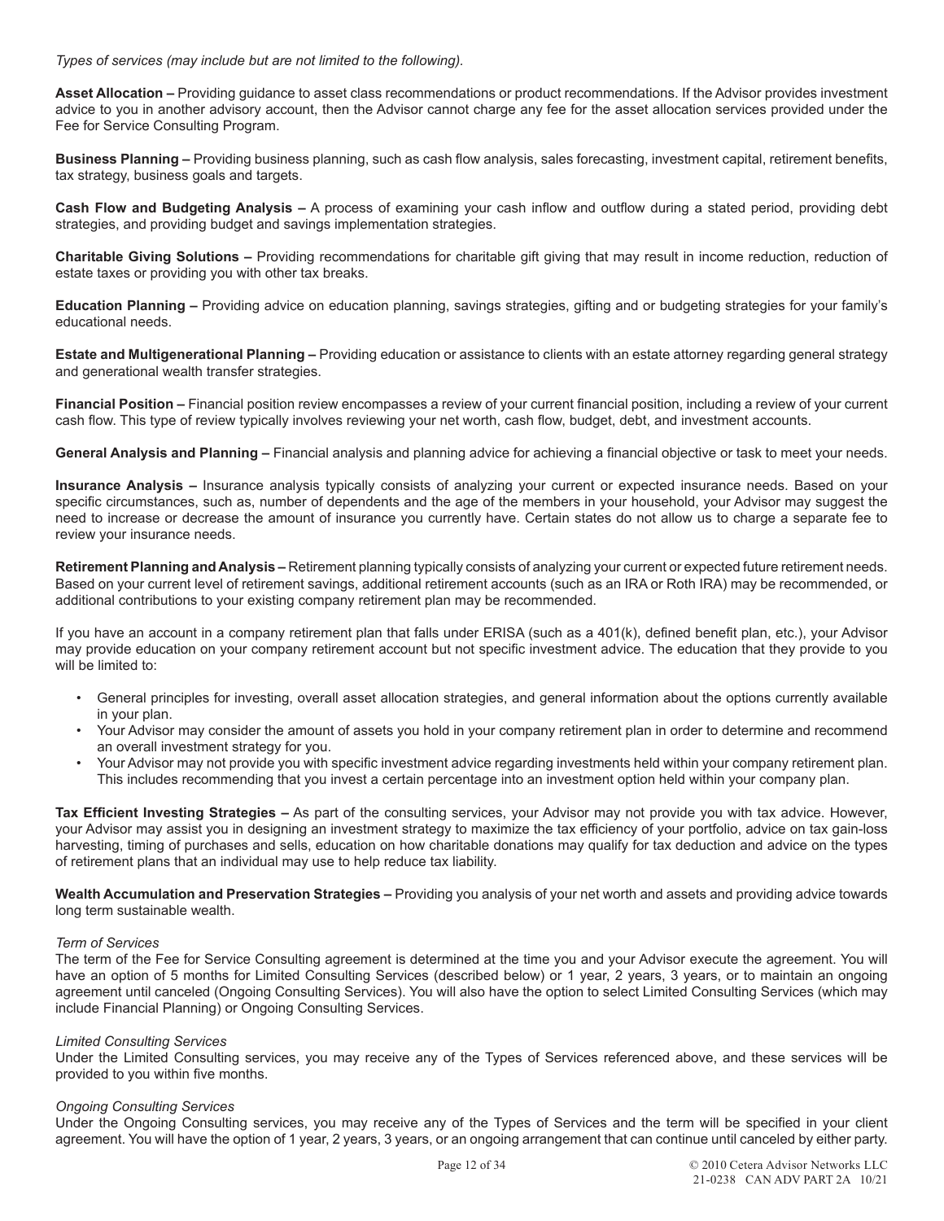*Types of services (may include but are not limited to the following).*

**Asset Allocation –** Providing guidance to asset class recommendations or product recommendations. If the Advisor provides investment advice to you in another advisory account, then the Advisor cannot charge any fee for the asset allocation services provided under the Fee for Service Consulting Program.

**Business Planning –** Providing business planning, such as cash flow analysis, sales forecasting, investment capital, retirement benefits, tax strategy, business goals and targets.

**Cash Flow and Budgeting Analysis –** A process of examining your cash inflow and outflow during a stated period, providing debt strategies, and providing budget and savings implementation strategies.

**Charitable Giving Solutions –** Providing recommendations for charitable gift giving that may result in income reduction, reduction of estate taxes or providing you with other tax breaks.

**Education Planning –** Providing advice on education planning, savings strategies, gifting and or budgeting strategies for your family's educational needs.

**Estate and Multigenerational Planning –** Providing education or assistance to clients with an estate attorney regarding general strategy and generational wealth transfer strategies.

**Financial Position –** Financial position review encompasses a review of your current financial position, including a review of your current cash flow. This type of review typically involves reviewing your net worth, cash flow, budget, debt, and investment accounts.

**General Analysis and Planning –** Financial analysis and planning advice for achieving a financial objective or task to meet your needs.

**Insurance Analysis –** Insurance analysis typically consists of analyzing your current or expected insurance needs. Based on your specific circumstances, such as, number of dependents and the age of the members in your household, your Advisor may suggest the need to increase or decrease the amount of insurance you currently have. Certain states do not allow us to charge a separate fee to review your insurance needs.

**Retirement Planning and Analysis –** Retirement planning typically consists of analyzing your current or expected future retirement needs. Based on your current level of retirement savings, additional retirement accounts (such as an IRA or Roth IRA) may be recommended, or additional contributions to your existing company retirement plan may be recommended.

If you have an account in a company retirement plan that falls under ERISA (such as a 401(k), defined benefit plan, etc.), your Advisor may provide education on your company retirement account but not specific investment advice. The education that they provide to you will be limited to:

- General principles for investing, overall asset allocation strategies, and general information about the options currently available in your plan.
- Your Advisor may consider the amount of assets you hold in your company retirement plan in order to determine and recommend an overall investment strategy for you.
- Your Advisor may not provide you with specific investment advice regarding investments held within your company retirement plan. This includes recommending that you invest a certain percentage into an investment option held within your company plan.

**Tax Efficient Investing Strategies –** As part of the consulting services, your Advisor may not provide you with tax advice. However, your Advisor may assist you in designing an investment strategy to maximize the tax efficiency of your portfolio, advice on tax gain-loss harvesting, timing of purchases and sells, education on how charitable donations may qualify for tax deduction and advice on the types of retirement plans that an individual may use to help reduce tax liability.

**Wealth Accumulation and Preservation Strategies –** Providing you analysis of your net worth and assets and providing advice towards long term sustainable wealth.

*Term of Services*

The term of the Fee for Service Consulting agreement is determined at the time you and your Advisor execute the agreement. You will have an option of 5 months for Limited Consulting Services (described below) or 1 year, 2 years, 3 years, or to maintain an ongoing agreement until canceled (Ongoing Consulting Services). You will also have the option to select Limited Consulting Services (which may include Financial Planning) or Ongoing Consulting Services.

*Limited Consulting Services*

Under the Limited Consulting services, you may receive any of the Types of Services referenced above, and these services will be provided to you within five months.

*Ongoing Consulting Services*

Under the Ongoing Consulting services, you may receive any of the Types of Services and the term will be specified in your client agreement. You will have the option of 1 year, 2 years, 3 years, or an ongoing arrangement that can continue until canceled by either party.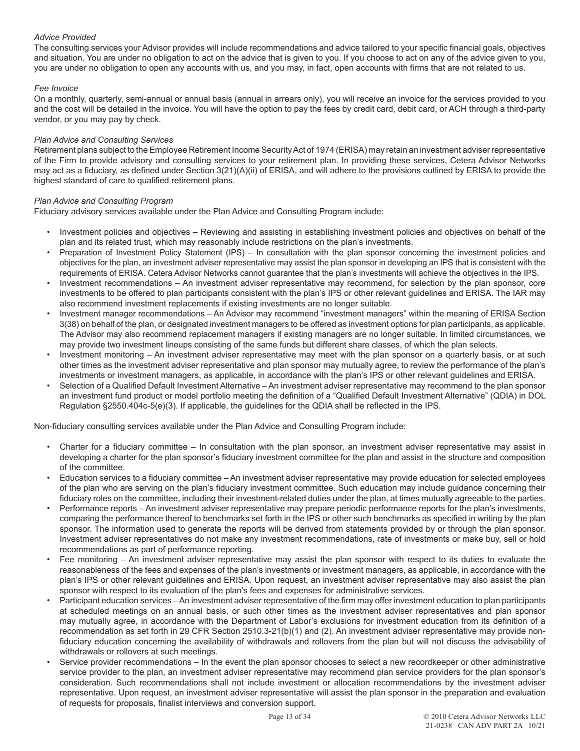*Advice Provided*

The consulting services your Advisor provides will include recommendations and advice tailored to your specific financial goals, objectives and situation. You are under no obligation to act on the advice that is given to you. If you choose to act on any of the advice given to you, you are under no obligation to open any accounts with us, and you may, in fact, open accounts with firms that are not related to us.

*Fee Invoice*

On a monthly, quarterly, semi-annual or annual basis (annual in arrears only), you will receive an invoice for the services provided to you and the cost will be detailed in the invoice. You will have the option to pay the fees by credit card, debit card, or ACH through a third-party vendor, or you may pay by check.

*Plan Advice and Consulting Services*

Retirement plans subject to the Employee Retirement Income Security Act of 1974 (ERISA) may retain an investment adviser representative of the Firm to provide advisory and consulting services to your retirement plan. In providing these services, Cetera Advisor Networks may act as a fiduciary, as defined under Section 3(21)(A)(ii) of ERISA, and will adhere to the provisions outlined by ERISA to provide the highest standard of care to qualified retirement plans.

*Plan Advice and Consulting Program*

Fiduciary advisory services available under the Plan Advice and Consulting Program include:

- Investment policies and objectives – Reviewing and assisting in establishing investment policies and objectives on behalf of the plan and its related trust, which may reasonably include restrictions on the plan's investments.
- Preparation of Investment Policy Statement (IPS) – In consultation with the plan sponsor concerning the investment policies and objectives for the plan, an investment adviser representative may assist the plan sponsor in developing an IPS that is consistent with the requirements of ERISA. Cetera Advisor Networks cannot guarantee that the plan's investments will achieve the objectives in the IPS.
- Investment recommendations – An investment adviser representative may recommend, for selection by the plan sponsor, core investments to be offered to plan participants consistent with the plan's IPS or other relevant guidelines and ERISA. The IAR may also recommend investment replacements if existing investments are no longer suitable.
- Investment manager recommendations – An Advisor may recommend "investment managers" within the meaning of ERISA Section 3(38) on behalf of the plan, or designated investment managers to be offered as investment options for plan participants, as applicable. The Advisor may also recommend replacement managers if existing managers are no longer suitable. In limited circumstances, we may provide two investment lineups consisting of the same funds but different share classes, of which the plan selects.
- Investment monitoring – An investment adviser representative may meet with the plan sponsor on a quarterly basis, or at such other times as the investment adviser representative and plan sponsor may mutually agree, to review the performance of the plan's investments or investment managers, as applicable, in accordance with the plan's IPS or other relevant guidelines and ERISA.
- Selection of a Qualified Default Investment Alternative – An investment adviser representative may recommend to the plan sponsor an investment fund product or model portfolio meeting the definition of a "Qualified Default Investment Alternative" (QDIA) in DOL Regulation §2550.404c-5(e)(3). If applicable, the guidelines for the QDIA shall be reflected in the IPS.

Non-fiduciary consulting services available under the Plan Advice and Consulting Program include:

- Charter for a fiduciary committee – In consultation with the plan sponsor, an investment adviser representative may assist in developing a charter for the plan sponsor's fiduciary investment committee for the plan and assist in the structure and composition of the committee.
- Education services to a fiduciary committee – An investment adviser representative may provide education for selected employees of the plan who are serving on the plan's fiduciary investment committee. Such education may include guidance concerning their fiduciary roles on the committee, including their investment-related duties under the plan, at times mutually agreeable to the parties.
- Performance reports – An investment adviser representative may prepare periodic performance reports for the plan's investments, comparing the performance thereof to benchmarks set forth in the IPS or other such benchmarks as specified in writing by the plan sponsor. The information used to generate the reports will be derived from statements provided by or through the plan sponsor. Investment adviser representatives do not make any investment recommendations, rate of investments or make buy, sell or hold recommendations as part of performance reporting.
- Fee monitoring – An investment adviser representative may assist the plan sponsor with respect to its duties to evaluate the reasonableness of the fees and expenses of the plan's investments or investment managers, as applicable, in accordance with the plan's IPS or other relevant guidelines and ERISA. Upon request, an investment adviser representative may also assist the plan sponsor with respect to its evaluation of the plan's fees and expenses for administrative services.
- Participant education services – An investment adviser representative of the firm may offer investment education to plan participants at scheduled meetings on an annual basis, or such other times as the investment adviser representatives and plan sponsor may mutually agree, in accordance with the Department of Labor's exclusions for investment education from its definition of a recommendation as set forth in 29 CFR Section 2510.3-21(b)(1) and (2). An investment adviser representative may provide non-fiduciary education concerning the availability of withdrawals and rollovers from the plan but will not discuss the advisability of withdrawals or rollovers at such meetings.
- Service provider recommendations – In the event the plan sponsor chooses to select a new recordkeeper or other administrative service provider to the plan, an investment adviser representative may recommend plan service providers for the plan sponsor's consideration. Such recommendations shall not include investment or allocation recommendations by the investment adviser representative. Upon request, an investment adviser representative will assist the plan sponsor in the preparation and evaluation of requests for proposals, finalist interviews and conversion support.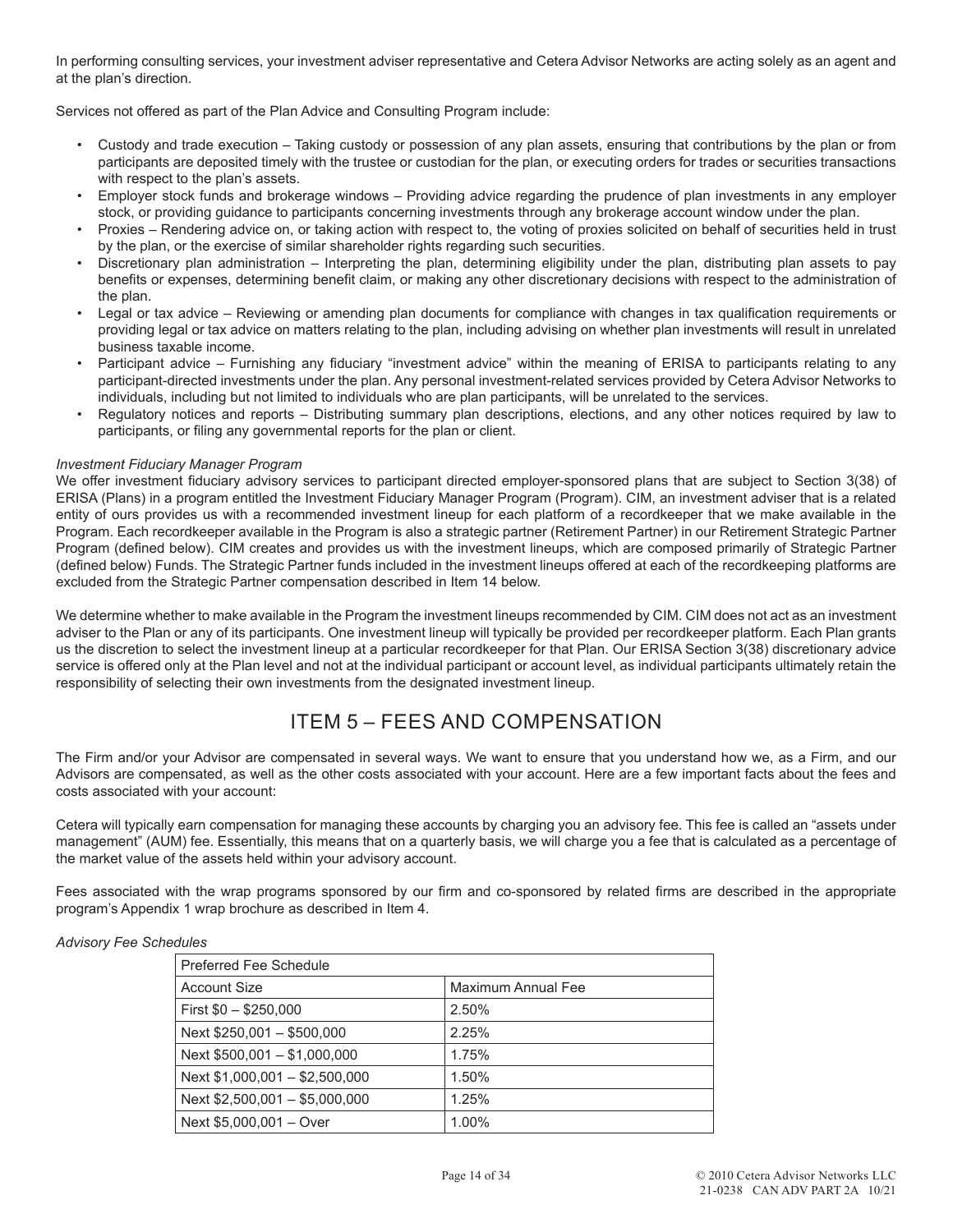In performing consulting services, your investment adviser representative and Cetera Advisor Networks are acting solely as an agent and at the plan's direction.

Services not offered as part of the Plan Advice and Consulting Program include:

- Custody and trade execution – Taking custody or possession of any plan assets, ensuring that contributions by the plan or from participants are deposited timely with the trustee or custodian for the plan, or executing orders for trades or securities transactions with respect to the plan's assets.
- Employer stock funds and brokerage windows – Providing advice regarding the prudence of plan investments in any employer stock, or providing guidance to participants concerning investments through any brokerage account window under the plan.
- Proxies – Rendering advice on, or taking action with respect to, the voting of proxies solicited on behalf of securities held in trust by the plan, or the exercise of similar shareholder rights regarding such securities.
- Discretionary plan administration – Interpreting the plan, determining eligibility under the plan, distributing plan assets to pay benefits or expenses, determining benefit claim, or making any other discretionary decisions with respect to the administration of the plan.
- Legal or tax advice – Reviewing or amending plan documents for compliance with changes in tax qualification requirements or providing legal or tax advice on matters relating to the plan, including advising on whether plan investments will result in unrelated business taxable income.
- Participant advice – Furnishing any fiduciary "investment advice" within the meaning of ERISA to participants relating to any participant-directed investments under the plan. Any personal investment-related services provided by Cetera Advisor Networks to individuals, including but not limited to individuals who are plan participants, will be unrelated to the services.
- Regulatory notices and reports – Distributing summary plan descriptions, elections, and any other notices required by law to participants, or filing any governmental reports for the plan or client.

*Investment Fiduciary Manager Program*

We offer investment fiduciary advisory services to participant directed employer-sponsored plans that are subject to Section 3(38) of ERISA (Plans) in a program entitled the Investment Fiduciary Manager Program (Program). CIM, an investment adviser that is a related entity of ours provides us with a recommended investment lineup for each platform of a recordkeeper that we make available in the Program. Each recordkeeper available in the Program is also a strategic partner (Retirement Partner) in our Retirement Strategic Partner Program (defined below). CIM creates and provides us with the investment lineups, which are composed primarily of Strategic Partner (defined below) Funds. The Strategic Partner funds included in the investment lineups offered at each of the recordkeeping platforms are excluded from the Strategic Partner compensation described in Item 14 below.

We determine whether to make available in the Program the investment lineups recommended by CIM. CIM does not act as an investment adviser to the Plan or any of its participants. One investment lineup will typically be provided per recordkeeper platform. Each Plan grants us the discretion to select the investment lineup at a particular recordkeeper for that Plan. Our ERISA Section 3(38) discretionary advice service is offered only at the Plan level and not at the individual participant or account level, as individual participants ultimately retain the responsibility of selecting their own investments from the designated investment lineup.

## ITEM 5 – FEES AND COMPENSATION

The Firm and/or your Advisor are compensated in several ways. We want to ensure that you understand how we, as a Firm, and our Advisors are compensated, as well as the other costs associated with your account. Here are a few important facts about the fees and costs associated with your account:

Cetera will typically earn compensation for managing these accounts by charging you an advisory fee. This fee is called an "assets under management" (AUM) fee. Essentially, this means that on a quarterly basis, we will charge you a fee that is calculated as a percentage of the market value of the assets held within your advisory account.

Fees associated with the wrap programs sponsored by our firm and co-sponsored by related firms are described in the appropriate program's Appendix 1 wrap brochure as described in Item 4.

*Advisory Fee Schedules*

| Preferred Fee Schedule | |
|---|---|
| Account Size | Maximum Annual Fee |
| First $0 – $250,000 | 2.50% |
| Next $250,001 – $500,000 | 2.25% |
| Next $500,001 – $1,000,000 | 1.75% |
| Next $1,000,001 – $2,500,000 | 1.50% |
| Next $2,500,001 – $5,000,000 | 1.25% |
| Next $5,000,001 – Over | 1.00% |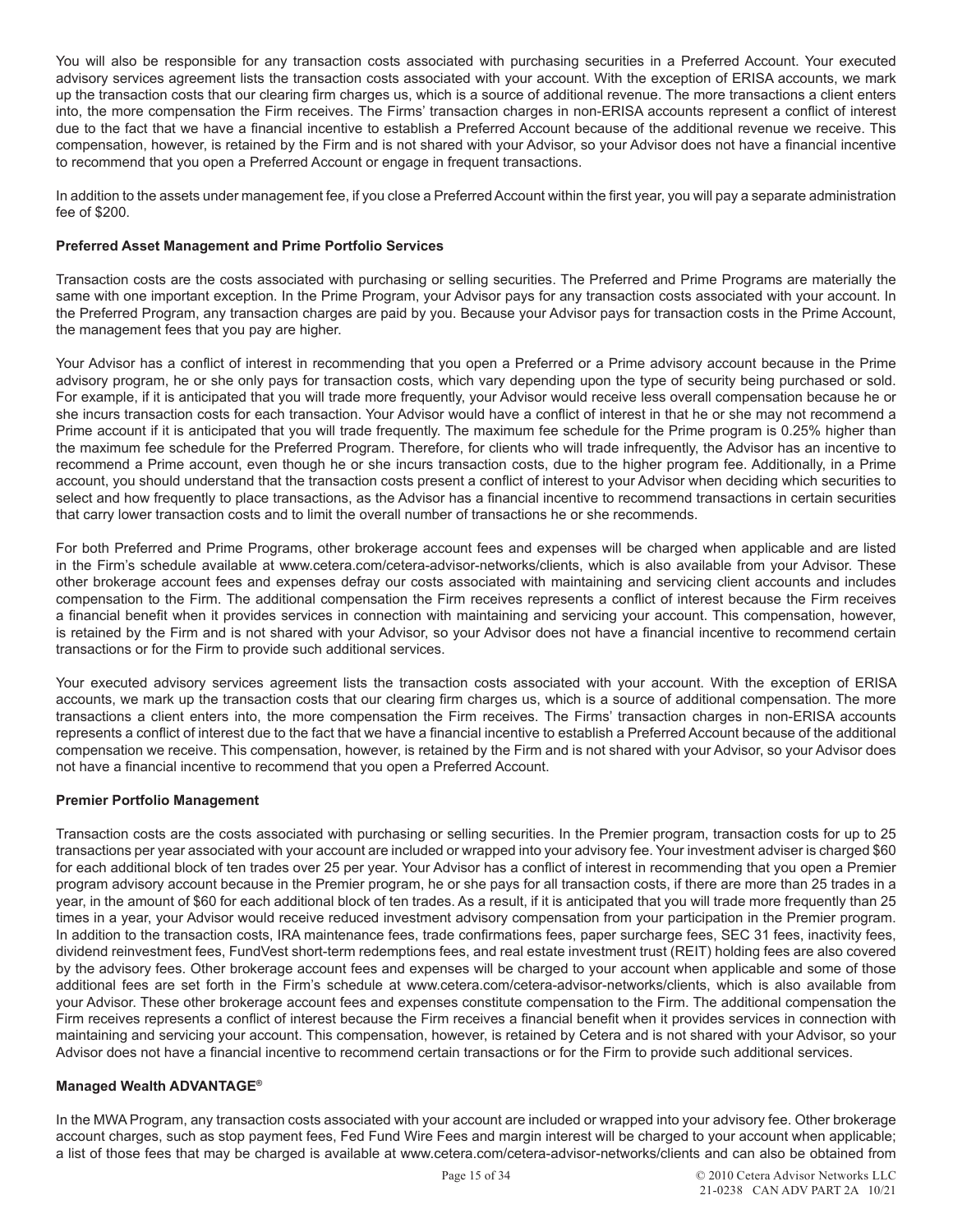You will also be responsible for any transaction costs associated with purchasing securities in a Preferred Account. Your executed advisory services agreement lists the transaction costs associated with your account. With the exception of ERISA accounts, we mark up the transaction costs that our clearing firm charges us, which is a source of additional revenue. The more transactions a client enters into, the more compensation the Firm receives. The Firms' transaction charges in non-ERISA accounts represent a conflict of interest due to the fact that we have a financial incentive to establish a Preferred Account because of the additional revenue we receive. This compensation, however, is retained by the Firm and is not shared with your Advisor, so your Advisor does not have a financial incentive to recommend that you open a Preferred Account or engage in frequent transactions.

In addition to the assets under management fee, if you close a Preferred Account within the first year, you will pay a separate administration fee of $200.

**Preferred Asset Management and Prime Portfolio Services**

Transaction costs are the costs associated with purchasing or selling securities. The Preferred and Prime Programs are materially the same with one important exception. In the Prime Program, your Advisor pays for any transaction costs associated with your account. In the Preferred Program, any transaction charges are paid by you. Because your Advisor pays for transaction costs in the Prime Account, the management fees that you pay are higher.

Your Advisor has a conflict of interest in recommending that you open a Preferred or a Prime advisory account because in the Prime advisory program, he or she only pays for transaction costs, which vary depending upon the type of security being purchased or sold. For example, if it is anticipated that you will trade more frequently, your Advisor would receive less overall compensation because he or she incurs transaction costs for each transaction. Your Advisor would have a conflict of interest in that he or she may not recommend a Prime account if it is anticipated that you will trade frequently. The maximum fee schedule for the Prime program is 0.25% higher than the maximum fee schedule for the Preferred Program. Therefore, for clients who will trade infrequently, the Advisor has an incentive to recommend a Prime account, even though he or she incurs transaction costs, due to the higher program fee. Additionally, in a Prime account, you should understand that the transaction costs present a conflict of interest to your Advisor when deciding which securities to select and how frequently to place transactions, as the Advisor has a financial incentive to recommend transactions in certain securities that carry lower transaction costs and to limit the overall number of transactions he or she recommends.

For both Preferred and Prime Programs, other brokerage account fees and expenses will be charged when applicable and are listed in the Firm's schedule available at www.cetera.com/cetera-advisor-networks/clients, which is also available from your Advisor. These other brokerage account fees and expenses defray our costs associated with maintaining and servicing client accounts and includes compensation to the Firm. The additional compensation the Firm receives represents a conflict of interest because the Firm receives a financial benefit when it provides services in connection with maintaining and servicing your account. This compensation, however, is retained by the Firm and is not shared with your Advisor, so your Advisor does not have a financial incentive to recommend certain transactions or for the Firm to provide such additional services.

Your executed advisory services agreement lists the transaction costs associated with your account. With the exception of ERISA accounts, we mark up the transaction costs that our clearing firm charges us, which is a source of additional compensation. The more transactions a client enters into, the more compensation the Firm receives. The Firms' transaction charges in non-ERISA accounts represents a conflict of interest due to the fact that we have a financial incentive to establish a Preferred Account because of the additional compensation we receive. This compensation, however, is retained by the Firm and is not shared with your Advisor, so your Advisor does not have a financial incentive to recommend that you open a Preferred Account.

**Premier Portfolio Management**

Transaction costs are the costs associated with purchasing or selling securities. In the Premier program, transaction costs for up to 25 transactions per year associated with your account are included or wrapped into your advisory fee. Your investment adviser is charged $60 for each additional block of ten trades over 25 per year. Your Advisor has a conflict of interest in recommending that you open a Premier program advisory account because in the Premier program, he or she pays for all transaction costs, if there are more than 25 trades in a year, in the amount of $60 for each additional block of ten trades. As a result, if it is anticipated that you will trade more frequently than 25 times in a year, your Advisor would receive reduced investment advisory compensation from your participation in the Premier program. In addition to the transaction costs, IRA maintenance fees, trade confirmations fees, paper surcharge fees, SEC 31 fees, inactivity fees, dividend reinvestment fees, FundVest short-term redemptions fees, and real estate investment trust (REIT) holding fees are also covered by the advisory fees. Other brokerage account fees and expenses will be charged to your account when applicable and some of those additional fees are set forth in the Firm's schedule at www.cetera.com/cetera-advisor-networks/clients, which is also available from your Advisor. These other brokerage account fees and expenses constitute compensation to the Firm. The additional compensation the Firm receives represents a conflict of interest because the Firm receives a financial benefit when it provides services in connection with maintaining and servicing your account. This compensation, however, is retained by Cetera and is not shared with your Advisor, so your Advisor does not have a financial incentive to recommend certain transactions or for the Firm to provide such additional services.

**Managed Wealth ADVANTAGE®**

In the MWA Program, any transaction costs associated with your account are included or wrapped into your advisory fee. Other brokerage account charges, such as stop payment fees, Fed Fund Wire Fees and margin interest will be charged to your account when applicable; a list of those fees that may be charged is available at www.cetera.com/cetera-advisor-networks/clients and can also be obtained from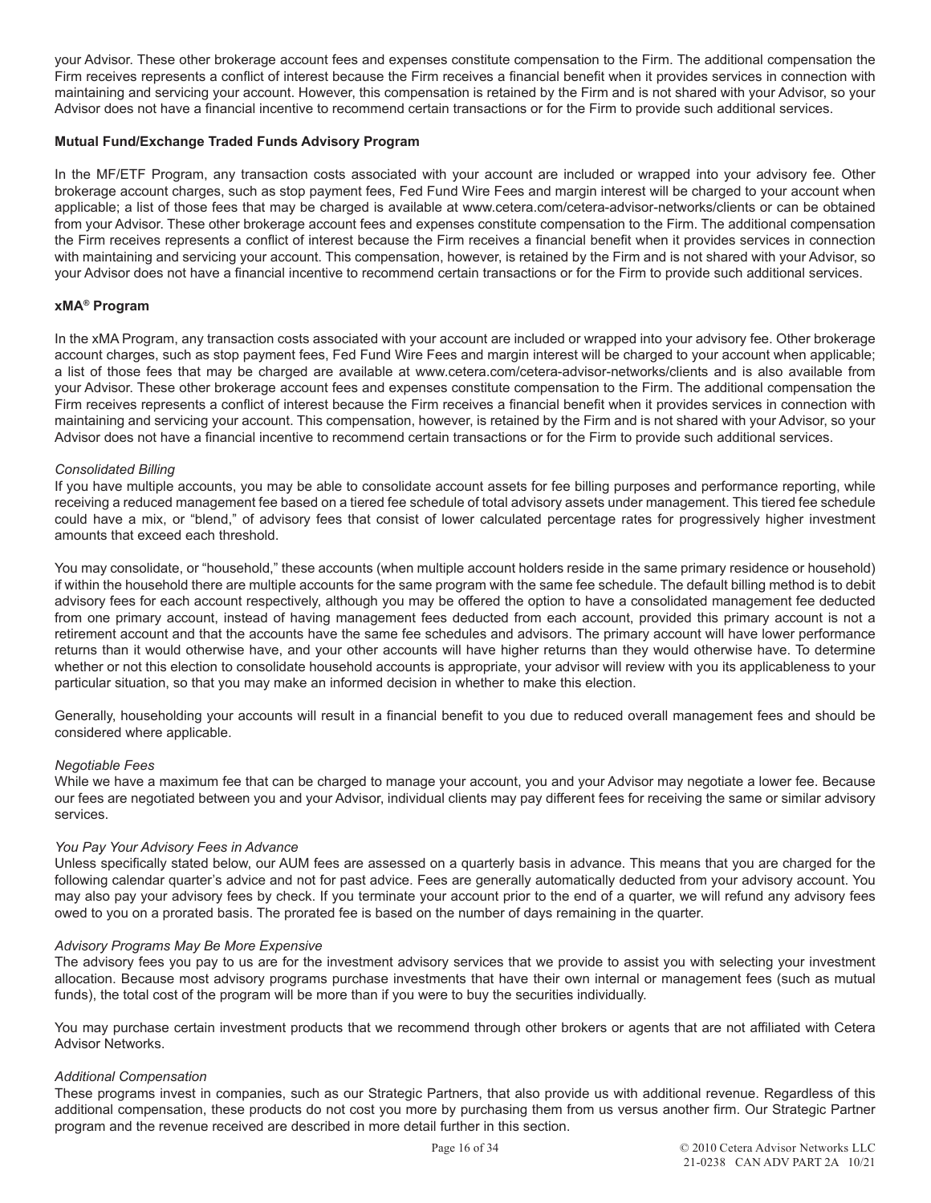your Advisor. These other brokerage account fees and expenses constitute compensation to the Firm. The additional compensation the Firm receives represents a conflict of interest because the Firm receives a financial benefit when it provides services in connection with maintaining and servicing your account. However, this compensation is retained by the Firm and is not shared with your Advisor, so your Advisor does not have a financial incentive to recommend certain transactions or for the Firm to provide such additional services.

**Mutual Fund/Exchange Traded Funds Advisory Program**

In the MF/ETF Program, any transaction costs associated with your account are included or wrapped into your advisory fee. Other brokerage account charges, such as stop payment fees, Fed Fund Wire Fees and margin interest will be charged to your account when applicable; a list of those fees that may be charged is available at www.cetera.com/cetera-advisor-networks/clients or can be obtained from your Advisor. These other brokerage account fees and expenses constitute compensation to the Firm. The additional compensation the Firm receives represents a conflict of interest because the Firm receives a financial benefit when it provides services in connection with maintaining and servicing your account. This compensation, however, is retained by the Firm and is not shared with your Advisor, so your Advisor does not have a financial incentive to recommend certain transactions or for the Firm to provide such additional services.

**xMA® Program**

In the xMA Program, any transaction costs associated with your account are included or wrapped into your advisory fee. Other brokerage account charges, such as stop payment fees, Fed Fund Wire Fees and margin interest will be charged to your account when applicable; a list of those fees that may be charged are available at www.cetera.com/cetera-advisor-networks/clients and is also available from your Advisor. These other brokerage account fees and expenses constitute compensation to the Firm. The additional compensation the Firm receives represents a conflict of interest because the Firm receives a financial benefit when it provides services in connection with maintaining and servicing your account. This compensation, however, is retained by the Firm and is not shared with your Advisor, so your Advisor does not have a financial incentive to recommend certain transactions or for the Firm to provide such additional services.

*Consolidated Billing*

If you have multiple accounts, you may be able to consolidate account assets for fee billing purposes and performance reporting, while receiving a reduced management fee based on a tiered fee schedule of total advisory assets under management. This tiered fee schedule could have a mix, or "blend," of advisory fees that consist of lower calculated percentage rates for progressively higher investment amounts that exceed each threshold.

You may consolidate, or "household," these accounts (when multiple account holders reside in the same primary residence or household) if within the household there are multiple accounts for the same program with the same fee schedule. The default billing method is to debit advisory fees for each account respectively, although you may be offered the option to have a consolidated management fee deducted from one primary account, instead of having management fees deducted from each account, provided this primary account is not a retirement account and that the accounts have the same fee schedules and advisors. The primary account will have lower performance returns than it would otherwise have, and your other accounts will have higher returns than they would otherwise have. To determine whether or not this election to consolidate household accounts is appropriate, your advisor will review with you its applicableness to your particular situation, so that you may make an informed decision in whether to make this election.

Generally, householding your accounts will result in a financial benefit to you due to reduced overall management fees and should be considered where applicable.

*Negotiable Fees*

While we have a maximum fee that can be charged to manage your account, you and your Advisor may negotiate a lower fee. Because our fees are negotiated between you and your Advisor, individual clients may pay different fees for receiving the same or similar advisory services.

*You Pay Your Advisory Fees in Advance*

Unless specifically stated below, our AUM fees are assessed on a quarterly basis in advance. This means that you are charged for the following calendar quarter's advice and not for past advice. Fees are generally automatically deducted from your advisory account. You may also pay your advisory fees by check. If you terminate your account prior to the end of a quarter, we will refund any advisory fees owed to you on a prorated basis. The prorated fee is based on the number of days remaining in the quarter.

*Advisory Programs May Be More Expensive*

The advisory fees you pay to us are for the investment advisory services that we provide to assist you with selecting your investment allocation. Because most advisory programs purchase investments that have their own internal or management fees (such as mutual funds), the total cost of the program will be more than if you were to buy the securities individually.

You may purchase certain investment products that we recommend through other brokers or agents that are not affiliated with Cetera Advisor Networks.

*Additional Compensation*

These programs invest in companies, such as our Strategic Partners, that also provide us with additional revenue. Regardless of this additional compensation, these products do not cost you more by purchasing them from us versus another firm. Our Strategic Partner program and the revenue received are described in more detail further in this section.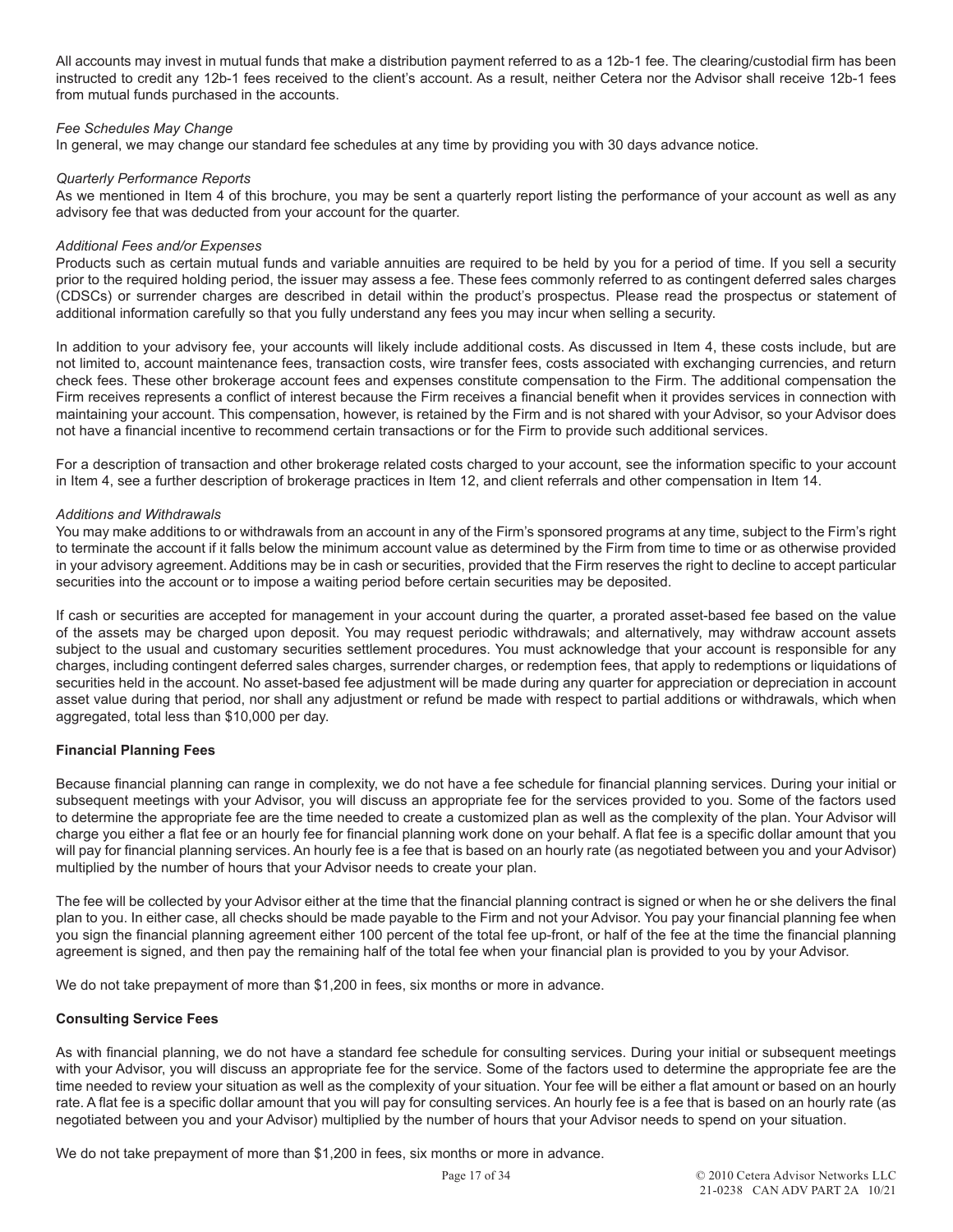All accounts may invest in mutual funds that make a distribution payment referred to as a 12b-1 fee. The clearing/custodial firm has been instructed to credit any 12b-1 fees received to the client's account. As a result, neither Cetera nor the Advisor shall receive 12b-1 fees from mutual funds purchased in the accounts.

*Fee Schedules May Change*

In general, we may change our standard fee schedules at any time by providing you with 30 days advance notice.

*Quarterly Performance Reports*

As we mentioned in Item 4 of this brochure, you may be sent a quarterly report listing the performance of your account as well as any advisory fee that was deducted from your account for the quarter.

*Additional Fees and/or Expenses*

Products such as certain mutual funds and variable annuities are required to be held by you for a period of time. If you sell a security prior to the required holding period, the issuer may assess a fee. These fees commonly referred to as contingent deferred sales charges (CDSCs) or surrender charges are described in detail within the product's prospectus. Please read the prospectus or statement of additional information carefully so that you fully understand any fees you may incur when selling a security.

In addition to your advisory fee, your accounts will likely include additional costs. As discussed in Item 4, these costs include, but are not limited to, account maintenance fees, transaction costs, wire transfer fees, costs associated with exchanging currencies, and return check fees. These other brokerage account fees and expenses constitute compensation to the Firm. The additional compensation the Firm receives represents a conflict of interest because the Firm receives a financial benefit when it provides services in connection with maintaining your account. This compensation, however, is retained by the Firm and is not shared with your Advisor, so your Advisor does not have a financial incentive to recommend certain transactions or for the Firm to provide such additional services.

For a description of transaction and other brokerage related costs charged to your account, see the information specific to your account in Item 4, see a further description of brokerage practices in Item 12, and client referrals and other compensation in Item 14.

*Additions and Withdrawals*

You may make additions to or withdrawals from an account in any of the Firm's sponsored programs at any time, subject to the Firm's right to terminate the account if it falls below the minimum account value as determined by the Firm from time to time or as otherwise provided in your advisory agreement. Additions may be in cash or securities, provided that the Firm reserves the right to decline to accept particular securities into the account or to impose a waiting period before certain securities may be deposited.

If cash or securities are accepted for management in your account during the quarter, a prorated asset-based fee based on the value of the assets may be charged upon deposit. You may request periodic withdrawals; and alternatively, may withdraw account assets subject to the usual and customary securities settlement procedures. You must acknowledge that your account is responsible for any charges, including contingent deferred sales charges, surrender charges, or redemption fees, that apply to redemptions or liquidations of securities held in the account. No asset-based fee adjustment will be made during any quarter for appreciation or depreciation in account asset value during that period, nor shall any adjustment or refund be made with respect to partial additions or withdrawals, which when aggregated, total less than $10,000 per day.

**Financial Planning Fees**

Because financial planning can range in complexity, we do not have a fee schedule for financial planning services. During your initial or subsequent meetings with your Advisor, you will discuss an appropriate fee for the services provided to you. Some of the factors used to determine the appropriate fee are the time needed to create a customized plan as well as the complexity of the plan. Your Advisor will charge you either a flat fee or an hourly fee for financial planning work done on your behalf. A flat fee is a specific dollar amount that you will pay for financial planning services. An hourly fee is a fee that is based on an hourly rate (as negotiated between you and your Advisor) multiplied by the number of hours that your Advisor needs to create your plan.

The fee will be collected by your Advisor either at the time that the financial planning contract is signed or when he or she delivers the final plan to you. In either case, all checks should be made payable to the Firm and not your Advisor. You pay your financial planning fee when you sign the financial planning agreement either 100 percent of the total fee up-front, or half of the fee at the time the financial planning agreement is signed, and then pay the remaining half of the total fee when your financial plan is provided to you by your Advisor.

We do not take prepayment of more than $1,200 in fees, six months or more in advance.

**Consulting Service Fees**

As with financial planning, we do not have a standard fee schedule for consulting services. During your initial or subsequent meetings with your Advisor, you will discuss an appropriate fee for the service. Some of the factors used to determine the appropriate fee are the time needed to review your situation as well as the complexity of your situation. Your fee will be either a flat amount or based on an hourly rate. A flat fee is a specific dollar amount that you will pay for consulting services. An hourly fee is a fee that is based on an hourly rate (as negotiated between you and your Advisor) multiplied by the number of hours that your Advisor needs to spend on your situation.

We do not take prepayment of more than $1,200 in fees, six months or more in advance.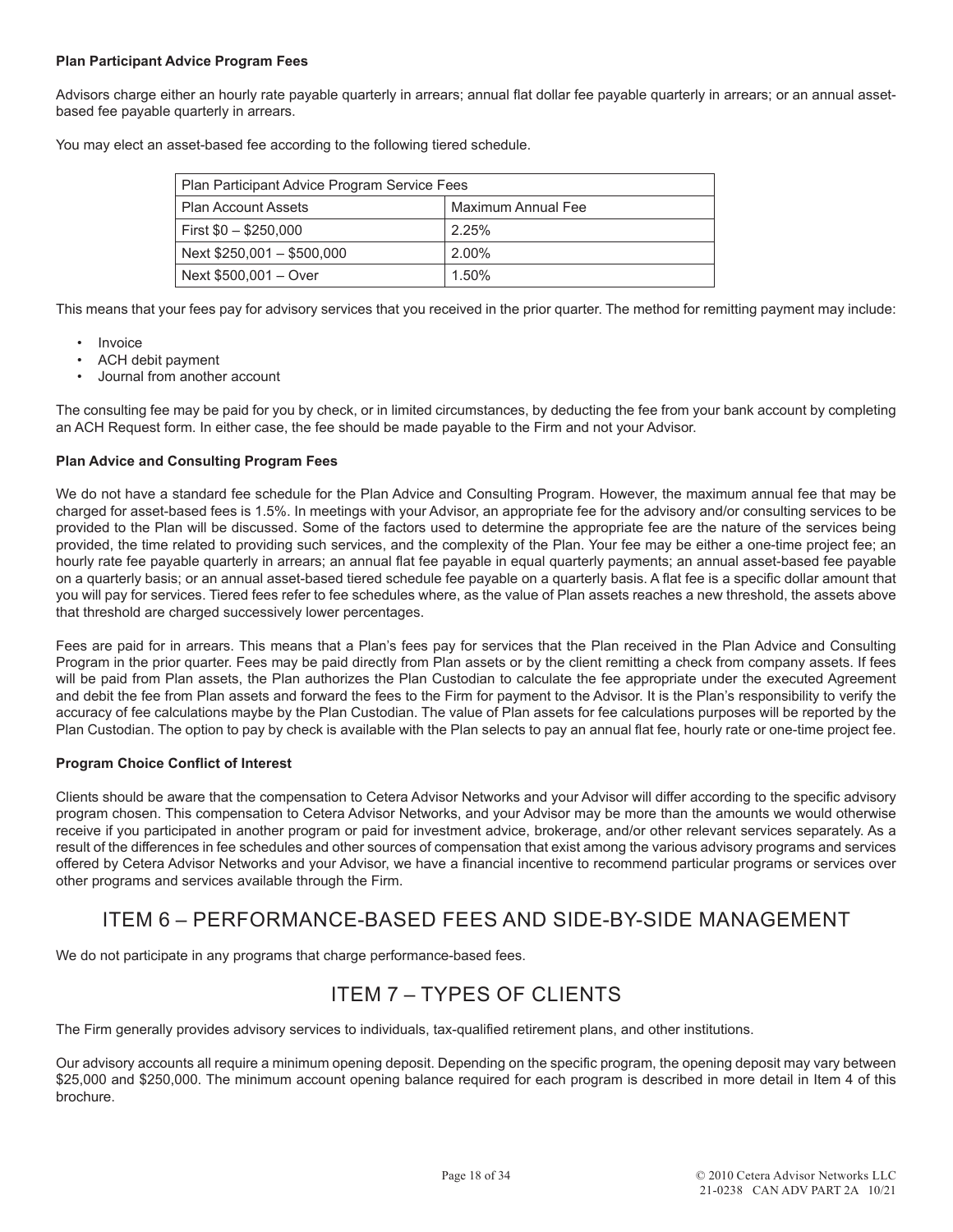**Plan Participant Advice Program Fees**

Advisors charge either an hourly rate payable quarterly in arrears; annual flat dollar fee payable quarterly in arrears; or an annual asset-based fee payable quarterly in arrears.

You may elect an asset-based fee according to the following tiered schedule.

| Plan Participant Advice Program Service Fees | |
|---|---|
| Plan Account Assets | Maximum Annual Fee |
| First $0 – $250,000 | 2.25% |
| Next $250,001 – $500,000 | 2.00% |
| Next $500,001 – Over | 1.50% |

This means that your fees pay for advisory services that you received in the prior quarter. The method for remitting payment may include:

- Invoice
- ACH debit payment
- Journal from another account

The consulting fee may be paid for you by check, or in limited circumstances, by deducting the fee from your bank account by completing an ACH Request form. In either case, the fee should be made payable to the Firm and not your Advisor.

**Plan Advice and Consulting Program Fees**

We do not have a standard fee schedule for the Plan Advice and Consulting Program. However, the maximum annual fee that may be charged for asset-based fees is 1.5%. In meetings with your Advisor, an appropriate fee for the advisory and/or consulting services to be provided to the Plan will be discussed. Some of the factors used to determine the appropriate fee are the nature of the services being provided, the time related to providing such services, and the complexity of the Plan. Your fee may be either a one-time project fee; an hourly rate fee payable quarterly in arrears; an annual flat fee payable in equal quarterly payments; an annual asset-based fee payable on a quarterly basis; or an annual asset-based tiered schedule fee payable on a quarterly basis. A flat fee is a specific dollar amount that you will pay for services. Tiered fees refer to fee schedules where, as the value of Plan assets reaches a new threshold, the assets above that threshold are charged successively lower percentages.

Fees are paid for in arrears. This means that a Plan's fees pay for services that the Plan received in the Plan Advice and Consulting Program in the prior quarter. Fees may be paid directly from Plan assets or by the client remitting a check from company assets. If fees will be paid from Plan assets, the Plan authorizes the Plan Custodian to calculate the fee appropriate under the executed Agreement and debit the fee from Plan assets and forward the fees to the Firm for payment to the Advisor. It is the Plan's responsibility to verify the accuracy of fee calculations maybe by the Plan Custodian. The value of Plan assets for fee calculations purposes will be reported by the Plan Custodian. The option to pay by check is available with the Plan selects to pay an annual flat fee, hourly rate or one-time project fee.

**Program Choice Conflict of Interest**

Clients should be aware that the compensation to Cetera Advisor Networks and your Advisor will differ according to the specific advisory program chosen. This compensation to Cetera Advisor Networks, and your Advisor may be more than the amounts we would otherwise receive if you participated in another program or paid for investment advice, brokerage, and/or other relevant services separately. As a result of the differences in fee schedules and other sources of compensation that exist among the various advisory programs and services offered by Cetera Advisor Networks and your Advisor, we have a financial incentive to recommend particular programs or services over other programs and services available through the Firm.

## ITEM 6 – PERFORMANCE-BASED FEES AND SIDE-BY-SIDE MANAGEMENT

We do not participate in any programs that charge performance-based fees.

## ITEM 7 – TYPES OF CLIENTS

The Firm generally provides advisory services to individuals, tax-qualified retirement plans, and other institutions.

Our advisory accounts all require a minimum opening deposit. Depending on the specific program, the opening deposit may vary between $25,000 and $250,000. The minimum account opening balance required for each program is described in more detail in Item 4 of this brochure.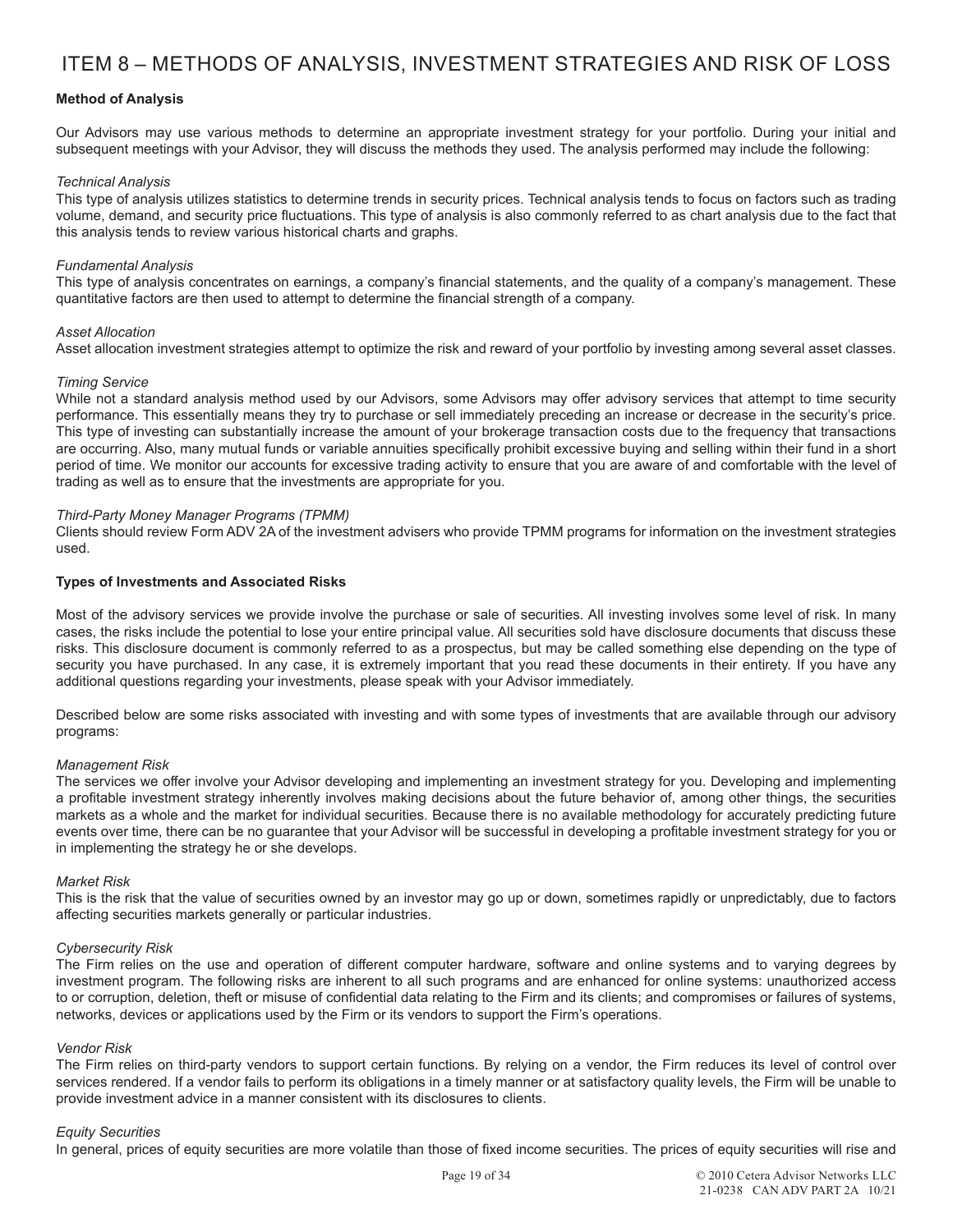# ITEM 8 – METHODS OF ANALYSIS, INVESTMENT STRATEGIES AND RISK OF LOSS

**Method of Analysis**

Our Advisors may use various methods to determine an appropriate investment strategy for your portfolio. During your initial and subsequent meetings with your Advisor, they will discuss the methods they used. The analysis performed may include the following:

*Technical Analysis*
This type of analysis utilizes statistics to determine trends in security prices. Technical analysis tends to focus on factors such as trading volume, demand, and security price fluctuations. This type of analysis is also commonly referred to as chart analysis due to the fact that this analysis tends to review various historical charts and graphs.

*Fundamental Analysis*
This type of analysis concentrates on earnings, a company's financial statements, and the quality of a company's management. These quantitative factors are then used to attempt to determine the financial strength of a company.

*Asset Allocation*
Asset allocation investment strategies attempt to optimize the risk and reward of your portfolio by investing among several asset classes.

*Timing Service*
While not a standard analysis method used by our Advisors, some Advisors may offer advisory services that attempt to time security performance. This essentially means they try to purchase or sell immediately preceding an increase or decrease in the security's price. This type of investing can substantially increase the amount of your brokerage transaction costs due to the frequency that transactions are occurring. Also, many mutual funds or variable annuities specifically prohibit excessive buying and selling within their fund in a short period of time. We monitor our accounts for excessive trading activity to ensure that you are aware of and comfortable with the level of trading as well as to ensure that the investments are appropriate for you.

*Third-Party Money Manager Programs (TPMM)*
Clients should review Form ADV 2A of the investment advisers who provide TPMM programs for information on the investment strategies used.

**Types of Investments and Associated Risks**

Most of the advisory services we provide involve the purchase or sale of securities. All investing involves some level of risk. In many cases, the risks include the potential to lose your entire principal value. All securities sold have disclosure documents that discuss these risks. This disclosure document is commonly referred to as a prospectus, but may be called something else depending on the type of security you have purchased. In any case, it is extremely important that you read these documents in their entirety. If you have any additional questions regarding your investments, please speak with your Advisor immediately.

Described below are some risks associated with investing and with some types of investments that are available through our advisory programs:

*Management Risk*
The services we offer involve your Advisor developing and implementing an investment strategy for you. Developing and implementing a profitable investment strategy inherently involves making decisions about the future behavior of, among other things, the securities markets as a whole and the market for individual securities. Because there is no available methodology for accurately predicting future events over time, there can be no guarantee that your Advisor will be successful in developing a profitable investment strategy for you or in implementing the strategy he or she develops.

*Market Risk*
This is the risk that the value of securities owned by an investor may go up or down, sometimes rapidly or unpredictably, due to factors affecting securities markets generally or particular industries.

*Cybersecurity Risk*
The Firm relies on the use and operation of different computer hardware, software and online systems and to varying degrees by investment program. The following risks are inherent to all such programs and are enhanced for online systems: unauthorized access to or corruption, deletion, theft or misuse of confidential data relating to the Firm and its clients; and compromises or failures of systems, networks, devices or applications used by the Firm or its vendors to support the Firm's operations.

*Vendor Risk*
The Firm relies on third-party vendors to support certain functions. By relying on a vendor, the Firm reduces its level of control over services rendered. If a vendor fails to perform its obligations in a timely manner or at satisfactory quality levels, the Firm will be unable to provide investment advice in a manner consistent with its disclosures to clients.

*Equity Securities*
In general, prices of equity securities are more volatile than those of fixed income securities. The prices of equity securities will rise and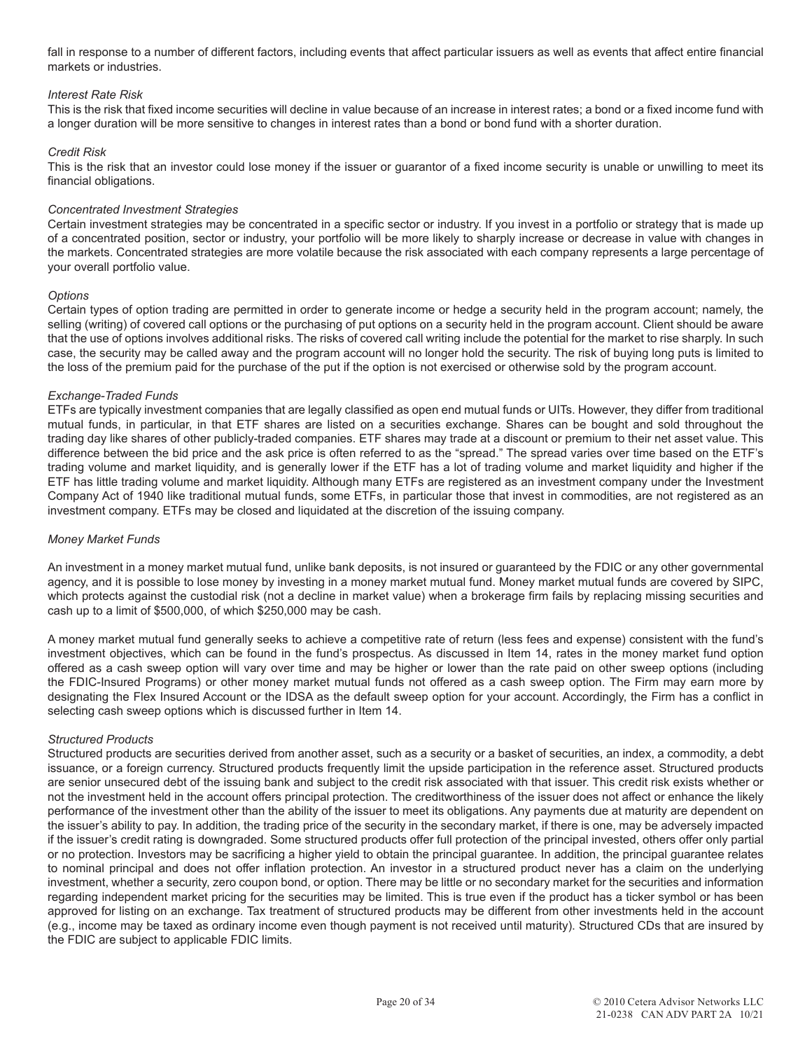fall in response to a number of different factors, including events that affect particular issuers as well as events that affect entire financial markets or industries.

*Interest Rate Risk*

This is the risk that fixed income securities will decline in value because of an increase in interest rates; a bond or a fixed income fund with a longer duration will be more sensitive to changes in interest rates than a bond or bond fund with a shorter duration.

*Credit Risk*

This is the risk that an investor could lose money if the issuer or guarantor of a fixed income security is unable or unwilling to meet its financial obligations.

*Concentrated Investment Strategies*

Certain investment strategies may be concentrated in a specific sector or industry. If you invest in a portfolio or strategy that is made up of a concentrated position, sector or industry, your portfolio will be more likely to sharply increase or decrease in value with changes in the markets. Concentrated strategies are more volatile because the risk associated with each company represents a large percentage of your overall portfolio value.

*Options*

Certain types of option trading are permitted in order to generate income or hedge a security held in the program account; namely, the selling (writing) of covered call options or the purchasing of put options on a security held in the program account. Client should be aware that the use of options involves additional risks. The risks of covered call writing include the potential for the market to rise sharply. In such case, the security may be called away and the program account will no longer hold the security. The risk of buying long puts is limited to the loss of the premium paid for the purchase of the put if the option is not exercised or otherwise sold by the program account.

*Exchange-Traded Funds*

ETFs are typically investment companies that are legally classified as open end mutual funds or UITs. However, they differ from traditional mutual funds, in particular, in that ETF shares are listed on a securities exchange. Shares can be bought and sold throughout the trading day like shares of other publicly-traded companies. ETF shares may trade at a discount or premium to their net asset value. This difference between the bid price and the ask price is often referred to as the "spread." The spread varies over time based on the ETF's trading volume and market liquidity, and is generally lower if the ETF has a lot of trading volume and market liquidity and higher if the ETF has little trading volume and market liquidity. Although many ETFs are registered as an investment company under the Investment Company Act of 1940 like traditional mutual funds, some ETFs, in particular those that invest in commodities, are not registered as an investment company. ETFs may be closed and liquidated at the discretion of the issuing company.

*Money Market Funds*

An investment in a money market mutual fund, unlike bank deposits, is not insured or guaranteed by the FDIC or any other governmental agency, and it is possible to lose money by investing in a money market mutual fund. Money market mutual funds are covered by SIPC, which protects against the custodial risk (not a decline in market value) when a brokerage firm fails by replacing missing securities and cash up to a limit of $500,000, of which $250,000 may be cash.

A money market mutual fund generally seeks to achieve a competitive rate of return (less fees and expense) consistent with the fund's investment objectives, which can be found in the fund's prospectus. As discussed in Item 14, rates in the money market fund option offered as a cash sweep option will vary over time and may be higher or lower than the rate paid on other sweep options (including the FDIC-Insured Programs) or other money market mutual funds not offered as a cash sweep option. The Firm may earn more by designating the Flex Insured Account or the IDSA as the default sweep option for your account. Accordingly, the Firm has a conflict in selecting cash sweep options which is discussed further in Item 14.

*Structured Products*

Structured products are securities derived from another asset, such as a security or a basket of securities, an index, a commodity, a debt issuance, or a foreign currency. Structured products frequently limit the upside participation in the reference asset. Structured products are senior unsecured debt of the issuing bank and subject to the credit risk associated with that issuer. This credit risk exists whether or not the investment held in the account offers principal protection. The creditworthiness of the issuer does not affect or enhance the likely performance of the investment other than the ability of the issuer to meet its obligations. Any payments due at maturity are dependent on the issuer's ability to pay. In addition, the trading price of the security in the secondary market, if there is one, may be adversely impacted if the issuer's credit rating is downgraded. Some structured products offer full protection of the principal invested, others offer only partial or no protection. Investors may be sacrificing a higher yield to obtain the principal guarantee. In addition, the principal guarantee relates to nominal principal and does not offer inflation protection. An investor in a structured product never has a claim on the underlying investment, whether a security, zero coupon bond, or option. There may be little or no secondary market for the securities and information regarding independent market pricing for the securities may be limited. This is true even if the product has a ticker symbol or has been approved for listing on an exchange. Tax treatment of structured products may be different from other investments held in the account (e.g., income may be taxed as ordinary income even though payment is not received until maturity). Structured CDs that are insured by the FDIC are subject to applicable FDIC limits.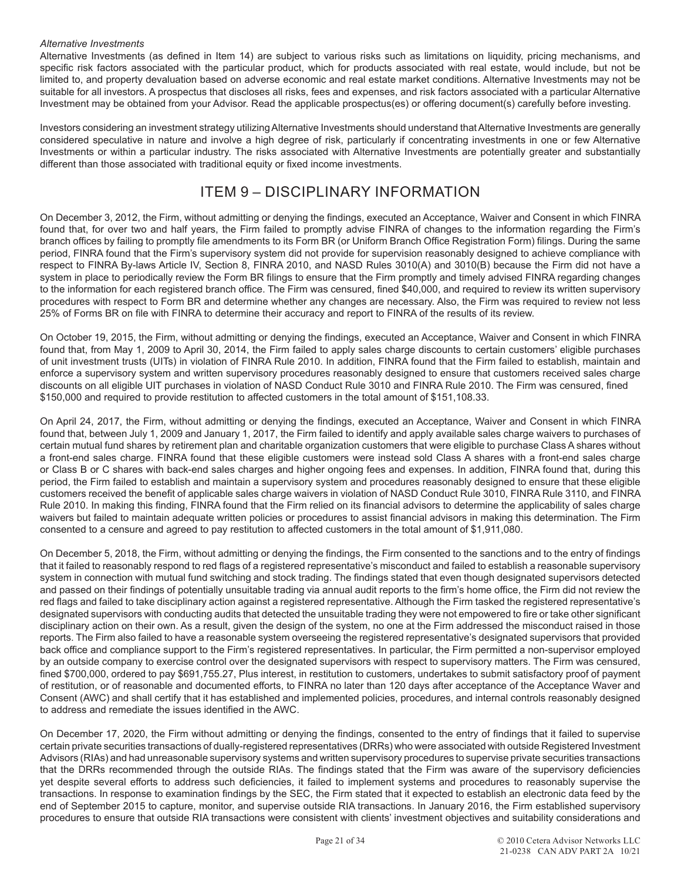*Alternative Investments*

Alternative Investments (as defined in Item 14) are subject to various risks such as limitations on liquidity, pricing mechanisms, and specific risk factors associated with the particular product, which for products associated with real estate, would include, but not be limited to, and property devaluation based on adverse economic and real estate market conditions. Alternative Investments may not be suitable for all investors. A prospectus that discloses all risks, fees and expenses, and risk factors associated with a particular Alternative Investment may be obtained from your Advisor. Read the applicable prospectus(es) or offering document(s) carefully before investing.

Investors considering an investment strategy utilizing Alternative Investments should understand that Alternative Investments are generally considered speculative in nature and involve a high degree of risk, particularly if concentrating investments in one or few Alternative Investments or within a particular industry. The risks associated with Alternative Investments are potentially greater and substantially different than those associated with traditional equity or fixed income investments.

## ITEM 9 – DISCIPLINARY INFORMATION

On December 3, 2012, the Firm, without admitting or denying the findings, executed an Acceptance, Waiver and Consent in which FINRA found that, for over two and half years, the Firm failed to promptly advise FINRA of changes to the information regarding the Firm's branch offices by failing to promptly file amendments to its Form BR (or Uniform Branch Office Registration Form) filings. During the same period, FINRA found that the Firm's supervisory system did not provide for supervision reasonably designed to achieve compliance with respect to FINRA By-laws Article IV, Section 8, FINRA 2010, and NASD Rules 3010(A) and 3010(B) because the Firm did not have a system in place to periodically review the Form BR filings to ensure that the Firm promptly and timely advised FINRA regarding changes to the information for each registered branch office. The Firm was censured, fined $40,000, and required to review its written supervisory procedures with respect to Form BR and determine whether any changes are necessary. Also, the Firm was required to review not less 25% of Forms BR on file with FINRA to determine their accuracy and report to FINRA of the results of its review.

On October 19, 2015, the Firm, without admitting or denying the findings, executed an Acceptance, Waiver and Consent in which FINRA found that, from May 1, 2009 to April 30, 2014, the Firm failed to apply sales charge discounts to certain customers' eligible purchases of unit investment trusts (UITs) in violation of FINRA Rule 2010. In addition, FINRA found that the Firm failed to establish, maintain and enforce a supervisory system and written supervisory procedures reasonably designed to ensure that customers received sales charge discounts on all eligible UIT purchases in violation of NASD Conduct Rule 3010 and FINRA Rule 2010. The Firm was censured, fined $150,000 and required to provide restitution to affected customers in the total amount of $151,108.33.

On April 24, 2017, the Firm, without admitting or denying the findings, executed an Acceptance, Waiver and Consent in which FINRA found that, between July 1, 2009 and January 1, 2017, the Firm failed to identify and apply available sales charge waivers to purchases of certain mutual fund shares by retirement plan and charitable organization customers that were eligible to purchase Class A shares without a front-end sales charge. FINRA found that these eligible customers were instead sold Class A shares with a front-end sales charge or Class B or C shares with back-end sales charges and higher ongoing fees and expenses. In addition, FINRA found that, during this period, the Firm failed to establish and maintain a supervisory system and procedures reasonably designed to ensure that these eligible customers received the benefit of applicable sales charge waivers in violation of NASD Conduct Rule 3010, FINRA Rule 3110, and FINRA Rule 2010. In making this finding, FINRA found that the Firm relied on its financial advisors to determine the applicability of sales charge waivers but failed to maintain adequate written policies or procedures to assist financial advisors in making this determination. The Firm consented to a censure and agreed to pay restitution to affected customers in the total amount of $1,911,080.

On December 5, 2018, the Firm, without admitting or denying the findings, the Firm consented to the sanctions and to the entry of findings that it failed to reasonably respond to red flags of a registered representative's misconduct and failed to establish a reasonable supervisory system in connection with mutual fund switching and stock trading. The findings stated that even though designated supervisors detected and passed on their findings of potentially unsuitable trading via annual audit reports to the firm's home office, the Firm did not review the red flags and failed to take disciplinary action against a registered representative. Although the Firm tasked the registered representative's designated supervisors with conducting audits that detected the unsuitable trading they were not empowered to fire or take other significant disciplinary action on their own. As a result, given the design of the system, no one at the Firm addressed the misconduct raised in those reports. The Firm also failed to have a reasonable system overseeing the registered representative's designated supervisors that provided back office and compliance support to the Firm's registered representatives. In particular, the Firm permitted a non-supervisor employed by an outside company to exercise control over the designated supervisors with respect to supervisory matters. The Firm was censured, fined $700,000, ordered to pay $691,755.27, Plus interest, in restitution to customers, undertakes to submit satisfactory proof of payment of restitution, or of reasonable and documented efforts, to FINRA no later than 120 days after acceptance of the Acceptance Waver and Consent (AWC) and shall certify that it has established and implemented policies, procedures, and internal controls reasonably designed to address and remediate the issues identified in the AWC.

On December 17, 2020, the Firm without admitting or denying the findings, consented to the entry of findings that it failed to supervise certain private securities transactions of dually-registered representatives (DRRs) who were associated with outside Registered Investment Advisors (RIAs) and had unreasonable supervisory systems and written supervisory procedures to supervise private securities transactions that the DRRs recommended through the outside RIAs. The findings stated that the Firm was aware of the supervisory deficiencies yet despite several efforts to address such deficiencies, it failed to implement systems and procedures to reasonably supervise the transactions. In response to examination findings by the SEC, the Firm stated that it expected to establish an electronic data feed by the end of September 2015 to capture, monitor, and supervise outside RIA transactions. In January 2016, the Firm established supervisory procedures to ensure that outside RIA transactions were consistent with clients' investment objectives and suitability considerations and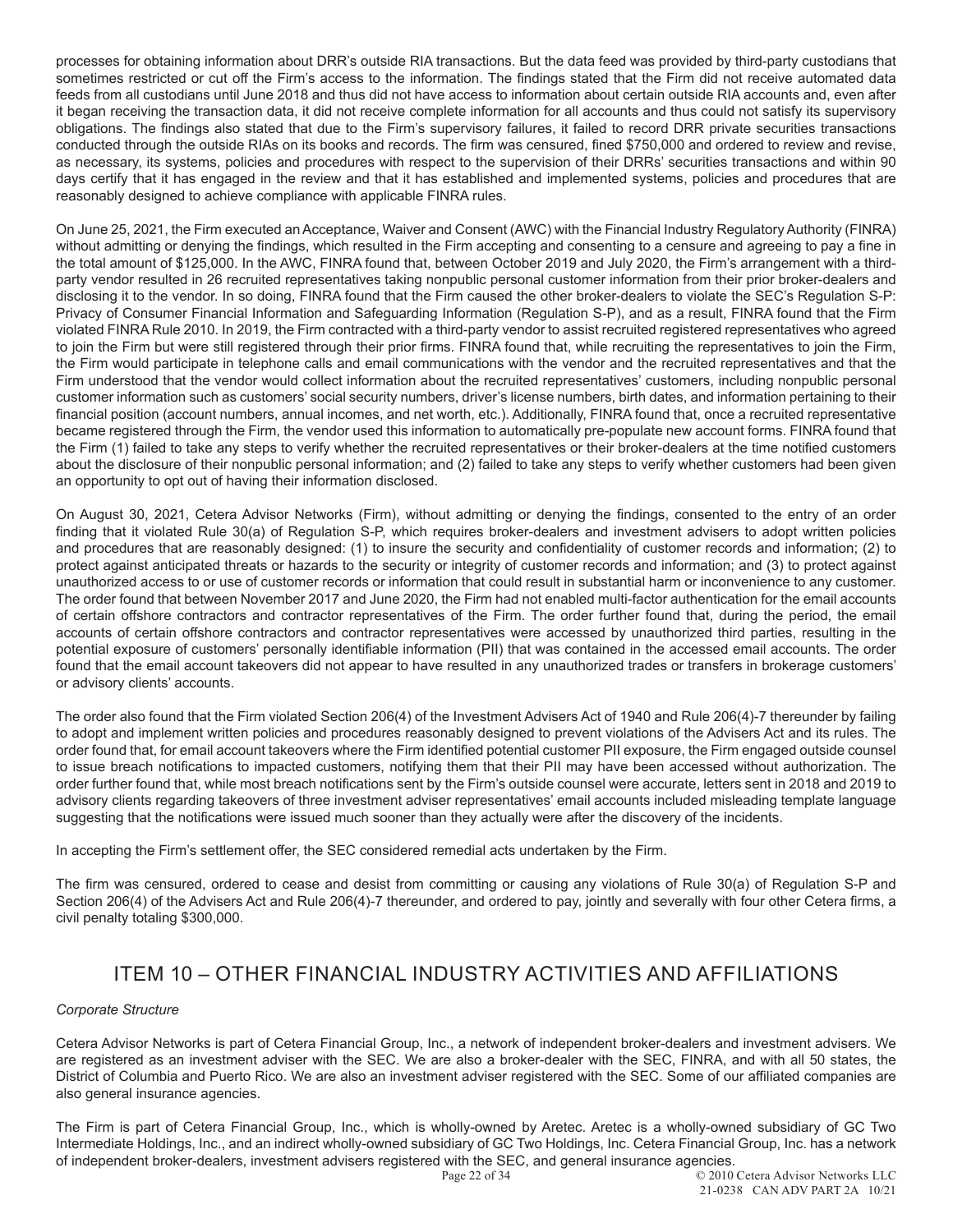processes for obtaining information about DRR's outside RIA transactions. But the data feed was provided by third-party custodians that sometimes restricted or cut off the Firm's access to the information. The findings stated that the Firm did not receive automated data feeds from all custodians until June 2018 and thus did not have access to information about certain outside RIA accounts and, even after it began receiving the transaction data, it did not receive complete information for all accounts and thus could not satisfy its supervisory obligations. The findings also stated that due to the Firm's supervisory failures, it failed to record DRR private securities transactions conducted through the outside RIAs on its books and records. The firm was censured, fined $750,000 and ordered to review and revise, as necessary, its systems, policies and procedures with respect to the supervision of their DRRs' securities transactions and within 90 days certify that it has engaged in the review and that it has established and implemented systems, policies and procedures that are reasonably designed to achieve compliance with applicable FINRA rules.

On June 25, 2021, the Firm executed an Acceptance, Waiver and Consent (AWC) with the Financial Industry Regulatory Authority (FINRA) without admitting or denying the findings, which resulted in the Firm accepting and consenting to a censure and agreeing to pay a fine in the total amount of $125,000. In the AWC, FINRA found that, between October 2019 and July 2020, the Firm's arrangement with a third-party vendor resulted in 26 recruited representatives taking nonpublic personal customer information from their prior broker-dealers and disclosing it to the vendor. In so doing, FINRA found that the Firm caused the other broker-dealers to violate the SEC's Regulation S-P: Privacy of Consumer Financial Information and Safeguarding Information (Regulation S-P), and as a result, FINRA found that the Firm violated FINRA Rule 2010. In 2019, the Firm contracted with a third-party vendor to assist recruited registered representatives who agreed to join the Firm but were still registered through their prior firms. FINRA found that, while recruiting the representatives to join the Firm, the Firm would participate in telephone calls and email communications with the vendor and the recruited representatives and that the Firm understood that the vendor would collect information about the recruited representatives' customers, including nonpublic personal customer information such as customers' social security numbers, driver's license numbers, birth dates, and information pertaining to their financial position (account numbers, annual incomes, and net worth, etc.). Additionally, FINRA found that, once a recruited representative became registered through the Firm, the vendor used this information to automatically pre-populate new account forms. FINRA found that the Firm (1) failed to take any steps to verify whether the recruited representatives or their broker-dealers at the time notified customers about the disclosure of their nonpublic personal information; and (2) failed to take any steps to verify whether customers had been given an opportunity to opt out of having their information disclosed.

On August 30, 2021, Cetera Advisor Networks (Firm), without admitting or denying the findings, consented to the entry of an order finding that it violated Rule 30(a) of Regulation S-P, which requires broker-dealers and investment advisers to adopt written policies and procedures that are reasonably designed: (1) to insure the security and confidentiality of customer records and information; (2) to protect against anticipated threats or hazards to the security or integrity of customer records and information; and (3) to protect against unauthorized access to or use of customer records or information that could result in substantial harm or inconvenience to any customer. The order found that between November 2017 and June 2020, the Firm had not enabled multi-factor authentication for the email accounts of certain offshore contractors and contractor representatives of the Firm. The order further found that, during the period, the email accounts of certain offshore contractors and contractor representatives were accessed by unauthorized third parties, resulting in the potential exposure of customers' personally identifiable information (PII) that was contained in the accessed email accounts. The order found that the email account takeovers did not appear to have resulted in any unauthorized trades or transfers in brokerage customers' or advisory clients' accounts.

The order also found that the Firm violated Section 206(4) of the Investment Advisers Act of 1940 and Rule 206(4)-7 thereunder by failing to adopt and implement written policies and procedures reasonably designed to prevent violations of the Advisers Act and its rules. The order found that, for email account takeovers where the Firm identified potential customer PII exposure, the Firm engaged outside counsel to issue breach notifications to impacted customers, notifying them that their PII may have been accessed without authorization. The order further found that, while most breach notifications sent by the Firm's outside counsel were accurate, letters sent in 2018 and 2019 to advisory clients regarding takeovers of three investment adviser representatives' email accounts included misleading template language suggesting that the notifications were issued much sooner than they actually were after the discovery of the incidents.

In accepting the Firm's settlement offer, the SEC considered remedial acts undertaken by the Firm.

The firm was censured, ordered to cease and desist from committing or causing any violations of Rule 30(a) of Regulation S-P and Section 206(4) of the Advisers Act and Rule 206(4)-7 thereunder, and ordered to pay, jointly and severally with four other Cetera firms, a civil penalty totaling $300,000.

## ITEM 10 – OTHER FINANCIAL INDUSTRY ACTIVITIES AND AFFILIATIONS

*Corporate Structure*

Cetera Advisor Networks is part of Cetera Financial Group, Inc., a network of independent broker-dealers and investment advisers. We are registered as an investment adviser with the SEC. We are also a broker-dealer with the SEC, FINRA, and with all 50 states, the District of Columbia and Puerto Rico. We are also an investment adviser registered with the SEC. Some of our affiliated companies are also general insurance agencies.

The Firm is part of Cetera Financial Group, Inc., which is wholly-owned by Aretec. Aretec is a wholly-owned subsidiary of GC Two Intermediate Holdings, Inc., and an indirect wholly-owned subsidiary of GC Two Holdings, Inc. Cetera Financial Group, Inc. has a network of independent broker-dealers, investment advisers registered with the SEC, and general insurance agencies.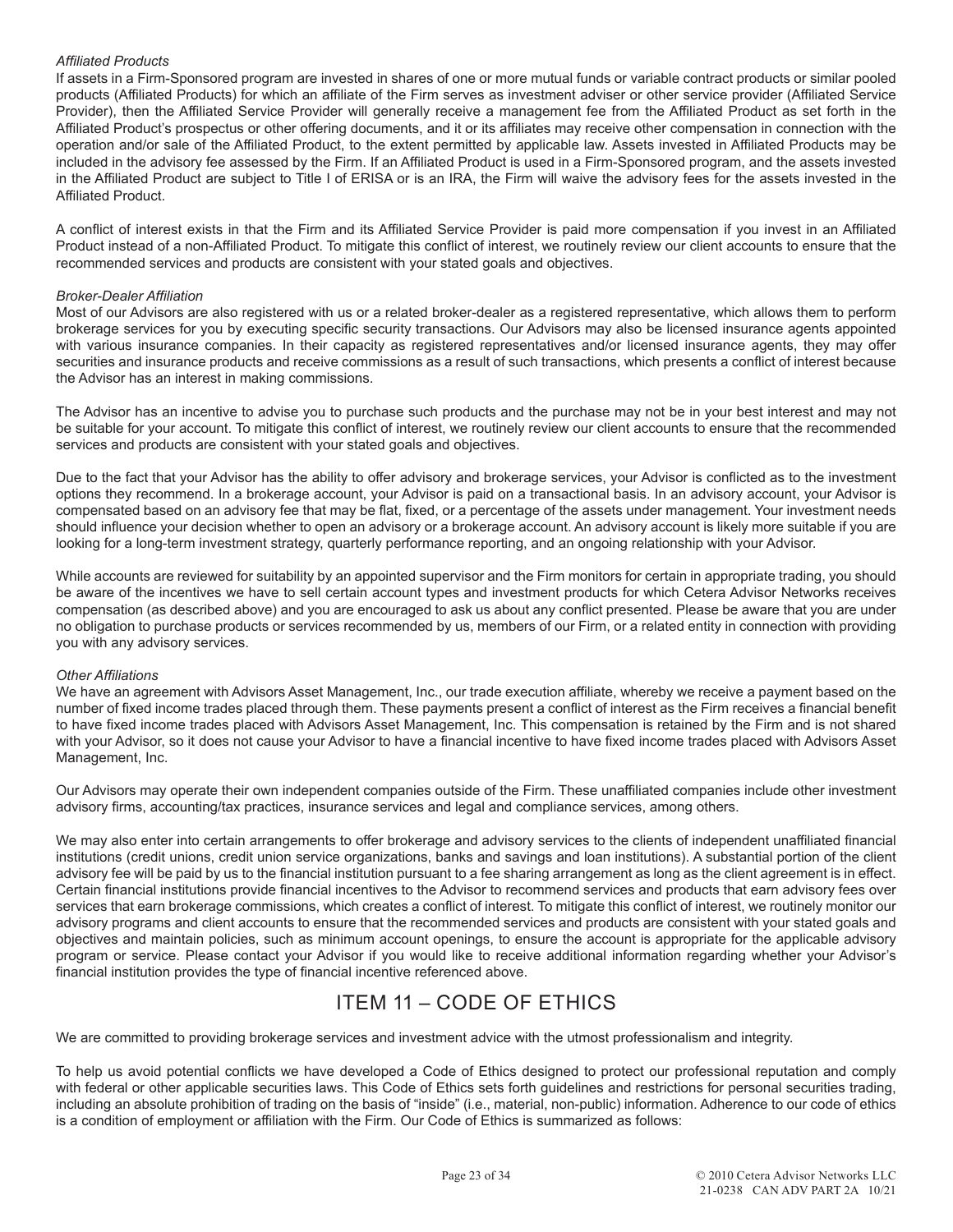*Affiliated Products*

If assets in a Firm-Sponsored program are invested in shares of one or more mutual funds or variable contract products or similar pooled products (Affiliated Products) for which an affiliate of the Firm serves as investment adviser or other service provider (Affiliated Service Provider), then the Affiliated Service Provider will generally receive a management fee from the Affiliated Product as set forth in the Affiliated Product's prospectus or other offering documents, and it or its affiliates may receive other compensation in connection with the operation and/or sale of the Affiliated Product, to the extent permitted by applicable law. Assets invested in Affiliated Products may be included in the advisory fee assessed by the Firm. If an Affiliated Product is used in a Firm-Sponsored program, and the assets invested in the Affiliated Product are subject to Title I of ERISA or is an IRA, the Firm will waive the advisory fees for the assets invested in the Affiliated Product.

A conflict of interest exists in that the Firm and its Affiliated Service Provider is paid more compensation if you invest in an Affiliated Product instead of a non-Affiliated Product. To mitigate this conflict of interest, we routinely review our client accounts to ensure that the recommended services and products are consistent with your stated goals and objectives.

*Broker-Dealer Affiliation*

Most of our Advisors are also registered with us or a related broker-dealer as a registered representative, which allows them to perform brokerage services for you by executing specific security transactions. Our Advisors may also be licensed insurance agents appointed with various insurance companies. In their capacity as registered representatives and/or licensed insurance agents, they may offer securities and insurance products and receive commissions as a result of such transactions, which presents a conflict of interest because the Advisor has an interest in making commissions.

The Advisor has an incentive to advise you to purchase such products and the purchase may not be in your best interest and may not be suitable for your account. To mitigate this conflict of interest, we routinely review our client accounts to ensure that the recommended services and products are consistent with your stated goals and objectives.

Due to the fact that your Advisor has the ability to offer advisory and brokerage services, your Advisor is conflicted as to the investment options they recommend. In a brokerage account, your Advisor is paid on a transactional basis. In an advisory account, your Advisor is compensated based on an advisory fee that may be flat, fixed, or a percentage of the assets under management. Your investment needs should influence your decision whether to open an advisory or a brokerage account. An advisory account is likely more suitable if you are looking for a long-term investment strategy, quarterly performance reporting, and an ongoing relationship with your Advisor.

While accounts are reviewed for suitability by an appointed supervisor and the Firm monitors for certain in appropriate trading, you should be aware of the incentives we have to sell certain account types and investment products for which Cetera Advisor Networks receives compensation (as described above) and you are encouraged to ask us about any conflict presented. Please be aware that you are under no obligation to purchase products or services recommended by us, members of our Firm, or a related entity in connection with providing you with any advisory services.

*Other Affiliations*

We have an agreement with Advisors Asset Management, Inc., our trade execution affiliate, whereby we receive a payment based on the number of fixed income trades placed through them. These payments present a conflict of interest as the Firm receives a financial benefit to have fixed income trades placed with Advisors Asset Management, Inc. This compensation is retained by the Firm and is not shared with your Advisor, so it does not cause your Advisor to have a financial incentive to have fixed income trades placed with Advisors Asset Management, Inc.

Our Advisors may operate their own independent companies outside of the Firm. These unaffiliated companies include other investment advisory firms, accounting/tax practices, insurance services and legal and compliance services, among others.

We may also enter into certain arrangements to offer brokerage and advisory services to the clients of independent unaffiliated financial institutions (credit unions, credit union service organizations, banks and savings and loan institutions). A substantial portion of the client advisory fee will be paid by us to the financial institution pursuant to a fee sharing arrangement as long as the client agreement is in effect. Certain financial institutions provide financial incentives to the Advisor to recommend services and products that earn advisory fees over services that earn brokerage commissions, which creates a conflict of interest. To mitigate this conflict of interest, we routinely monitor our advisory programs and client accounts to ensure that the recommended services and products are consistent with your stated goals and objectives and maintain policies, such as minimum account openings, to ensure the account is appropriate for the applicable advisory program or service. Please contact your Advisor if you would like to receive additional information regarding whether your Advisor's financial institution provides the type of financial incentive referenced above.

## ITEM 11 – CODE OF ETHICS

We are committed to providing brokerage services and investment advice with the utmost professionalism and integrity.

To help us avoid potential conflicts we have developed a Code of Ethics designed to protect our professional reputation and comply with federal or other applicable securities laws. This Code of Ethics sets forth guidelines and restrictions for personal securities trading, including an absolute prohibition of trading on the basis of "inside" (i.e., material, non-public) information. Adherence to our code of ethics is a condition of employment or affiliation with the Firm. Our Code of Ethics is summarized as follows: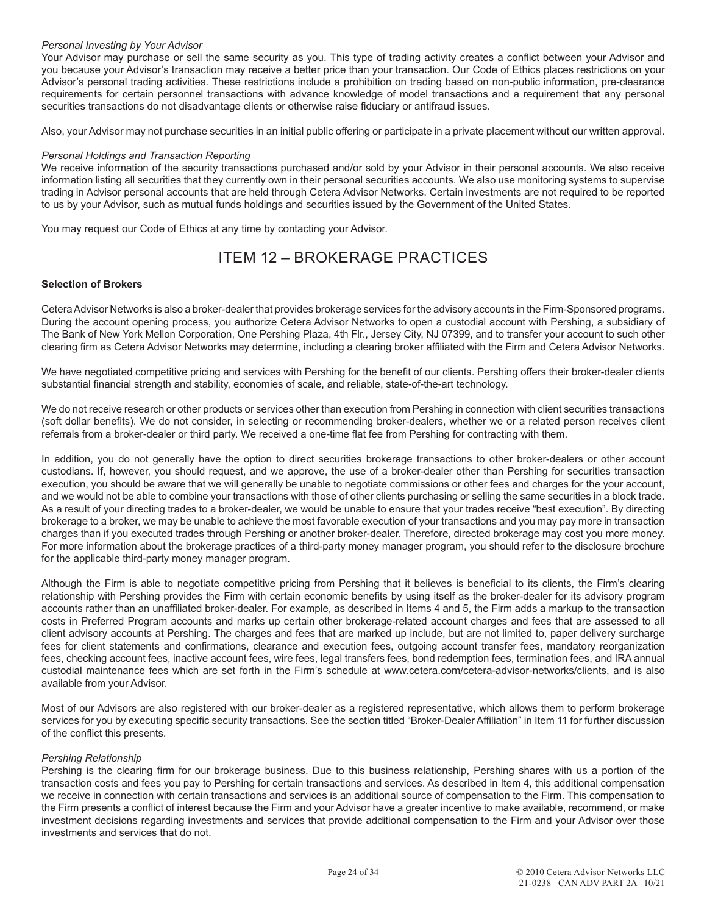*Personal Investing by Your Advisor*

Your Advisor may purchase or sell the same security as you. This type of trading activity creates a conflict between your Advisor and you because your Advisor's transaction may receive a better price than your transaction. Our Code of Ethics places restrictions on your Advisor's personal trading activities. These restrictions include a prohibition on trading based on non-public information, pre-clearance requirements for certain personnel transactions with advance knowledge of model transactions and a requirement that any personal securities transactions do not disadvantage clients or otherwise raise fiduciary or antifraud issues.

Also, your Advisor may not purchase securities in an initial public offering or participate in a private placement without our written approval.

*Personal Holdings and Transaction Reporting*

We receive information of the security transactions purchased and/or sold by your Advisor in their personal accounts. We also receive information listing all securities that they currently own in their personal securities accounts. We also use monitoring systems to supervise trading in Advisor personal accounts that are held through Cetera Advisor Networks. Certain investments are not required to be reported to us by your Advisor, such as mutual funds holdings and securities issued by the Government of the United States.

You may request our Code of Ethics at any time by contacting your Advisor.

# ITEM 12 – BROKERAGE PRACTICES

**Selection of Brokers**

Cetera Advisor Networks is also a broker-dealer that provides brokerage services for the advisory accounts in the Firm-Sponsored programs. During the account opening process, you authorize Cetera Advisor Networks to open a custodial account with Pershing, a subsidiary of The Bank of New York Mellon Corporation, One Pershing Plaza, 4th Flr., Jersey City, NJ 07399, and to transfer your account to such other clearing firm as Cetera Advisor Networks may determine, including a clearing broker affiliated with the Firm and Cetera Advisor Networks.

We have negotiated competitive pricing and services with Pershing for the benefit of our clients. Pershing offers their broker-dealer clients substantial financial strength and stability, economies of scale, and reliable, state-of-the-art technology.

We do not receive research or other products or services other than execution from Pershing in connection with client securities transactions (soft dollar benefits). We do not consider, in selecting or recommending broker-dealers, whether we or a related person receives client referrals from a broker-dealer or third party. We received a one-time flat fee from Pershing for contracting with them.

In addition, you do not generally have the option to direct securities brokerage transactions to other broker-dealers or other account custodians. If, however, you should request, and we approve, the use of a broker-dealer other than Pershing for securities transaction execution, you should be aware that we will generally be unable to negotiate commissions or other fees and charges for the your account, and we would not be able to combine your transactions with those of other clients purchasing or selling the same securities in a block trade. As a result of your directing trades to a broker-dealer, we would be unable to ensure that your trades receive "best execution". By directing brokerage to a broker, we may be unable to achieve the most favorable execution of your transactions and you may pay more in transaction charges than if you executed trades through Pershing or another broker-dealer. Therefore, directed brokerage may cost you more money. For more information about the brokerage practices of a third-party money manager program, you should refer to the disclosure brochure for the applicable third-party money manager program.

Although the Firm is able to negotiate competitive pricing from Pershing that it believes is beneficial to its clients, the Firm's clearing relationship with Pershing provides the Firm with certain economic benefits by using itself as the broker-dealer for its advisory program accounts rather than an unaffiliated broker-dealer. For example, as described in Items 4 and 5, the Firm adds a markup to the transaction costs in Preferred Program accounts and marks up certain other brokerage-related account charges and fees that are assessed to all client advisory accounts at Pershing. The charges and fees that are marked up include, but are not limited to, paper delivery surcharge fees for client statements and confirmations, clearance and execution fees, outgoing account transfer fees, mandatory reorganization fees, checking account fees, inactive account fees, wire fees, legal transfers fees, bond redemption fees, termination fees, and IRA annual custodial maintenance fees which are set forth in the Firm's schedule at www.cetera.com/cetera-advisor-networks/clients, and is also available from your Advisor.

Most of our Advisors are also registered with our broker-dealer as a registered representative, which allows them to perform brokerage services for you by executing specific security transactions. See the section titled "Broker-Dealer Affiliation" in Item 11 for further discussion of the conflict this presents.

*Pershing Relationship*

Pershing is the clearing firm for our brokerage business. Due to this business relationship, Pershing shares with us a portion of the transaction costs and fees you pay to Pershing for certain transactions and services. As described in Item 4, this additional compensation we receive in connection with certain transactions and services is an additional source of compensation to the Firm. This compensation to the Firm presents a conflict of interest because the Firm and your Advisor have a greater incentive to make available, recommend, or make investment decisions regarding investments and services that provide additional compensation to the Firm and your Advisor over those investments and services that do not.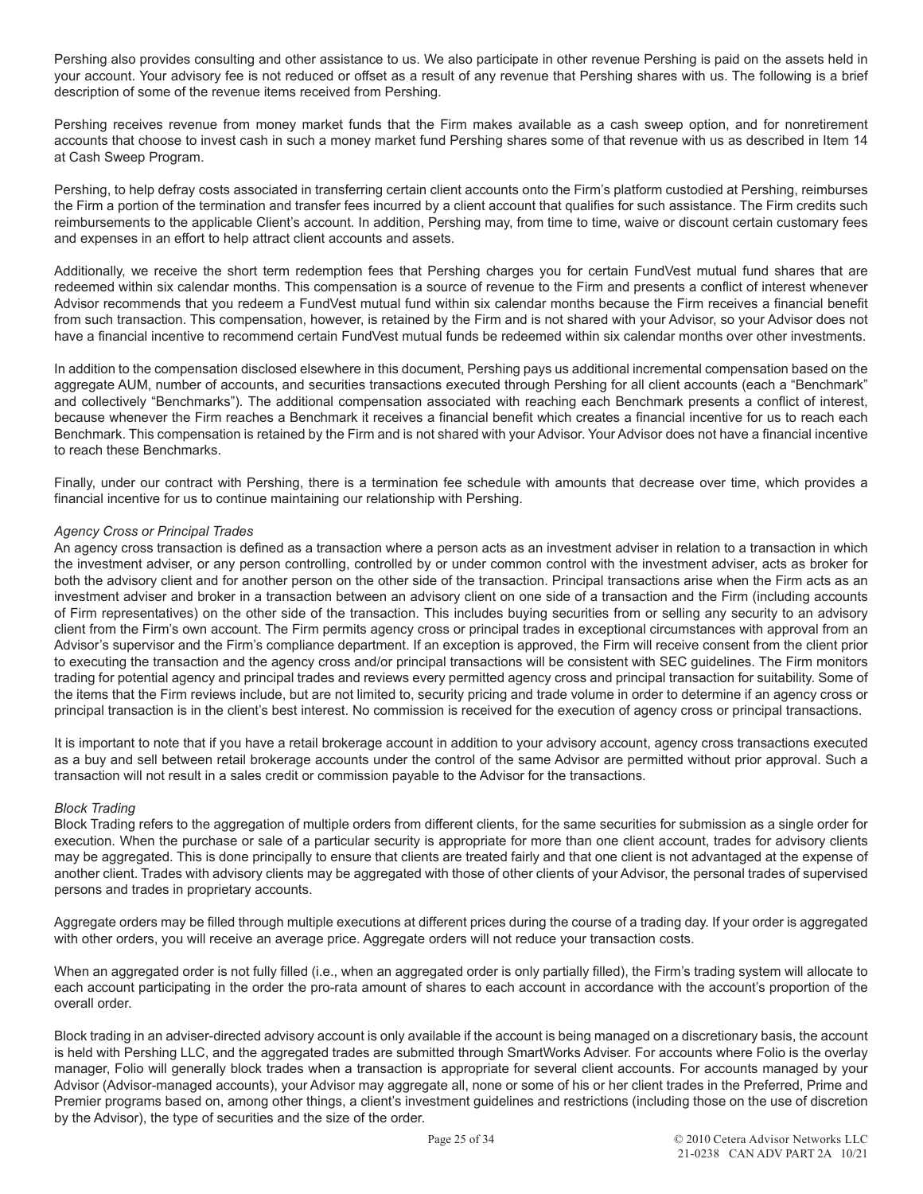Pershing also provides consulting and other assistance to us. We also participate in other revenue Pershing is paid on the assets held in your account. Your advisory fee is not reduced or offset as a result of any revenue that Pershing shares with us. The following is a brief description of some of the revenue items received from Pershing.

Pershing receives revenue from money market funds that the Firm makes available as a cash sweep option, and for nonretirement accounts that choose to invest cash in such a money market fund Pershing shares some of that revenue with us as described in Item 14 at Cash Sweep Program.

Pershing, to help defray costs associated in transferring certain client accounts onto the Firm's platform custodied at Pershing, reimburses the Firm a portion of the termination and transfer fees incurred by a client account that qualifies for such assistance. The Firm credits such reimbursements to the applicable Client's account. In addition, Pershing may, from time to time, waive or discount certain customary fees and expenses in an effort to help attract client accounts and assets.

Additionally, we receive the short term redemption fees that Pershing charges you for certain FundVest mutual fund shares that are redeemed within six calendar months. This compensation is a source of revenue to the Firm and presents a conflict of interest whenever Advisor recommends that you redeem a FundVest mutual fund within six calendar months because the Firm receives a financial benefit from such transaction. This compensation, however, is retained by the Firm and is not shared with your Advisor, so your Advisor does not have a financial incentive to recommend certain FundVest mutual funds be redeemed within six calendar months over other investments.

In addition to the compensation disclosed elsewhere in this document, Pershing pays us additional incremental compensation based on the aggregate AUM, number of accounts, and securities transactions executed through Pershing for all client accounts (each a "Benchmark" and collectively "Benchmarks"). The additional compensation associated with reaching each Benchmark presents a conflict of interest, because whenever the Firm reaches a Benchmark it receives a financial benefit which creates a financial incentive for us to reach each Benchmark. This compensation is retained by the Firm and is not shared with your Advisor. Your Advisor does not have a financial incentive to reach these Benchmarks.

Finally, under our contract with Pershing, there is a termination fee schedule with amounts that decrease over time, which provides a financial incentive for us to continue maintaining our relationship with Pershing.

*Agency Cross or Principal Trades*

An agency cross transaction is defined as a transaction where a person acts as an investment adviser in relation to a transaction in which the investment adviser, or any person controlling, controlled by or under common control with the investment adviser, acts as broker for both the advisory client and for another person on the other side of the transaction. Principal transactions arise when the Firm acts as an investment adviser and broker in a transaction between an advisory client on one side of a transaction and the Firm (including accounts of Firm representatives) on the other side of the transaction. This includes buying securities from or selling any security to an advisory client from the Firm's own account. The Firm permits agency cross or principal trades in exceptional circumstances with approval from an Advisor's supervisor and the Firm's compliance department. If an exception is approved, the Firm will receive consent from the client prior to executing the transaction and the agency cross and/or principal transactions will be consistent with SEC guidelines. The Firm monitors trading for potential agency and principal trades and reviews every permitted agency cross and principal transaction for suitability. Some of the items that the Firm reviews include, but are not limited to, security pricing and trade volume in order to determine if an agency cross or principal transaction is in the client's best interest. No commission is received for the execution of agency cross or principal transactions.

It is important to note that if you have a retail brokerage account in addition to your advisory account, agency cross transactions executed as a buy and sell between retail brokerage accounts under the control of the same Advisor are permitted without prior approval. Such a transaction will not result in a sales credit or commission payable to the Advisor for the transactions.

*Block Trading*

Block Trading refers to the aggregation of multiple orders from different clients, for the same securities for submission as a single order for execution. When the purchase or sale of a particular security is appropriate for more than one client account, trades for advisory clients may be aggregated. This is done principally to ensure that clients are treated fairly and that one client is not advantaged at the expense of another client. Trades with advisory clients may be aggregated with those of other clients of your Advisor, the personal trades of supervised persons and trades in proprietary accounts.

Aggregate orders may be filled through multiple executions at different prices during the course of a trading day. If your order is aggregated with other orders, you will receive an average price. Aggregate orders will not reduce your transaction costs.

When an aggregated order is not fully filled (i.e., when an aggregated order is only partially filled), the Firm's trading system will allocate to each account participating in the order the pro-rata amount of shares to each account in accordance with the account's proportion of the overall order.

Block trading in an adviser-directed advisory account is only available if the account is being managed on a discretionary basis, the account is held with Pershing LLC, and the aggregated trades are submitted through SmartWorks Adviser. For accounts where Folio is the overlay manager, Folio will generally block trades when a transaction is appropriate for several client accounts. For accounts managed by your Advisor (Advisor-managed accounts), your Advisor may aggregate all, none or some of his or her client trades in the Preferred, Prime and Premier programs based on, among other things, a client's investment guidelines and restrictions (including those on the use of discretion by the Advisor), the type of securities and the size of the order.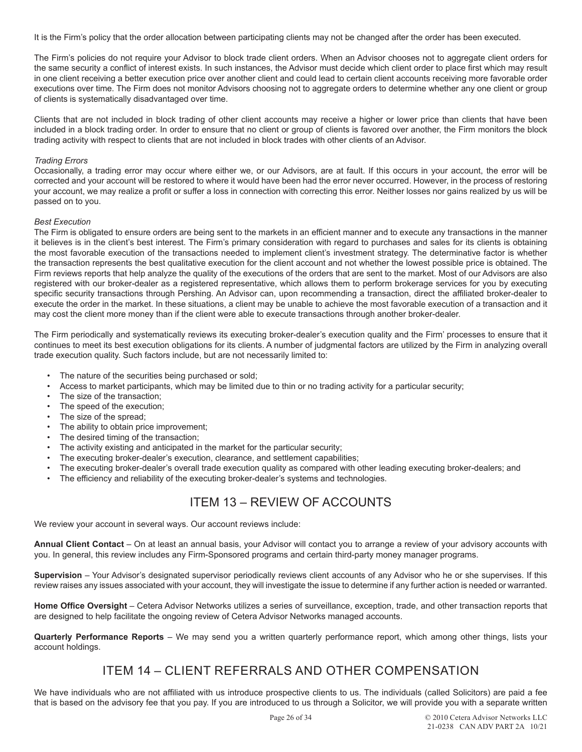It is the Firm's policy that the order allocation between participating clients may not be changed after the order has been executed.

The Firm's policies do not require your Advisor to block trade client orders. When an Advisor chooses not to aggregate client orders for the same security a conflict of interest exists. In such instances, the Advisor must decide which client order to place first which may result in one client receiving a better execution price over another client and could lead to certain client accounts receiving more favorable order executions over time. The Firm does not monitor Advisors choosing not to aggregate orders to determine whether any one client or group of clients is systematically disadvantaged over time.

Clients that are not included in block trading of other client accounts may receive a higher or lower price than clients that have been included in a block trading order. In order to ensure that no client or group of clients is favored over another, the Firm monitors the block trading activity with respect to clients that are not included in block trades with other clients of an Advisor.

*Trading Errors*

Occasionally, a trading error may occur where either we, or our Advisors, are at fault. If this occurs in your account, the error will be corrected and your account will be restored to where it would have been had the error never occurred. However, in the process of restoring your account, we may realize a profit or suffer a loss in connection with correcting this error. Neither losses nor gains realized by us will be passed on to you.

*Best Execution*

The Firm is obligated to ensure orders are being sent to the markets in an efficient manner and to execute any transactions in the manner it believes is in the client's best interest. The Firm's primary consideration with regard to purchases and sales for its clients is obtaining the most favorable execution of the transactions needed to implement client's investment strategy. The determinative factor is whether the transaction represents the best qualitative execution for the client account and not whether the lowest possible price is obtained. The Firm reviews reports that help analyze the quality of the executions of the orders that are sent to the market. Most of our Advisors are also registered with our broker-dealer as a registered representative, which allows them to perform brokerage services for you by executing specific security transactions through Pershing. An Advisor can, upon recommending a transaction, direct the affiliated broker-dealer to execute the order in the market. In these situations, a client may be unable to achieve the most favorable execution of a transaction and it may cost the client more money than if the client were able to execute transactions through another broker-dealer.

The Firm periodically and systematically reviews its executing broker-dealer's execution quality and the Firm' processes to ensure that it continues to meet its best execution obligations for its clients. A number of judgmental factors are utilized by the Firm in analyzing overall trade execution quality. Such factors include, but are not necessarily limited to:

- The nature of the securities being purchased or sold;
- Access to market participants, which may be limited due to thin or no trading activity for a particular security;
- The size of the transaction;
- The speed of the execution;
- The size of the spread;
- The ability to obtain price improvement;
- The desired timing of the transaction;
- The activity existing and anticipated in the market for the particular security;
- The executing broker-dealer's execution, clearance, and settlement capabilities;
- The executing broker-dealer's overall trade execution quality as compared with other leading executing broker-dealers; and
- The efficiency and reliability of the executing broker-dealer's systems and technologies.

## ITEM 13 – REVIEW OF ACCOUNTS

We review your account in several ways. Our account reviews include:

**Annual Client Contact** – On at least an annual basis, your Advisor will contact you to arrange a review of your advisory accounts with you. In general, this review includes any Firm-Sponsored programs and certain third-party money manager programs.

**Supervision** – Your Advisor's designated supervisor periodically reviews client accounts of any Advisor who he or she supervises. If this review raises any issues associated with your account, they will investigate the issue to determine if any further action is needed or warranted.

**Home Office Oversight** – Cetera Advisor Networks utilizes a series of surveillance, exception, trade, and other transaction reports that are designed to help facilitate the ongoing review of Cetera Advisor Networks managed accounts.

**Quarterly Performance Reports** – We may send you a written quarterly performance report, which among other things, lists your account holdings.

## ITEM 14 – CLIENT REFERRALS AND OTHER COMPENSATION

We have individuals who are not affiliated with us introduce prospective clients to us. The individuals (called Solicitors) are paid a fee that is based on the advisory fee that you pay. If you are introduced to us through a Solicitor, we will provide you with a separate written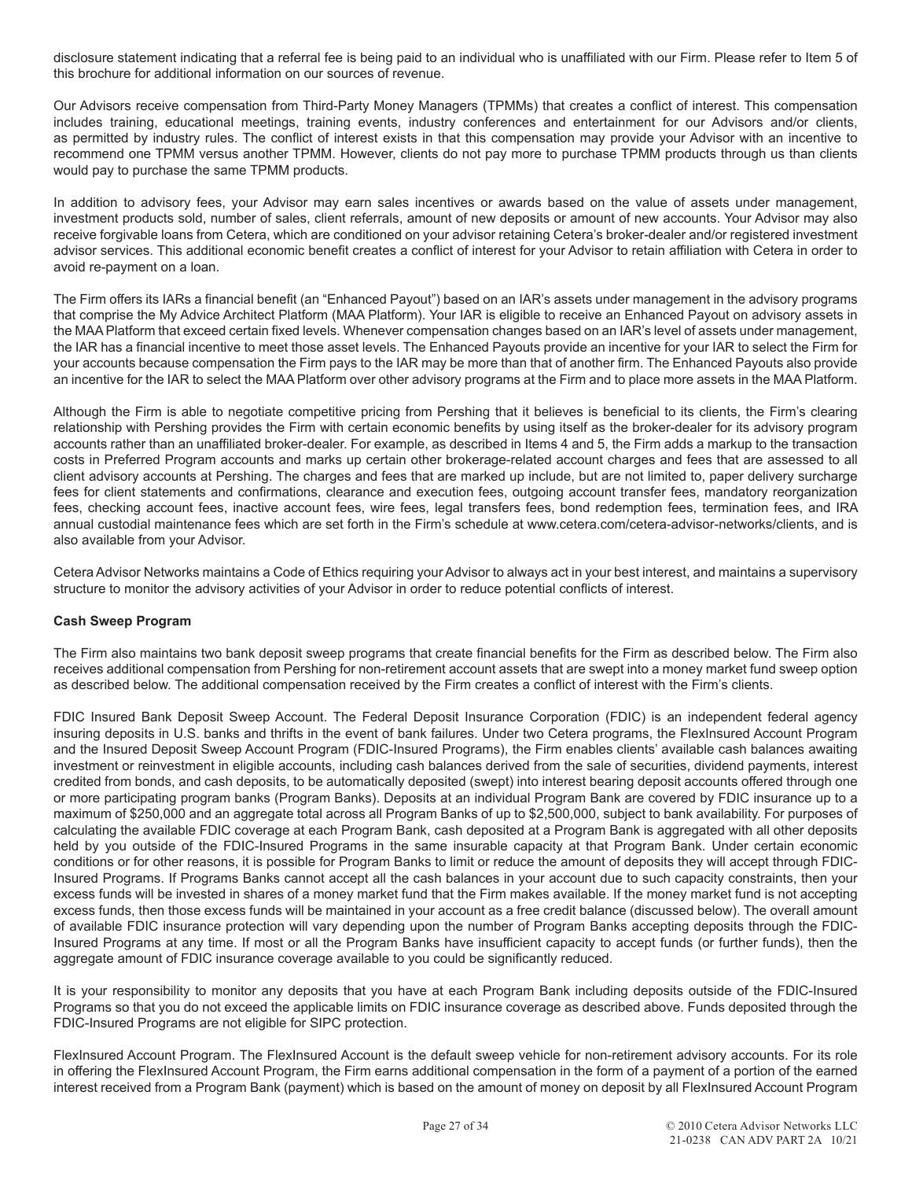disclosure statement indicating that a referral fee is being paid to an individual who is unaffiliated with our Firm. Please refer to Item 5 of this brochure for additional information on our sources of revenue.

Our Advisors receive compensation from Third-Party Money Managers (TPMMs) that creates a conflict of interest. This compensation includes training, educational meetings, training events, industry conferences and entertainment for our Advisors and/or clients, as permitted by industry rules. The conflict of interest exists in that this compensation may provide your Advisor with an incentive to recommend one TPMM versus another TPMM. However, clients do not pay more to purchase TPMM products through us than clients would pay to purchase the same TPMM products.

In addition to advisory fees, your Advisor may earn sales incentives or awards based on the value of assets under management, investment products sold, number of sales, client referrals, amount of new deposits or amount of new accounts. Your Advisor may also receive forgivable loans from Cetera, which are conditioned on your advisor retaining Cetera's broker-dealer and/or registered investment advisor services. This additional economic benefit creates a conflict of interest for your Advisor to retain affiliation with Cetera in order to avoid re-payment on a loan.

The Firm offers its IARs a financial benefit (an "Enhanced Payout") based on an IAR's assets under management in the advisory programs that comprise the My Advice Architect Platform (MAA Platform). Your IAR is eligible to receive an Enhanced Payout on advisory assets in the MAA Platform that exceed certain fixed levels. Whenever compensation changes based on an IAR's level of assets under management, the IAR has a financial incentive to meet those asset levels. The Enhanced Payouts provide an incentive for your IAR to select the Firm for your accounts because compensation the Firm pays to the IAR may be more than that of another firm. The Enhanced Payouts also provide an incentive for the IAR to select the MAA Platform over other advisory programs at the Firm and to place more assets in the MAA Platform.

Although the Firm is able to negotiate competitive pricing from Pershing that it believes is beneficial to its clients, the Firm's clearing relationship with Pershing provides the Firm with certain economic benefits by using itself as the broker-dealer for its advisory program accounts rather than an unaffiliated broker-dealer. For example, as described in Items 4 and 5, the Firm adds a markup to the transaction costs in Preferred Program accounts and marks up certain other brokerage-related account charges and fees that are assessed to all client advisory accounts at Pershing. The charges and fees that are marked up include, but are not limited to, paper delivery surcharge fees for client statements and confirmations, clearance and execution fees, outgoing account transfer fees, mandatory reorganization fees, checking account fees, inactive account fees, wire fees, legal transfers fees, bond redemption fees, termination fees, and IRA annual custodial maintenance fees which are set forth in the Firm's schedule at www.cetera.com/cetera-advisor-networks/clients, and is also available from your Advisor.

Cetera Advisor Networks maintains a Code of Ethics requiring your Advisor to always act in your best interest, and maintains a supervisory structure to monitor the advisory activities of your Advisor in order to reduce potential conflicts of interest.

**Cash Sweep Program**

The Firm also maintains two bank deposit sweep programs that create financial benefits for the Firm as described below. The Firm also receives additional compensation from Pershing for non-retirement account assets that are swept into a money market fund sweep option as described below. The additional compensation received by the Firm creates a conflict of interest with the Firm's clients.

FDIC Insured Bank Deposit Sweep Account. The Federal Deposit Insurance Corporation (FDIC) is an independent federal agency insuring deposits in U.S. banks and thrifts in the event of bank failures. Under two Cetera programs, the FlexInsured Account Program and the Insured Deposit Sweep Account Program (FDIC-Insured Programs), the Firm enables clients' available cash balances awaiting investment or reinvestment in eligible accounts, including cash balances derived from the sale of securities, dividend payments, interest credited from bonds, and cash deposits, to be automatically deposited (swept) into interest bearing deposit accounts offered through one or more participating program banks (Program Banks). Deposits at an individual Program Bank are covered by FDIC insurance up to a maximum of $250,000 and an aggregate total across all Program Banks of up to $2,500,000, subject to bank availability. For purposes of calculating the available FDIC coverage at each Program Bank, cash deposited at a Program Bank is aggregated with all other deposits held by you outside of the FDIC-Insured Programs in the same insurable capacity at that Program Bank. Under certain economic conditions or for other reasons, it is possible for Program Banks to limit or reduce the amount of deposits they will accept through FDIC-Insured Programs. If Programs Banks cannot accept all the cash balances in your account due to such capacity constraints, then your excess funds will be invested in shares of a money market fund that the Firm makes available. If the money market fund is not accepting excess funds, then those excess funds will be maintained in your account as a free credit balance (discussed below). The overall amount of available FDIC insurance protection will vary depending upon the number of Program Banks accepting deposits through the FDIC-Insured Programs at any time. If most or all the Program Banks have insufficient capacity to accept funds (or further funds), then the aggregate amount of FDIC insurance coverage available to you could be significantly reduced.

It is your responsibility to monitor any deposits that you have at each Program Bank including deposits outside of the FDIC-Insured Programs so that you do not exceed the applicable limits on FDIC insurance coverage as described above. Funds deposited through the FDIC-Insured Programs are not eligible for SIPC protection.

FlexInsured Account Program. The FlexInsured Account is the default sweep vehicle for non-retirement advisory accounts. For its role in offering the FlexInsured Account Program, the Firm earns additional compensation in the form of a payment of a portion of the earned interest received from a Program Bank (payment) which is based on the amount of money on deposit by all FlexInsured Account Program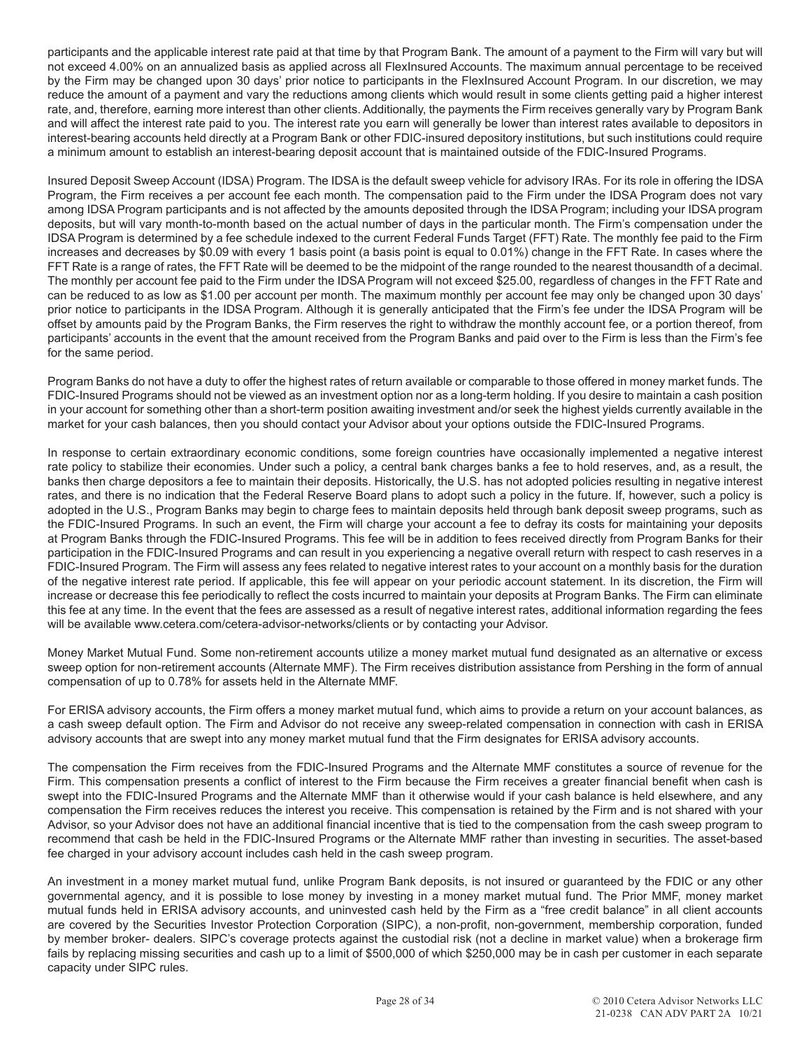participants and the applicable interest rate paid at that time by that Program Bank. The amount of a payment to the Firm will vary but will not exceed 4.00% on an annualized basis as applied across all FlexInsured Accounts. The maximum annual percentage to be received by the Firm may be changed upon 30 days' prior notice to participants in the FlexInsured Account Program. In our discretion, we may reduce the amount of a payment and vary the reductions among clients which would result in some clients getting paid a higher interest rate, and, therefore, earning more interest than other clients. Additionally, the payments the Firm receives generally vary by Program Bank and will affect the interest rate paid to you. The interest rate you earn will generally be lower than interest rates available to depositors in interest-bearing accounts held directly at a Program Bank or other FDIC-insured depository institutions, but such institutions could require a minimum amount to establish an interest-bearing deposit account that is maintained outside of the FDIC-Insured Programs.

Insured Deposit Sweep Account (IDSA) Program. The IDSA is the default sweep vehicle for advisory IRAs. For its role in offering the IDSA Program, the Firm receives a per account fee each month. The compensation paid to the Firm under the IDSA Program does not vary among IDSA Program participants and is not affected by the amounts deposited through the IDSA Program; including your IDSA program deposits, but will vary month-to-month based on the actual number of days in the particular month. The Firm's compensation under the IDSA Program is determined by a fee schedule indexed to the current Federal Funds Target (FFT) Rate. The monthly fee paid to the Firm increases and decreases by $0.09 with every 1 basis point (a basis point is equal to 0.01%) change in the FFT Rate. In cases where the FFT Rate is a range of rates, the FFT Rate will be deemed to be the midpoint of the range rounded to the nearest thousandth of a decimal. The monthly per account fee paid to the Firm under the IDSA Program will not exceed $25.00, regardless of changes in the FFT Rate and can be reduced to as low as $1.00 per account per month. The maximum monthly per account fee may only be changed upon 30 days' prior notice to participants in the IDSA Program. Although it is generally anticipated that the Firm's fee under the IDSA Program will be offset by amounts paid by the Program Banks, the Firm reserves the right to withdraw the monthly account fee, or a portion thereof, from participants' accounts in the event that the amount received from the Program Banks and paid over to the Firm is less than the Firm's fee for the same period.

Program Banks do not have a duty to offer the highest rates of return available or comparable to those offered in money market funds. The FDIC-Insured Programs should not be viewed as an investment option nor as a long-term holding. If you desire to maintain a cash position in your account for something other than a short-term position awaiting investment and/or seek the highest yields currently available in the market for your cash balances, then you should contact your Advisor about your options outside the FDIC-Insured Programs.

In response to certain extraordinary economic conditions, some foreign countries have occasionally implemented a negative interest rate policy to stabilize their economies. Under such a policy, a central bank charges banks a fee to hold reserves, and, as a result, the banks then charge depositors a fee to maintain their deposits. Historically, the U.S. has not adopted policies resulting in negative interest rates, and there is no indication that the Federal Reserve Board plans to adopt such a policy in the future. If, however, such a policy is adopted in the U.S., Program Banks may begin to charge fees to maintain deposits held through bank deposit sweep programs, such as the FDIC-Insured Programs. In such an event, the Firm will charge your account a fee to defray its costs for maintaining your deposits at Program Banks through the FDIC-Insured Programs. This fee will be in addition to fees received directly from Program Banks for their participation in the FDIC-Insured Programs and can result in you experiencing a negative overall return with respect to cash reserves in a FDIC-Insured Program. The Firm will assess any fees related to negative interest rates to your account on a monthly basis for the duration of the negative interest rate period. If applicable, this fee will appear on your periodic account statement. In its discretion, the Firm will increase or decrease this fee periodically to reflect the costs incurred to maintain your deposits at Program Banks. The Firm can eliminate this fee at any time. In the event that the fees are assessed as a result of negative interest rates, additional information regarding the fees will be available www.cetera.com/cetera-advisor-networks/clients or by contacting your Advisor.

Money Market Mutual Fund. Some non-retirement accounts utilize a money market mutual fund designated as an alternative or excess sweep option for non-retirement accounts (Alternate MMF). The Firm receives distribution assistance from Pershing in the form of annual compensation of up to 0.78% for assets held in the Alternate MMF.

For ERISA advisory accounts, the Firm offers a money market mutual fund, which aims to provide a return on your account balances, as a cash sweep default option. The Firm and Advisor do not receive any sweep-related compensation in connection with cash in ERISA advisory accounts that are swept into any money market mutual fund that the Firm designates for ERISA advisory accounts.

The compensation the Firm receives from the FDIC-Insured Programs and the Alternate MMF constitutes a source of revenue for the Firm. This compensation presents a conflict of interest to the Firm because the Firm receives a greater financial benefit when cash is swept into the FDIC-Insured Programs and the Alternate MMF than it otherwise would if your cash balance is held elsewhere, and any compensation the Firm receives reduces the interest you receive. This compensation is retained by the Firm and is not shared with your Advisor, so your Advisor does not have an additional financial incentive that is tied to the compensation from the cash sweep program to recommend that cash be held in the FDIC-Insured Programs or the Alternate MMF rather than investing in securities. The asset-based fee charged in your advisory account includes cash held in the cash sweep program.

An investment in a money market mutual fund, unlike Program Bank deposits, is not insured or guaranteed by the FDIC or any other governmental agency, and it is possible to lose money by investing in a money market mutual fund. The Prior MMF, money market mutual funds held in ERISA advisory accounts, and uninvested cash held by the Firm as a "free credit balance" in all client accounts are covered by the Securities Investor Protection Corporation (SIPC), a non-profit, non-government, membership corporation, funded by member broker- dealers. SIPC's coverage protects against the custodial risk (not a decline in market value) when a brokerage firm fails by replacing missing securities and cash up to a limit of $500,000 of which $250,000 may be in cash per customer in each separate capacity under SIPC rules.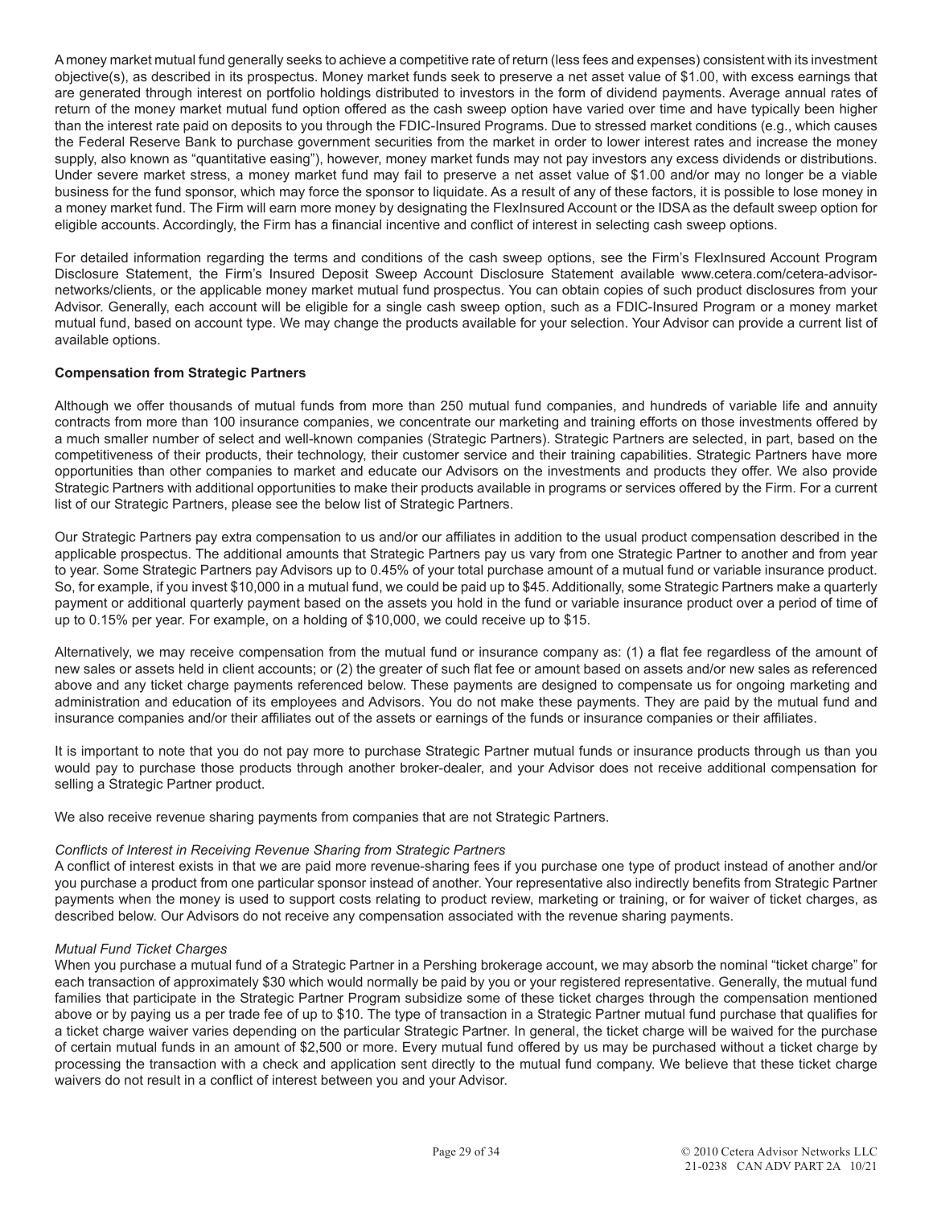A money market mutual fund generally seeks to achieve a competitive rate of return (less fees and expenses) consistent with its investment objective(s), as described in its prospectus. Money market funds seek to preserve a net asset value of $1.00, with excess earnings that are generated through interest on portfolio holdings distributed to investors in the form of dividend payments. Average annual rates of return of the money market mutual fund option offered as the cash sweep option have varied over time and have typically been higher than the interest rate paid on deposits to you through the FDIC-Insured Programs. Due to stressed market conditions (e.g., which causes the Federal Reserve Bank to purchase government securities from the market in order to lower interest rates and increase the money supply, also known as "quantitative easing"), however, money market funds may not pay investors any excess dividends or distributions. Under severe market stress, a money market fund may fail to preserve a net asset value of $1.00 and/or may no longer be a viable business for the fund sponsor, which may force the sponsor to liquidate. As a result of any of these factors, it is possible to lose money in a money market fund. The Firm will earn more money by designating the FlexInsured Account or the IDSA as the default sweep option for eligible accounts. Accordingly, the Firm has a financial incentive and conflict of interest in selecting cash sweep options.

For detailed information regarding the terms and conditions of the cash sweep options, see the Firm's FlexInsured Account Program Disclosure Statement, the Firm's Insured Deposit Sweep Account Disclosure Statement available www.cetera.com/cetera-advisor-networks/clients, or the applicable money market mutual fund prospectus. You can obtain copies of such product disclosures from your Advisor. Generally, each account will be eligible for a single cash sweep option, such as a FDIC-Insured Program or a money market mutual fund, based on account type. We may change the products available for your selection. Your Advisor can provide a current list of available options.

**Compensation from Strategic Partners**

Although we offer thousands of mutual funds from more than 250 mutual fund companies, and hundreds of variable life and annuity contracts from more than 100 insurance companies, we concentrate our marketing and training efforts on those investments offered by a much smaller number of select and well-known companies (Strategic Partners). Strategic Partners are selected, in part, based on the competitiveness of their products, their technology, their customer service and their training capabilities. Strategic Partners have more opportunities than other companies to market and educate our Advisors on the investments and products they offer. We also provide Strategic Partners with additional opportunities to make their products available in programs or services offered by the Firm. For a current list of our Strategic Partners, please see the below list of Strategic Partners.

Our Strategic Partners pay extra compensation to us and/or our affiliates in addition to the usual product compensation described in the applicable prospectus. The additional amounts that Strategic Partners pay us vary from one Strategic Partner to another and from year to year. Some Strategic Partners pay Advisors up to 0.45% of your total purchase amount of a mutual fund or variable insurance product. So, for example, if you invest $10,000 in a mutual fund, we could be paid up to $45. Additionally, some Strategic Partners make a quarterly payment or additional quarterly payment based on the assets you hold in the fund or variable insurance product over a period of time of up to 0.15% per year. For example, on a holding of $10,000, we could receive up to $15.

Alternatively, we may receive compensation from the mutual fund or insurance company as: (1) a flat fee regardless of the amount of new sales or assets held in client accounts; or (2) the greater of such flat fee or amount based on assets and/or new sales as referenced above and any ticket charge payments referenced below. These payments are designed to compensate us for ongoing marketing and administration and education of its employees and Advisors. You do not make these payments. They are paid by the mutual fund and insurance companies and/or their affiliates out of the assets or earnings of the funds or insurance companies or their affiliates.

It is important to note that you do not pay more to purchase Strategic Partner mutual funds or insurance products through us than you would pay to purchase those products through another broker-dealer, and your Advisor does not receive additional compensation for selling a Strategic Partner product.

We also receive revenue sharing payments from companies that are not Strategic Partners.

*Conflicts of Interest in Receiving Revenue Sharing from Strategic Partners*

A conflict of interest exists in that we are paid more revenue-sharing fees if you purchase one type of product instead of another and/or you purchase a product from one particular sponsor instead of another. Your representative also indirectly benefits from Strategic Partner payments when the money is used to support costs relating to product review, marketing or training, or for waiver of ticket charges, as described below. Our Advisors do not receive any compensation associated with the revenue sharing payments.

*Mutual Fund Ticket Charges*

When you purchase a mutual fund of a Strategic Partner in a Pershing brokerage account, we may absorb the nominal "ticket charge" for each transaction of approximately $30 which would normally be paid by you or your registered representative. Generally, the mutual fund families that participate in the Strategic Partner Program subsidize some of these ticket charges through the compensation mentioned above or by paying us a per trade fee of up to $10. The type of transaction in a Strategic Partner mutual fund purchase that qualifies for a ticket charge waiver varies depending on the particular Strategic Partner. In general, the ticket charge will be waived for the purchase of certain mutual funds in an amount of $2,500 or more. Every mutual fund offered by us may be purchased without a ticket charge by processing the transaction with a check and application sent directly to the mutual fund company. We believe that these ticket charge waivers do not result in a conflict of interest between you and your Advisor.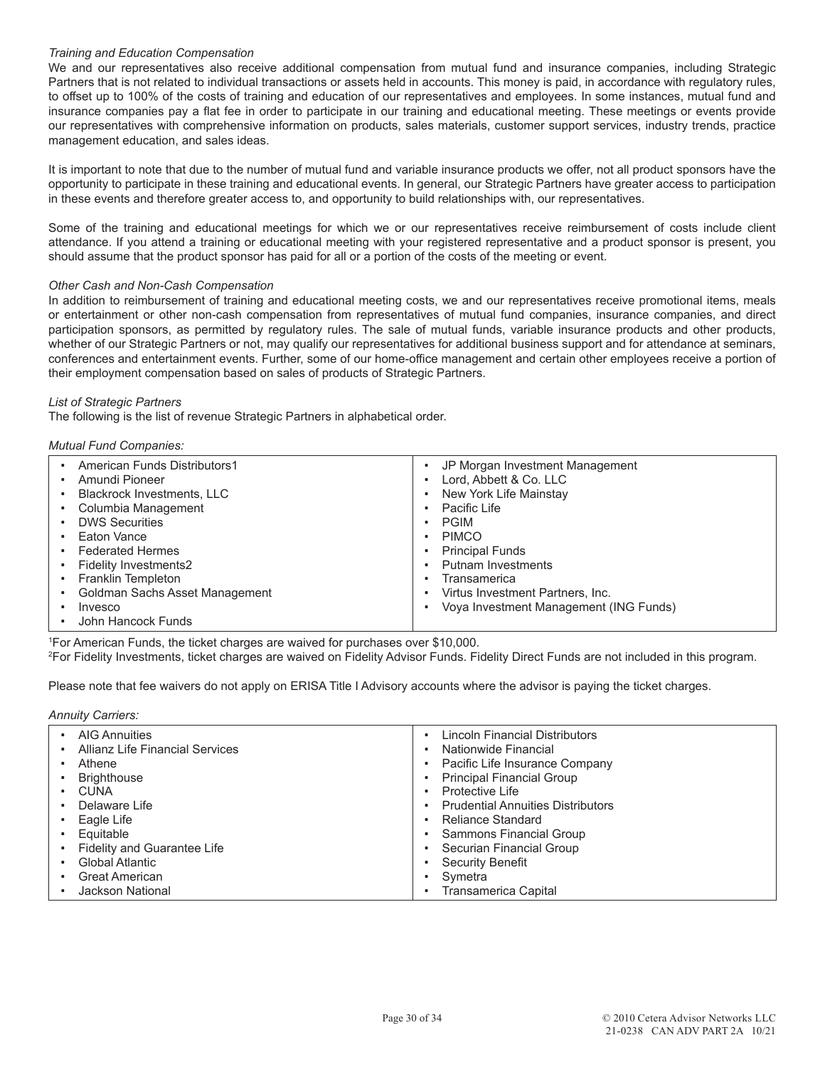*Training and Education Compensation*

We and our representatives also receive additional compensation from mutual fund and insurance companies, including Strategic Partners that is not related to individual transactions or assets held in accounts. This money is paid, in accordance with regulatory rules, to offset up to 100% of the costs of training and education of our representatives and employees. In some instances, mutual fund and insurance companies pay a flat fee in order to participate in our training and educational meeting. These meetings or events provide our representatives with comprehensive information on products, sales materials, customer support services, industry trends, practice management education, and sales ideas.

It is important to note that due to the number of mutual fund and variable insurance products we offer, not all product sponsors have the opportunity to participate in these training and educational events. In general, our Strategic Partners have greater access to participation in these events and therefore greater access to, and opportunity to build relationships with, our representatives.

Some of the training and educational meetings for which we or our representatives receive reimbursement of costs include client attendance. If you attend a training or educational meeting with your registered representative and a product sponsor is present, you should assume that the product sponsor has paid for all or a portion of the costs of the meeting or event.

*Other Cash and Non-Cash Compensation*

In addition to reimbursement of training and educational meeting costs, we and our representatives receive promotional items, meals or entertainment or other non-cash compensation from representatives of mutual fund companies, insurance companies, and direct participation sponsors, as permitted by regulatory rules. The sale of mutual funds, variable insurance products and other products, whether of our Strategic Partners or not, may qualify our representatives for additional business support and for attendance at seminars, conferences and entertainment events. Further, some of our home-office management and certain other employees receive a portion of their employment compensation based on sales of products of Strategic Partners.

*List of Strategic Partners*

The following is the list of revenue Strategic Partners in alphabetical order.

*Mutual Fund Companies:*

| | |
|---|---|
| • American Funds Distributors[1] | • JP Morgan Investment Management |
| • Amundi Pioneer | • Lord, Abbett & Co. LLC |
| • Blackrock Investments, LLC | • New York Life Mainstay |
| • Columbia Management | • Pacific Life |
| • DWS Securities | • PGIM |
| • Eaton Vance | • PIMCO |
| • Federated Hermes | • Principal Funds |
| • Fidelity Investments[2] | • Putnam Investments |
| • Franklin Templeton | • Transamerica |
| • Goldman Sachs Asset Management | • Virtus Investment Partners, Inc. |
| • Invesco | • Voya Investment Management (ING Funds) |
| • John Hancock Funds | |

[1]For American Funds, the ticket charges are waived for purchases over $10,000.
[2]For Fidelity Investments, ticket charges are waived on Fidelity Advisor Funds. Fidelity Direct Funds are not included in this program.

Please note that fee waivers do not apply on ERISA Title I Advisory accounts where the advisor is paying the ticket charges.

*Annuity Carriers:*

| | |
|---|---|
| • AIG Annuities | • Lincoln Financial Distributors |
| • Allianz Life Financial Services | • Nationwide Financial |
| • Athene | • Pacific Life Insurance Company |
| • Brighthouse | • Principal Financial Group |
| • CUNA | • Protective Life |
| • Delaware Life | • Prudential Annuities Distributors |
| • Eagle Life | • Reliance Standard |
| • Equitable | • Sammons Financial Group |
| • Fidelity and Guarantee Life | • Securian Financial Group |
| • Global Atlantic | • Security Benefit |
| • Great American | • Symetra |
| • Jackson National | • Transamerica Capital |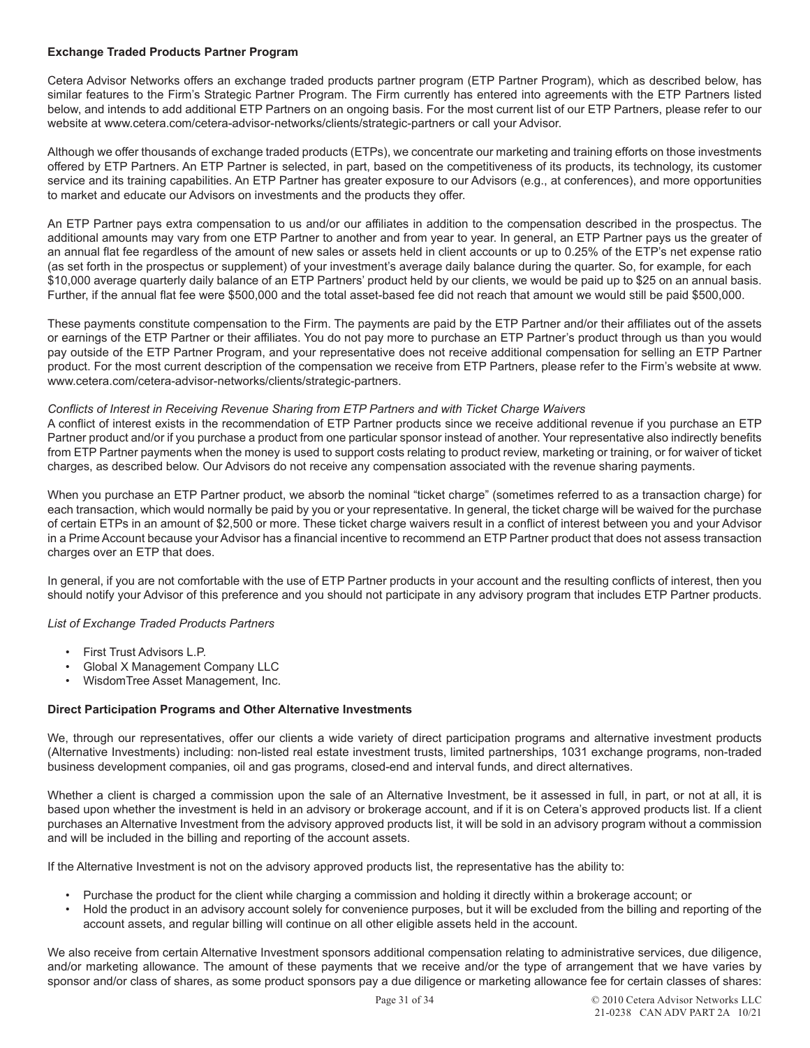**Exchange Traded Products Partner Program**

Cetera Advisor Networks offers an exchange traded products partner program (ETP Partner Program), which as described below, has similar features to the Firm's Strategic Partner Program. The Firm currently has entered into agreements with the ETP Partners listed below, and intends to add additional ETP Partners on an ongoing basis. For the most current list of our ETP Partners, please refer to our website at www.cetera.com/cetera-advisor-networks/clients/strategic-partners or call your Advisor.

Although we offer thousands of exchange traded products (ETPs), we concentrate our marketing and training efforts on those investments offered by ETP Partners. An ETP Partner is selected, in part, based on the competitiveness of its products, its technology, its customer service and its training capabilities. An ETP Partner has greater exposure to our Advisors (e.g., at conferences), and more opportunities to market and educate our Advisors on investments and the products they offer.

An ETP Partner pays extra compensation to us and/or our affiliates in addition to the compensation described in the prospectus. The additional amounts may vary from one ETP Partner to another and from year to year. In general, an ETP Partner pays us the greater of an annual flat fee regardless of the amount of new sales or assets held in client accounts or up to 0.25% of the ETP's net expense ratio (as set forth in the prospectus or supplement) of your investment's average daily balance during the quarter. So, for example, for each $10,000 average quarterly daily balance of an ETP Partners' product held by our clients, we would be paid up to $25 on an annual basis. Further, if the annual flat fee were $500,000 and the total asset-based fee did not reach that amount we would still be paid $500,000.

These payments constitute compensation to the Firm. The payments are paid by the ETP Partner and/or their affiliates out of the assets or earnings of the ETP Partner or their affiliates. You do not pay more to purchase an ETP Partner's product through us than you would pay outside of the ETP Partner Program, and your representative does not receive additional compensation for selling an ETP Partner product. For the most current description of the compensation we receive from ETP Partners, please refer to the Firm's website at www. www.cetera.com/cetera-advisor-networks/clients/strategic-partners.

*Conflicts of Interest in Receiving Revenue Sharing from ETP Partners and with Ticket Charge Waivers*

A conflict of interest exists in the recommendation of ETP Partner products since we receive additional revenue if you purchase an ETP Partner product and/or if you purchase a product from one particular sponsor instead of another. Your representative also indirectly benefits from ETP Partner payments when the money is used to support costs relating to product review, marketing or training, or for waiver of ticket charges, as described below. Our Advisors do not receive any compensation associated with the revenue sharing payments.

When you purchase an ETP Partner product, we absorb the nominal "ticket charge" (sometimes referred to as a transaction charge) for each transaction, which would normally be paid by you or your representative. In general, the ticket charge will be waived for the purchase of certain ETPs in an amount of $2,500 or more. These ticket charge waivers result in a conflict of interest between you and your Advisor in a Prime Account because your Advisor has a financial incentive to recommend an ETP Partner product that does not assess transaction charges over an ETP that does.

In general, if you are not comfortable with the use of ETP Partner products in your account and the resulting conflicts of interest, then you should notify your Advisor of this preference and you should not participate in any advisory program that includes ETP Partner products.

*List of Exchange Traded Products Partners*

- First Trust Advisors L.P.
- Global X Management Company LLC
- WisdomTree Asset Management, Inc.

**Direct Participation Programs and Other Alternative Investments**

We, through our representatives, offer our clients a wide variety of direct participation programs and alternative investment products (Alternative Investments) including: non-listed real estate investment trusts, limited partnerships, 1031 exchange programs, non-traded business development companies, oil and gas programs, closed-end and interval funds, and direct alternatives.

Whether a client is charged a commission upon the sale of an Alternative Investment, be it assessed in full, in part, or not at all, it is based upon whether the investment is held in an advisory or brokerage account, and if it is on Cetera's approved products list. If a client purchases an Alternative Investment from the advisory approved products list, it will be sold in an advisory program without a commission and will be included in the billing and reporting of the account assets.

If the Alternative Investment is not on the advisory approved products list, the representative has the ability to:

- Purchase the product for the client while charging a commission and holding it directly within a brokerage account; or
- Hold the product in an advisory account solely for convenience purposes, but it will be excluded from the billing and reporting of the account assets, and regular billing will continue on all other eligible assets held in the account.

We also receive from certain Alternative Investment sponsors additional compensation relating to administrative services, due diligence, and/or marketing allowance. The amount of these payments that we receive and/or the type of arrangement that we have varies by sponsor and/or class of shares, as some product sponsors pay a due diligence or marketing allowance fee for certain classes of shares: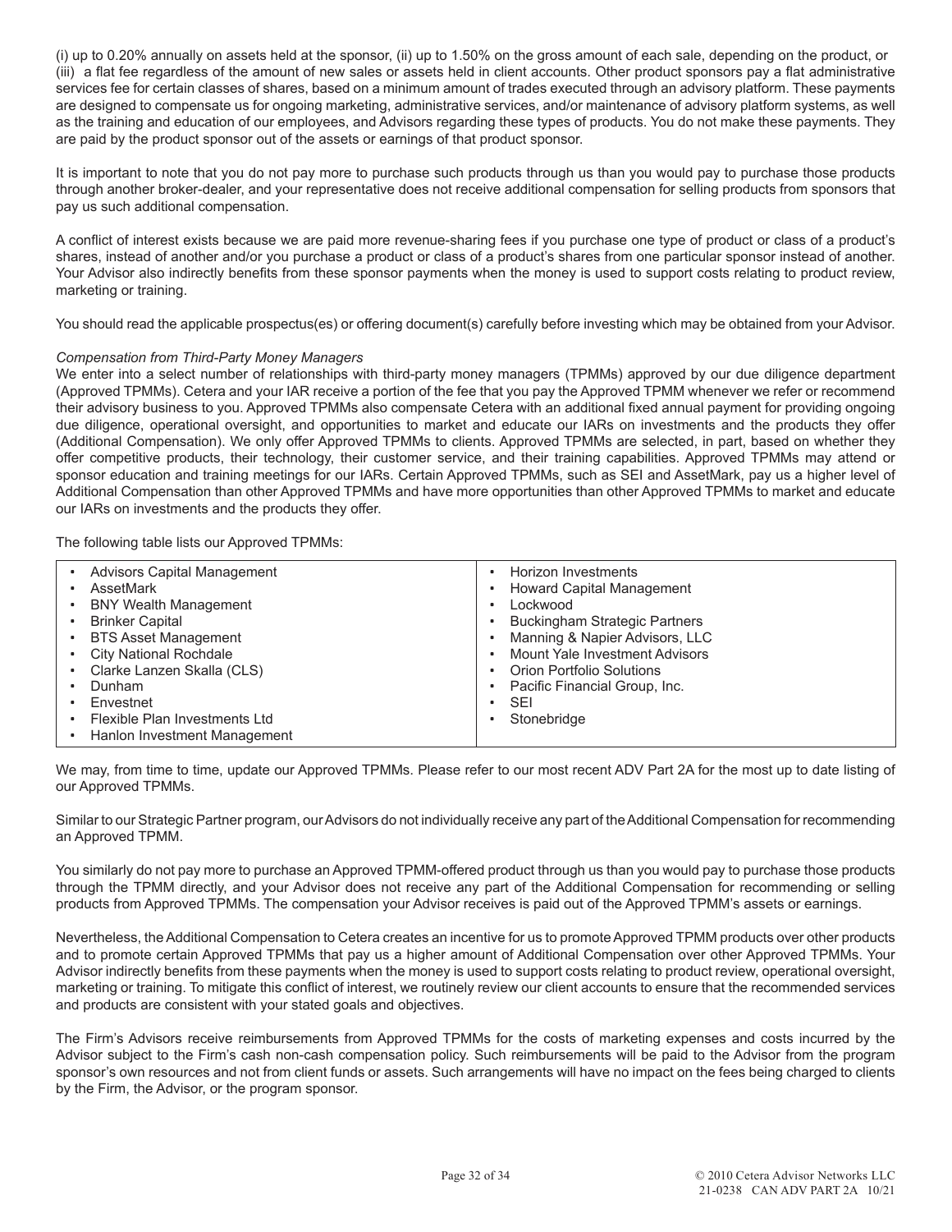(i) up to 0.20% annually on assets held at the sponsor, (ii) up to 1.50% on the gross amount of each sale, depending on the product, or (iii) a flat fee regardless of the amount of new sales or assets held in client accounts. Other product sponsors pay a flat administrative services fee for certain classes of shares, based on a minimum amount of trades executed through an advisory platform. These payments are designed to compensate us for ongoing marketing, administrative services, and/or maintenance of advisory platform systems, as well as the training and education of our employees, and Advisors regarding these types of products. You do not make these payments. They are paid by the product sponsor out of the assets or earnings of that product sponsor.

It is important to note that you do not pay more to purchase such products through us than you would pay to purchase those products through another broker-dealer, and your representative does not receive additional compensation for selling products from sponsors that pay us such additional compensation.

A conflict of interest exists because we are paid more revenue-sharing fees if you purchase one type of product or class of a product's shares, instead of another and/or you purchase a product or class of a product's shares from one particular sponsor instead of another. Your Advisor also indirectly benefits from these sponsor payments when the money is used to support costs relating to product review, marketing or training.

You should read the applicable prospectus(es) or offering document(s) carefully before investing which may be obtained from your Advisor.

*Compensation from Third-Party Money Managers*

We enter into a select number of relationships with third-party money managers (TPMMs) approved by our due diligence department (Approved TPMMs). Cetera and your IAR receive a portion of the fee that you pay the Approved TPMM whenever we refer or recommend their advisory business to you. Approved TPMMs also compensate Cetera with an additional fixed annual payment for providing ongoing due diligence, operational oversight, and opportunities to market and educate our IARs on investments and the products they offer (Additional Compensation). We only offer Approved TPMMs to clients. Approved TPMMs are selected, in part, based on whether they offer competitive products, their technology, their customer service, and their training capabilities. Approved TPMMs may attend or sponsor education and training meetings for our IARs. Certain Approved TPMMs, such as SEI and AssetMark, pay us a higher level of Additional Compensation than other Approved TPMMs and have more opportunities than other Approved TPMMs to market and educate our IARs on investments and the products they offer.

The following table lists our Approved TPMMs:

| | |
|---|---|
| • Advisors Capital Management | • Horizon Investments |
| • AssetMark | • Howard Capital Management |
| • BNY Wealth Management | • Lockwood |
| • Brinker Capital | • Buckingham Strategic Partners |
| • BTS Asset Management | • Manning & Napier Advisors, LLC |
| • City National Rochdale | • Mount Yale Investment Advisors |
| • Clarke Lanzen Skalla (CLS) | • Orion Portfolio Solutions |
| • Dunham | • Pacific Financial Group, Inc. |
| • Envestnet | • SEI |
| • Flexible Plan Investments Ltd | • Stonebridge |
| • Hanlon Investment Management | |

We may, from time to time, update our Approved TPMMs. Please refer to our most recent ADV Part 2A for the most up to date listing of our Approved TPMMs.

Similar to our Strategic Partner program, our Advisors do not individually receive any part of the Additional Compensation for recommending an Approved TPMM.

You similarly do not pay more to purchase an Approved TPMM-offered product through us than you would pay to purchase those products through the TPMM directly, and your Advisor does not receive any part of the Additional Compensation for recommending or selling products from Approved TPMMs. The compensation your Advisor receives is paid out of the Approved TPMM's assets or earnings.

Nevertheless, the Additional Compensation to Cetera creates an incentive for us to promote Approved TPMM products over other products and to promote certain Approved TPMMs that pay us a higher amount of Additional Compensation over other Approved TPMMs. Your Advisor indirectly benefits from these payments when the money is used to support costs relating to product review, operational oversight, marketing or training. To mitigate this conflict of interest, we routinely review our client accounts to ensure that the recommended services and products are consistent with your stated goals and objectives.

The Firm's Advisors receive reimbursements from Approved TPMMs for the costs of marketing expenses and costs incurred by the Advisor subject to the Firm's cash non-cash compensation policy. Such reimbursements will be paid to the Advisor from the program sponsor's own resources and not from client funds or assets. Such arrangements will have no impact on the fees being charged to clients by the Firm, the Advisor, or the program sponsor.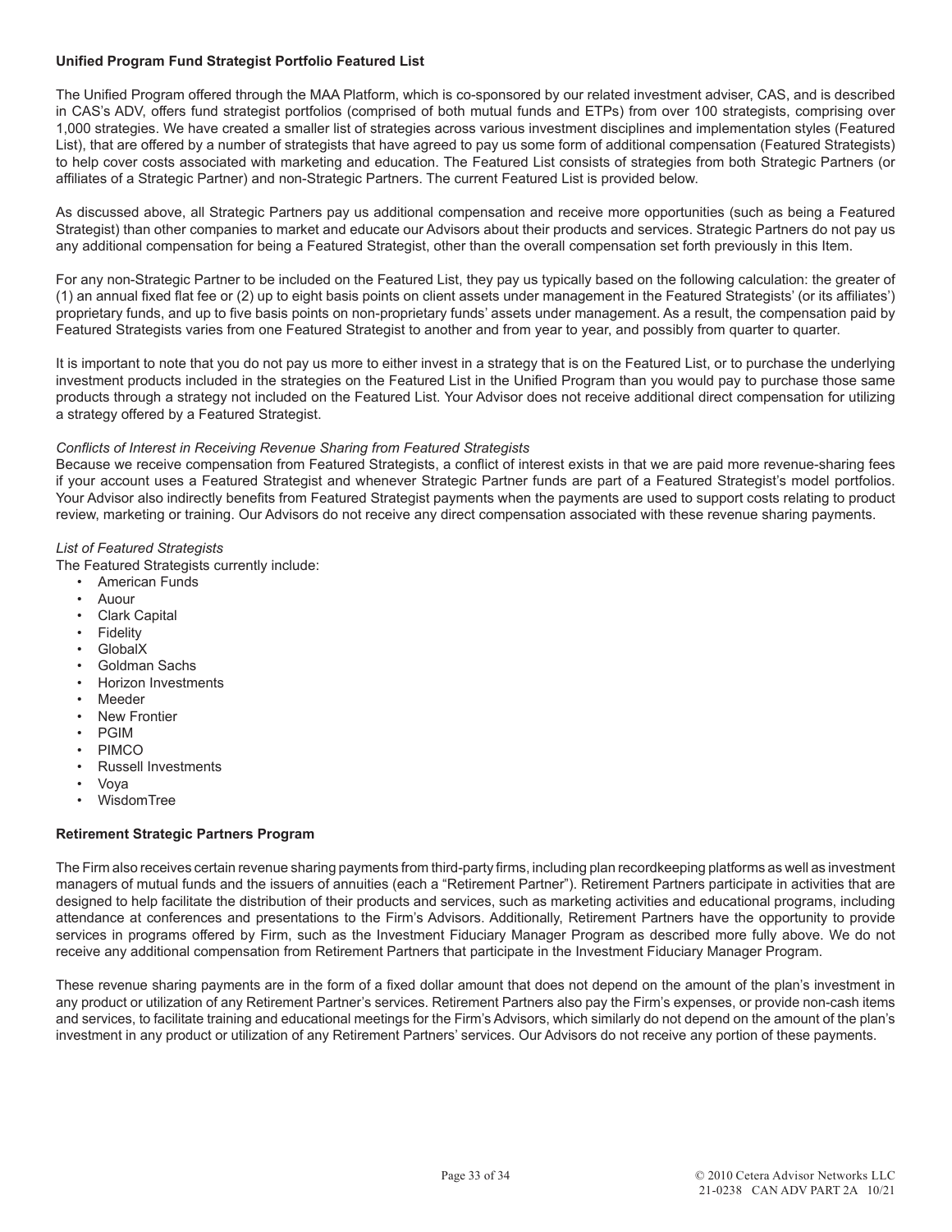**Unified Program Fund Strategist Portfolio Featured List**

The Unified Program offered through the MAA Platform, which is co-sponsored by our related investment adviser, CAS, and is described in CAS's ADV, offers fund strategist portfolios (comprised of both mutual funds and ETPs) from over 100 strategists, comprising over 1,000 strategies. We have created a smaller list of strategies across various investment disciplines and implementation styles (Featured List), that are offered by a number of strategists that have agreed to pay us some form of additional compensation (Featured Strategists) to help cover costs associated with marketing and education. The Featured List consists of strategies from both Strategic Partners (or affiliates of a Strategic Partner) and non-Strategic Partners. The current Featured List is provided below.

As discussed above, all Strategic Partners pay us additional compensation and receive more opportunities (such as being a Featured Strategist) than other companies to market and educate our Advisors about their products and services. Strategic Partners do not pay us any additional compensation for being a Featured Strategist, other than the overall compensation set forth previously in this Item.

For any non-Strategic Partner to be included on the Featured List, they pay us typically based on the following calculation: the greater of (1) an annual fixed flat fee or (2) up to eight basis points on client assets under management in the Featured Strategists' (or its affiliates') proprietary funds, and up to five basis points on non-proprietary funds' assets under management. As a result, the compensation paid by Featured Strategists varies from one Featured Strategist to another and from year to year, and possibly from quarter to quarter.

It is important to note that you do not pay us more to either invest in a strategy that is on the Featured List, or to purchase the underlying investment products included in the strategies on the Featured List in the Unified Program than you would pay to purchase those same products through a strategy not included on the Featured List. Your Advisor does not receive additional direct compensation for utilizing a strategy offered by a Featured Strategist.

*Conflicts of Interest in Receiving Revenue Sharing from Featured Strategists*

Because we receive compensation from Featured Strategists, a conflict of interest exists in that we are paid more revenue-sharing fees if your account uses a Featured Strategist and whenever Strategic Partner funds are part of a Featured Strategist's model portfolios. Your Advisor also indirectly benefits from Featured Strategist payments when the payments are used to support costs relating to product review, marketing or training. Our Advisors do not receive any direct compensation associated with these revenue sharing payments.

*List of Featured Strategists*

The Featured Strategists currently include:

- American Funds
- Auour
- Clark Capital
- Fidelity
- GlobalX
- Goldman Sachs
- Horizon Investments
- Meeder
- New Frontier
- PGIM
- PIMCO
- Russell Investments
- Voya
- WisdomTree

**Retirement Strategic Partners Program**

The Firm also receives certain revenue sharing payments from third-party firms, including plan recordkeeping platforms as well as investment managers of mutual funds and the issuers of annuities (each a "Retirement Partner"). Retirement Partners participate in activities that are designed to help facilitate the distribution of their products and services, such as marketing activities and educational programs, including attendance at conferences and presentations to the Firm's Advisors. Additionally, Retirement Partners have the opportunity to provide services in programs offered by Firm, such as the Investment Fiduciary Manager Program as described more fully above. We do not receive any additional compensation from Retirement Partners that participate in the Investment Fiduciary Manager Program.

These revenue sharing payments are in the form of a fixed dollar amount that does not depend on the amount of the plan's investment in any product or utilization of any Retirement Partner's services. Retirement Partners also pay the Firm's expenses, or provide non-cash items and services, to facilitate training and educational meetings for the Firm's Advisors, which similarly do not depend on the amount of the plan's investment in any product or utilization of any Retirement Partners' services. Our Advisors do not receive any portion of these payments.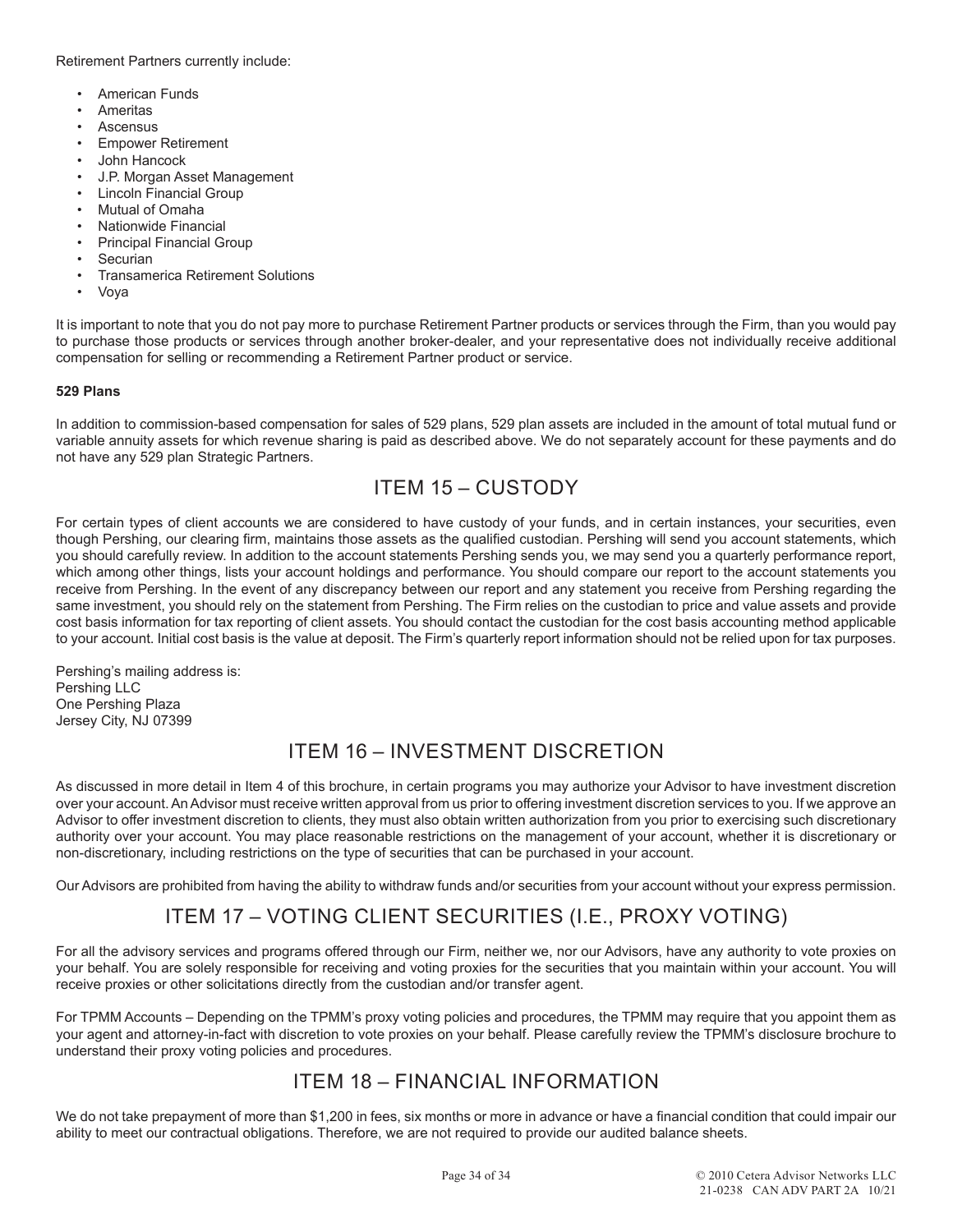Retirement Partners currently include:

- American Funds
- Ameritas
- Ascensus
- Empower Retirement
- John Hancock
- J.P. Morgan Asset Management
- Lincoln Financial Group
- Mutual of Omaha
- Nationwide Financial
- Principal Financial Group
- Securian
- Transamerica Retirement Solutions
- Voya

It is important to note that you do not pay more to purchase Retirement Partner products or services through the Firm, than you would pay to purchase those products or services through another broker-dealer, and your representative does not individually receive additional compensation for selling or recommending a Retirement Partner product or service.

**529 Plans**

In addition to commission-based compensation for sales of 529 plans, 529 plan assets are included in the amount of total mutual fund or variable annuity assets for which revenue sharing is paid as described above. We do not separately account for these payments and do not have any 529 plan Strategic Partners.

## ITEM 15 – CUSTODY

For certain types of client accounts we are considered to have custody of your funds, and in certain instances, your securities, even though Pershing, our clearing firm, maintains those assets as the qualified custodian. Pershing will send you account statements, which you should carefully review. In addition to the account statements Pershing sends you, we may send you a quarterly performance report, which among other things, lists your account holdings and performance. You should compare our report to the account statements you receive from Pershing. In the event of any discrepancy between our report and any statement you receive from Pershing regarding the same investment, you should rely on the statement from Pershing. The Firm relies on the custodian to price and value assets and provide cost basis information for tax reporting of client assets. You should contact the custodian for the cost basis accounting method applicable to your account. Initial cost basis is the value at deposit. The Firm's quarterly report information should not be relied upon for tax purposes.

Pershing's mailing address is:
Pershing LLC
One Pershing Plaza
Jersey City, NJ 07399

## ITEM 16 – INVESTMENT DISCRETION

As discussed in more detail in Item 4 of this brochure, in certain programs you may authorize your Advisor to have investment discretion over your account. An Advisor must receive written approval from us prior to offering investment discretion services to you. If we approve an Advisor to offer investment discretion to clients, they must also obtain written authorization from you prior to exercising such discretionary authority over your account. You may place reasonable restrictions on the management of your account, whether it is discretionary or non-discretionary, including restrictions on the type of securities that can be purchased in your account.

Our Advisors are prohibited from having the ability to withdraw funds and/or securities from your account without your express permission.

## ITEM 17 – VOTING CLIENT SECURITIES (I.E., PROXY VOTING)

For all the advisory services and programs offered through our Firm, neither we, nor our Advisors, have any authority to vote proxies on your behalf. You are solely responsible for receiving and voting proxies for the securities that you maintain within your account. You will receive proxies or other solicitations directly from the custodian and/or transfer agent.

For TPMM Accounts – Depending on the TPMM's proxy voting policies and procedures, the TPMM may require that you appoint them as your agent and attorney-in-fact with discretion to vote proxies on your behalf. Please carefully review the TPMM's disclosure brochure to understand their proxy voting policies and procedures.

## ITEM 18 – FINANCIAL INFORMATION

We do not take prepayment of more than $1,200 in fees, six months or more in advance or have a financial condition that could impair our ability to meet our contractual obligations. Therefore, we are not required to provide our audited balance sheets.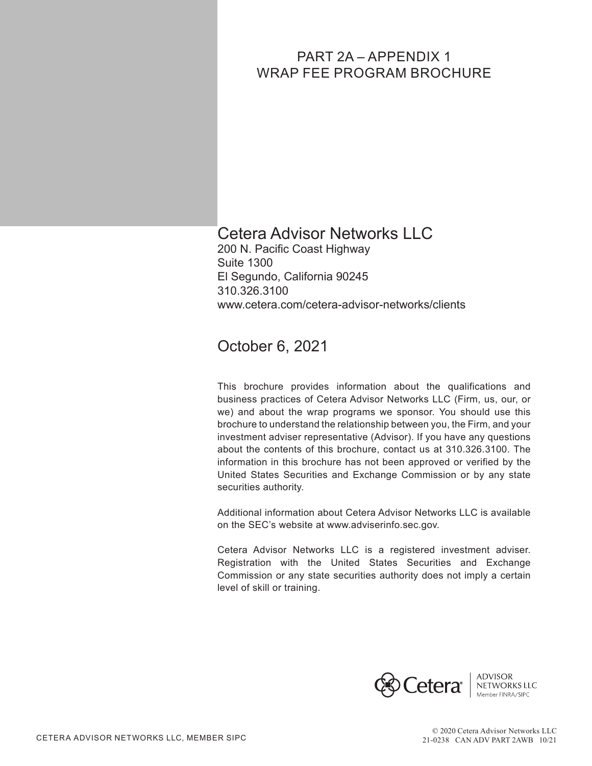# PART 2A – APPENDIX 1
# WRAP FEE PROGRAM BROCHURE

## Cetera Advisor Networks LLC

200 N. Pacific Coast Highway
Suite 1300
El Segundo, California 90245
310.326.3100
www.cetera.com/cetera-advisor-networks/clients

## October 6, 2021

This brochure provides information about the qualifications and business practices of Cetera Advisor Networks LLC (Firm, us, our, or we) and about the wrap programs we sponsor. You should use this brochure to understand the relationship between you, the Firm, and your investment adviser representative (Advisor). If you have any questions about the contents of this brochure, contact us at 310.326.3100. The information in this brochure has not been approved or verified by the United States Securities and Exchange Commission or by any state securities authority.

Additional information about Cetera Advisor Networks LLC is available on the SEC's website at www.adviserinfo.sec.gov.

Cetera Advisor Networks LLC is a registered investment adviser. Registration with the United States Securities and Exchange Commission or any state securities authority does not imply a certain level of skill or training.

Cetera® ADVISOR NETWORKS LLC Member FINRA/SIPC

CETERA ADVISOR NETWORKS LLC, MEMBER SIPC

© 2020 Cetera Advisor Networks LLC
21-0238 CAN ADV PART 2AWB 10/21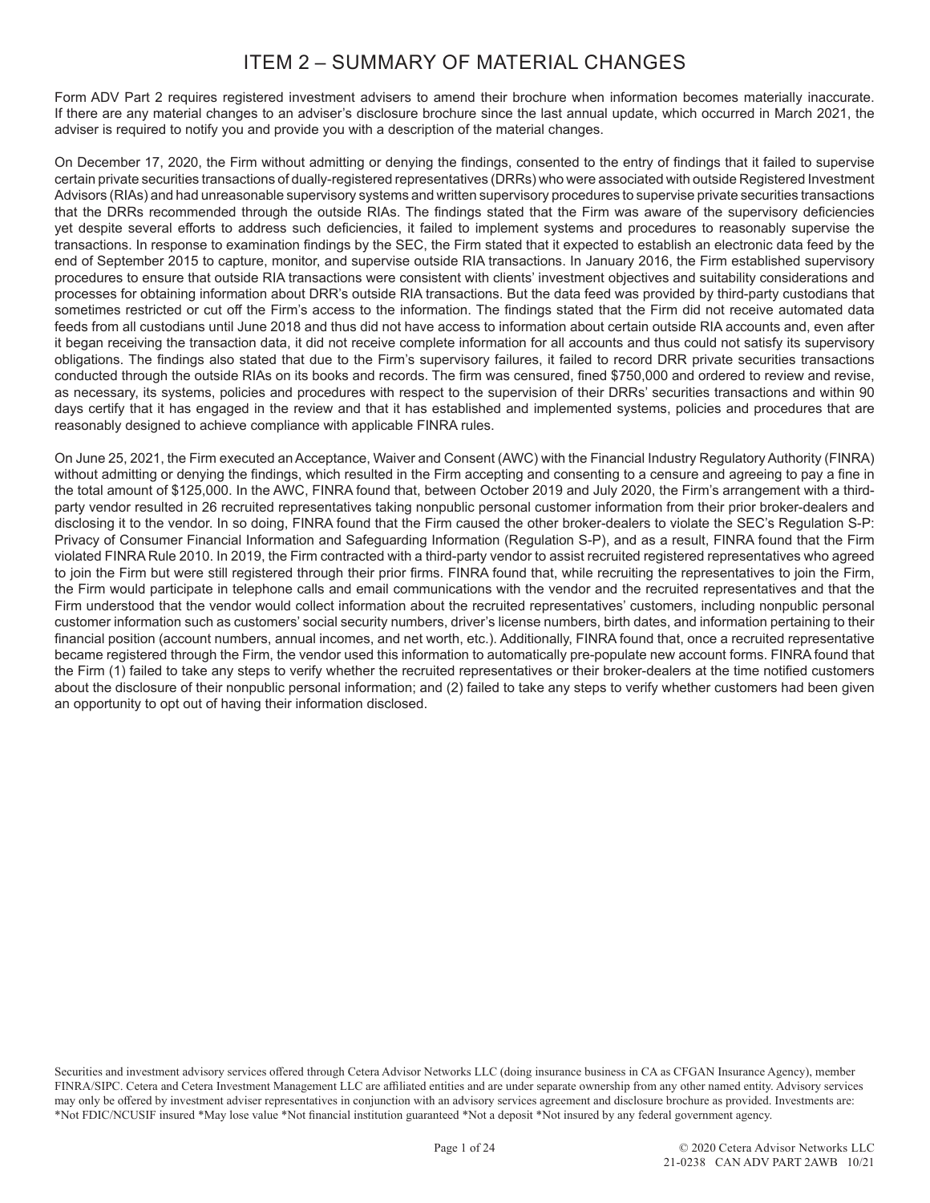# ITEM 2 – SUMMARY OF MATERIAL CHANGES

Form ADV Part 2 requires registered investment advisers to amend their brochure when information becomes materially inaccurate. If there are any material changes to an adviser's disclosure brochure since the last annual update, which occurred in March 2021, the adviser is required to notify you and provide you with a description of the material changes.

On December 17, 2020, the Firm without admitting or denying the findings, consented to the entry of findings that it failed to supervise certain private securities transactions of dually-registered representatives (DRRs) who were associated with outside Registered Investment Advisors (RIAs) and had unreasonable supervisory systems and written supervisory procedures to supervise private securities transactions that the DRRs recommended through the outside RIAs. The findings stated that the Firm was aware of the supervisory deficiencies yet despite several efforts to address such deficiencies, it failed to implement systems and procedures to reasonably supervise the transactions. In response to examination findings by the SEC, the Firm stated that it expected to establish an electronic data feed by the end of September 2015 to capture, monitor, and supervise outside RIA transactions. In January 2016, the Firm established supervisory procedures to ensure that outside RIA transactions were consistent with clients' investment objectives and suitability considerations and processes for obtaining information about DRR's outside RIA transactions. But the data feed was provided by third-party custodians that sometimes restricted or cut off the Firm's access to the information. The findings stated that the Firm did not receive automated data feeds from all custodians until June 2018 and thus did not have access to information about certain outside RIA accounts and, even after it began receiving the transaction data, it did not receive complete information for all accounts and thus could not satisfy its supervisory obligations. The findings also stated that due to the Firm's supervisory failures, it failed to record DRR private securities transactions conducted through the outside RIAs on its books and records. The firm was censured, fined $750,000 and ordered to review and revise, as necessary, its systems, policies and procedures with respect to the supervision of their DRRs' securities transactions and within 90 days certify that it has engaged in the review and that it has established and implemented systems, policies and procedures that are reasonably designed to achieve compliance with applicable FINRA rules.

On June 25, 2021, the Firm executed an Acceptance, Waiver and Consent (AWC) with the Financial Industry Regulatory Authority (FINRA) without admitting or denying the findings, which resulted in the Firm accepting and consenting to a censure and agreeing to pay a fine in the total amount of $125,000. In the AWC, FINRA found that, between October 2019 and July 2020, the Firm's arrangement with a third-party vendor resulted in 26 recruited representatives taking nonpublic personal customer information from their prior broker-dealers and disclosing it to the vendor. In so doing, FINRA found that the Firm caused the other broker-dealers to violate the SEC's Regulation S-P: Privacy of Consumer Financial Information and Safeguarding Information (Regulation S-P), and as a result, FINRA found that the Firm violated FINRA Rule 2010. In 2019, the Firm contracted with a third-party vendor to assist recruited registered representatives who agreed to join the Firm but were still registered through their prior firms. FINRA found that, while recruiting the representatives to join the Firm, the Firm would participate in telephone calls and email communications with the vendor and the recruited representatives and that the Firm understood that the vendor would collect information about the recruited representatives' customers, including nonpublic personal customer information such as customers' social security numbers, driver's license numbers, birth dates, and information pertaining to their financial position (account numbers, annual incomes, and net worth, etc.). Additionally, FINRA found that, once a recruited representative became registered through the Firm, the vendor used this information to automatically pre-populate new account forms. FINRA found that the Firm (1) failed to take any steps to verify whether the recruited representatives or their broker-dealers at the time notified customers about the disclosure of their nonpublic personal information; and (2) failed to take any steps to verify whether customers had been given an opportunity to opt out of having their information disclosed.

Securities and investment advisory services offered through Cetera Advisor Networks LLC (doing insurance business in CA as CFGAN Insurance Agency), member FINRA/SIPC. Cetera and Cetera Investment Management LLC are affiliated entities and are under separate ownership from any other named entity. Advisory services may only be offered by investment adviser representatives in conjunction with an advisory services agreement and disclosure brochure as provided. Investments are: *Not FDIC/NCUSIF insured *May lose value *Not financial institution guaranteed *Not a deposit *Not insured by any federal government agency.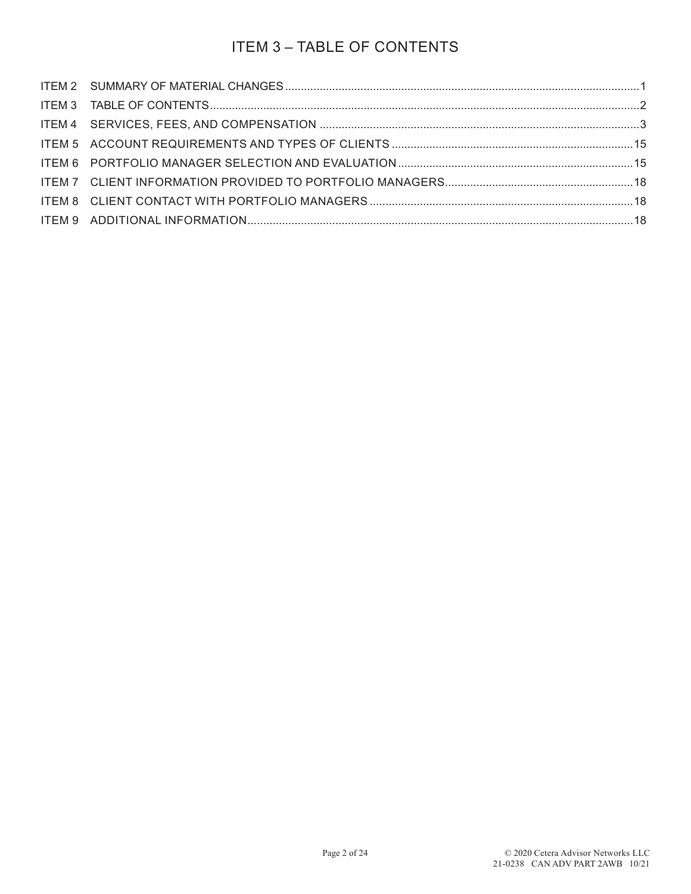# ITEM 3 – TABLE OF CONTENTS

| | | |
|---|---|---|
| ITEM 2 | SUMMARY OF MATERIAL CHANGES | 1 |
| ITEM 3 | TABLE OF CONTENTS | 2 |
| ITEM 4 | SERVICES, FEES, AND COMPENSATION | 3 |
| ITEM 5 | ACCOUNT REQUIREMENTS AND TYPES OF CLIENTS | 15 |
| ITEM 6 | PORTFOLIO MANAGER SELECTION AND EVALUATION | 15 |
| ITEM 7 | CLIENT INFORMATION PROVIDED TO PORTFOLIO MANAGERS | 18 |
| ITEM 8 | CLIENT CONTACT WITH PORTFOLIO MANAGERS | 18 |
| ITEM 9 | ADDITIONAL INFORMATION | 18 |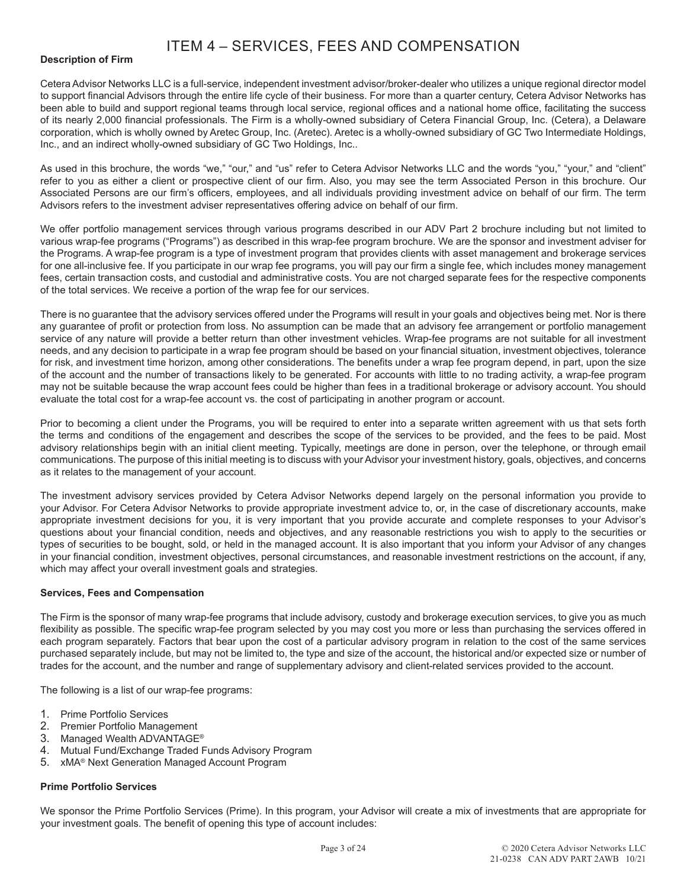# ITEM 4 – SERVICES, FEES AND COMPENSATION

**Description of Firm**

Cetera Advisor Networks LLC is a full-service, independent investment advisor/broker-dealer who utilizes a unique regional director model to support financial Advisors through the entire life cycle of their business. For more than a quarter century, Cetera Advisor Networks has been able to build and support regional teams through local service, regional offices and a national home office, facilitating the success of its nearly 2,000 financial professionals. The Firm is a wholly-owned subsidiary of Cetera Financial Group, Inc. (Cetera), a Delaware corporation, which is wholly owned by Aretec Group, Inc. (Aretec). Aretec is a wholly-owned subsidiary of GC Two Intermediate Holdings, Inc., and an indirect wholly-owned subsidiary of GC Two Holdings, Inc..

As used in this brochure, the words "we," "our," and "us" refer to Cetera Advisor Networks LLC and the words "you," "your," and "client" refer to you as either a client or prospective client of our firm. Also, you may see the term Associated Person in this brochure. Our Associated Persons are our firm's officers, employees, and all individuals providing investment advice on behalf of our firm. The term Advisors refers to the investment adviser representatives offering advice on behalf of our firm.

We offer portfolio management services through various programs described in our ADV Part 2 brochure including but not limited to various wrap-fee programs ("Programs") as described in this wrap-fee program brochure. We are the sponsor and investment adviser for the Programs. A wrap-fee program is a type of investment program that provides clients with asset management and brokerage services for one all-inclusive fee. If you participate in our wrap fee programs, you will pay our firm a single fee, which includes money management fees, certain transaction costs, and custodial and administrative costs. You are not charged separate fees for the respective components of the total services. We receive a portion of the wrap fee for our services.

There is no guarantee that the advisory services offered under the Programs will result in your goals and objectives being met. Nor is there any guarantee of profit or protection from loss. No assumption can be made that an advisory fee arrangement or portfolio management service of any nature will provide a better return than other investment vehicles. Wrap-fee programs are not suitable for all investment needs, and any decision to participate in a wrap fee program should be based on your financial situation, investment objectives, tolerance for risk, and investment time horizon, among other considerations. The benefits under a wrap fee program depend, in part, upon the size of the account and the number of transactions likely to be generated. For accounts with little to no trading activity, a wrap-fee program may not be suitable because the wrap account fees could be higher than fees in a traditional brokerage or advisory account. You should evaluate the total cost for a wrap-fee account vs. the cost of participating in another program or account.

Prior to becoming a client under the Programs, you will be required to enter into a separate written agreement with us that sets forth the terms and conditions of the engagement and describes the scope of the services to be provided, and the fees to be paid. Most advisory relationships begin with an initial client meeting. Typically, meetings are done in person, over the telephone, or through email communications. The purpose of this initial meeting is to discuss with your Advisor your investment history, goals, objectives, and concerns as it relates to the management of your account.

The investment advisory services provided by Cetera Advisor Networks depend largely on the personal information you provide to your Advisor. For Cetera Advisor Networks to provide appropriate investment advice to, or, in the case of discretionary accounts, make appropriate investment decisions for you, it is very important that you provide accurate and complete responses to your Advisor's questions about your financial condition, needs and objectives, and any reasonable restrictions you wish to apply to the securities or types of securities to be bought, sold, or held in the managed account. It is also important that you inform your Advisor of any changes in your financial condition, investment objectives, personal circumstances, and reasonable investment restrictions on the account, if any, which may affect your overall investment goals and strategies.

**Services, Fees and Compensation**

The Firm is the sponsor of many wrap-fee programs that include advisory, custody and brokerage execution services, to give you as much flexibility as possible. The specific wrap-fee program selected by you may cost you more or less than purchasing the services offered in each program separately. Factors that bear upon the cost of a particular advisory program in relation to the cost of the same services purchased separately include, but may not be limited to, the type and size of the account, the historical and/or expected size or number of trades for the account, and the number and range of supplementary advisory and client-related services provided to the account.

The following is a list of our wrap-fee programs:

1. Prime Portfolio Services
2. Premier Portfolio Management
3. Managed Wealth ADVANTAGE®
4. Mutual Fund/Exchange Traded Funds Advisory Program
5. xMA® Next Generation Managed Account Program

**Prime Portfolio Services**

We sponsor the Prime Portfolio Services (Prime). In this program, your Advisor will create a mix of investments that are appropriate for your investment goals. The benefit of opening this type of account includes: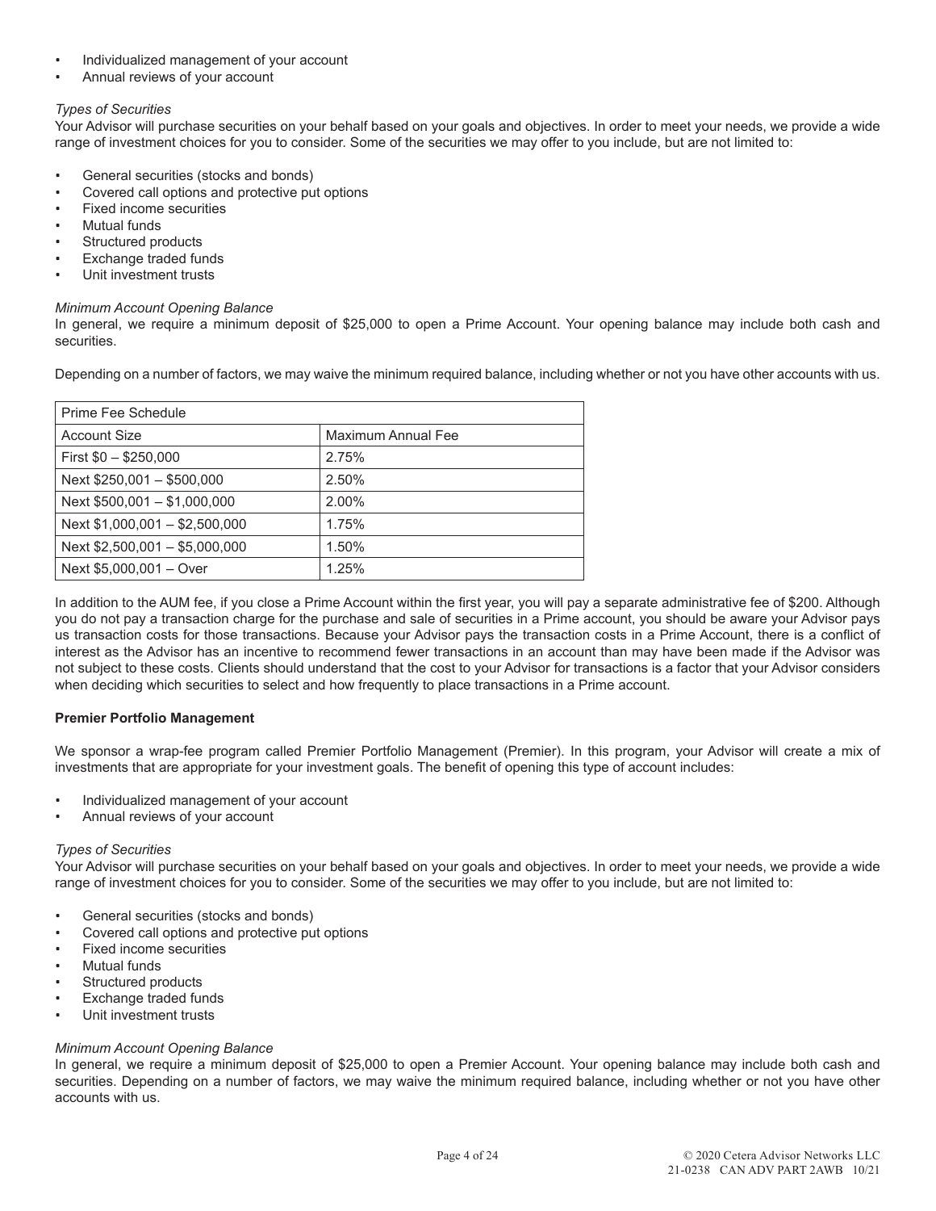- Individualized management of your account
- Annual reviews of your account

*Types of Securities*

Your Advisor will purchase securities on your behalf based on your goals and objectives. In order to meet your needs, we provide a wide range of investment choices for you to consider. Some of the securities we may offer to you include, but are not limited to:

- General securities (stocks and bonds)
- Covered call options and protective put options
- Fixed income securities
- Mutual funds
- Structured products
- Exchange traded funds
- Unit investment trusts

*Minimum Account Opening Balance*

In general, we require a minimum deposit of $25,000 to open a Prime Account. Your opening balance may include both cash and securities.

Depending on a number of factors, we may waive the minimum required balance, including whether or not you have other accounts with us.

| Prime Fee Schedule | |
|---|---|
| Account Size | Maximum Annual Fee |
| First $0 – $250,000 | 2.75% |
| Next $250,001 – $500,000 | 2.50% |
| Next $500,001 – $1,000,000 | 2.00% |
| Next $1,000,001 – $2,500,000 | 1.75% |
| Next $2,500,001 – $5,000,000 | 1.50% |
| Next $5,000,001 – Over | 1.25% |

In addition to the AUM fee, if you close a Prime Account within the first year, you will pay a separate administrative fee of $200. Although you do not pay a transaction charge for the purchase and sale of securities in a Prime account, you should be aware your Advisor pays us transaction costs for those transactions. Because your Advisor pays the transaction costs in a Prime Account, there is a conflict of interest as the Advisor has an incentive to recommend fewer transactions in an account than may have been made if the Advisor was not subject to these costs. Clients should understand that the cost to your Advisor for transactions is a factor that your Advisor considers when deciding which securities to select and how frequently to place transactions in a Prime account.

**Premier Portfolio Management**

We sponsor a wrap-fee program called Premier Portfolio Management (Premier). In this program, your Advisor will create a mix of investments that are appropriate for your investment goals. The benefit of opening this type of account includes:

- Individualized management of your account
- Annual reviews of your account

*Types of Securities*

Your Advisor will purchase securities on your behalf based on your goals and objectives. In order to meet your needs, we provide a wide range of investment choices for you to consider. Some of the securities we may offer to you include, but are not limited to:

- General securities (stocks and bonds)
- Covered call options and protective put options
- Fixed income securities
- Mutual funds
- Structured products
- Exchange traded funds
- Unit investment trusts

*Minimum Account Opening Balance*

In general, we require a minimum deposit of $25,000 to open a Premier Account. Your opening balance may include both cash and securities. Depending on a number of factors, we may waive the minimum required balance, including whether or not you have other accounts with us.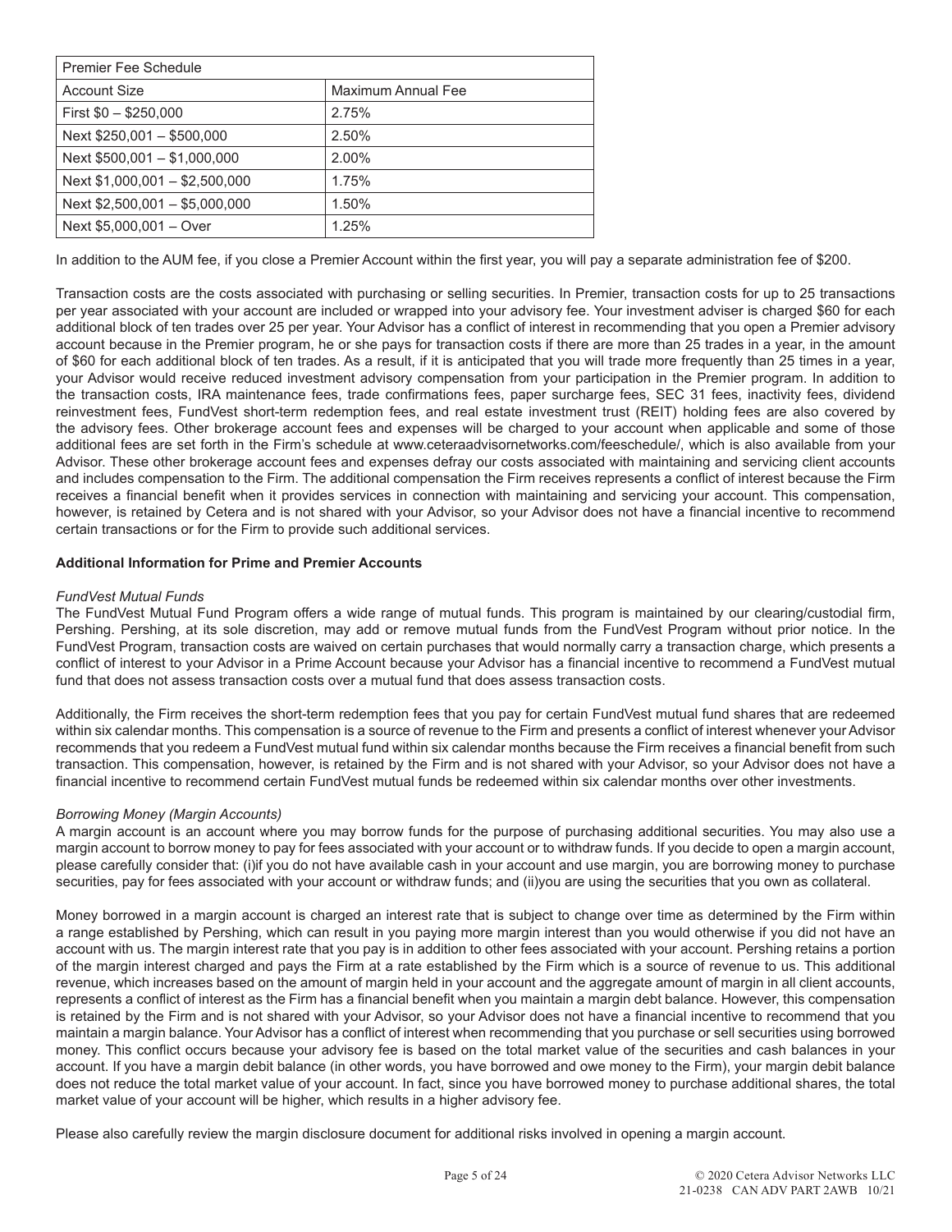| Premier Fee Schedule | |
|---|---|
| Account Size | Maximum Annual Fee |
| First $0 – $250,000 | 2.75% |
| Next $250,001 – $500,000 | 2.50% |
| Next $500,001 – $1,000,000 | 2.00% |
| Next $1,000,001 – $2,500,000 | 1.75% |
| Next $2,500,001 – $5,000,000 | 1.50% |
| Next $5,000,001 – Over | 1.25% |

In addition to the AUM fee, if you close a Premier Account within the first year, you will pay a separate administration fee of $200.

Transaction costs are the costs associated with purchasing or selling securities. In Premier, transaction costs for up to 25 transactions per year associated with your account are included or wrapped into your advisory fee. Your investment adviser is charged $60 for each additional block of ten trades over 25 per year. Your Advisor has a conflict of interest in recommending that you open a Premier advisory account because in the Premier program, he or she pays for transaction costs if there are more than 25 trades in a year, in the amount of $60 for each additional block of ten trades. As a result, if it is anticipated that you will trade more frequently than 25 times in a year, your Advisor would receive reduced investment advisory compensation from your participation in the Premier program. In addition to the transaction costs, IRA maintenance fees, trade confirmations fees, paper surcharge fees, SEC 31 fees, inactivity fees, dividend reinvestment fees, FundVest short-term redemption fees, and real estate investment trust (REIT) holding fees are also covered by the advisory fees. Other brokerage account fees and expenses will be charged to your account when applicable and some of those additional fees are set forth in the Firm's schedule at www.ceteraadvisornetworks.com/feeschedule/, which is also available from your Advisor. These other brokerage account fees and expenses defray our costs associated with maintaining and servicing client accounts and includes compensation to the Firm. The additional compensation the Firm receives represents a conflict of interest because the Firm receives a financial benefit when it provides services in connection with maintaining and servicing your account. This compensation, however, is retained by Cetera and is not shared with your Advisor, so your Advisor does not have a financial incentive to recommend certain transactions or for the Firm to provide such additional services.

**Additional Information for Prime and Premier Accounts**

*FundVest Mutual Funds*

The FundVest Mutual Fund Program offers a wide range of mutual funds. This program is maintained by our clearing/custodial firm, Pershing. Pershing, at its sole discretion, may add or remove mutual funds from the FundVest Program without prior notice. In the FundVest Program, transaction costs are waived on certain purchases that would normally carry a transaction charge, which presents a conflict of interest to your Advisor in a Prime Account because your Advisor has a financial incentive to recommend a FundVest mutual fund that does not assess transaction costs over a mutual fund that does assess transaction costs.

Additionally, the Firm receives the short-term redemption fees that you pay for certain FundVest mutual fund shares that are redeemed within six calendar months. This compensation is a source of revenue to the Firm and presents a conflict of interest whenever your Advisor recommends that you redeem a FundVest mutual fund within six calendar months because the Firm receives a financial benefit from such transaction. This compensation, however, is retained by the Firm and is not shared with your Advisor, so your Advisor does not have a financial incentive to recommend certain FundVest mutual funds be redeemed within six calendar months over other investments.

*Borrowing Money (Margin Accounts)*

A margin account is an account where you may borrow funds for the purpose of purchasing additional securities. You may also use a margin account to borrow money to pay for fees associated with your account or to withdraw funds. If you decide to open a margin account, please carefully consider that: (i)if you do not have available cash in your account and use margin, you are borrowing money to purchase securities, pay for fees associated with your account or withdraw funds; and (ii)you are using the securities that you own as collateral.

Money borrowed in a margin account is charged an interest rate that is subject to change over time as determined by the Firm within a range established by Pershing, which can result in you paying more margin interest than you would otherwise if you did not have an account with us. The margin interest rate that you pay is in addition to other fees associated with your account. Pershing retains a portion of the margin interest charged and pays the Firm at a rate established by the Firm which is a source of revenue to us. This additional revenue, which increases based on the amount of margin held in your account and the aggregate amount of margin in all client accounts, represents a conflict of interest as the Firm has a financial benefit when you maintain a margin debt balance. However, this compensation is retained by the Firm and is not shared with your Advisor, so your Advisor does not have a financial incentive to recommend that you maintain a margin balance. Your Advisor has a conflict of interest when recommending that you purchase or sell securities using borrowed money. This conflict occurs because your advisory fee is based on the total market value of the securities and cash balances in your account. If you have a margin debit balance (in other words, you have borrowed and owe money to the Firm), your margin debit balance does not reduce the total market value of your account. In fact, since you have borrowed money to purchase additional shares, the total market value of your account will be higher, which results in a higher advisory fee.

Please also carefully review the margin disclosure document for additional risks involved in opening a margin account.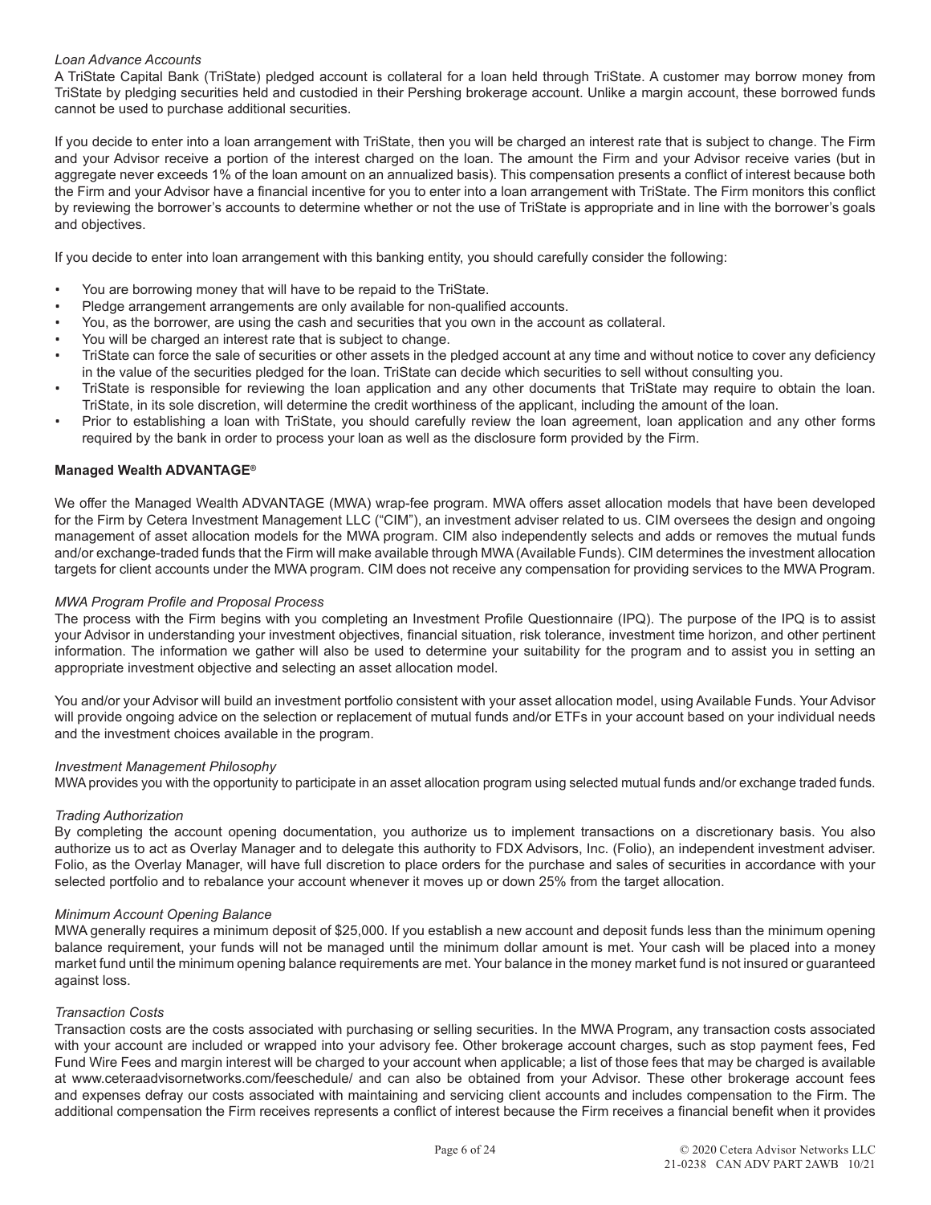*Loan Advance Accounts*

A TriState Capital Bank (TriState) pledged account is collateral for a loan held through TriState. A customer may borrow money from TriState by pledging securities held and custodied in their Pershing brokerage account. Unlike a margin account, these borrowed funds cannot be used to purchase additional securities.

If you decide to enter into a loan arrangement with TriState, then you will be charged an interest rate that is subject to change. The Firm and your Advisor receive a portion of the interest charged on the loan. The amount the Firm and your Advisor receive varies (but in aggregate never exceeds 1% of the loan amount on an annualized basis). This compensation presents a conflict of interest because both the Firm and your Advisor have a financial incentive for you to enter into a loan arrangement with TriState. The Firm monitors this conflict by reviewing the borrower's accounts to determine whether or not the use of TriState is appropriate and in line with the borrower's goals and objectives.

If you decide to enter into loan arrangement with this banking entity, you should carefully consider the following:

- You are borrowing money that will have to be repaid to the TriState.
- Pledge arrangement arrangements are only available for non-qualified accounts.
- You, as the borrower, are using the cash and securities that you own in the account as collateral.
- You will be charged an interest rate that is subject to change.
- TriState can force the sale of securities or other assets in the pledged account at any time and without notice to cover any deficiency in the value of the securities pledged for the loan. TriState can decide which securities to sell without consulting you.
- TriState is responsible for reviewing the loan application and any other documents that TriState may require to obtain the loan. TriState, in its sole discretion, will determine the credit worthiness of the applicant, including the amount of the loan.
- Prior to establishing a loan with TriState, you should carefully review the loan agreement, loan application and any other forms required by the bank in order to process your loan as well as the disclosure form provided by the Firm.

**Managed Wealth ADVANTAGE®**

We offer the Managed Wealth ADVANTAGE (MWA) wrap-fee program. MWA offers asset allocation models that have been developed for the Firm by Cetera Investment Management LLC ("CIM"), an investment adviser related to us. CIM oversees the design and ongoing management of asset allocation models for the MWA program. CIM also independently selects and adds or removes the mutual funds and/or exchange-traded funds that the Firm will make available through MWA (Available Funds). CIM determines the investment allocation targets for client accounts under the MWA program. CIM does not receive any compensation for providing services to the MWA Program.

*MWA Program Profile and Proposal Process*

The process with the Firm begins with you completing an Investment Profile Questionnaire (IPQ). The purpose of the IPQ is to assist your Advisor in understanding your investment objectives, financial situation, risk tolerance, investment time horizon, and other pertinent information. The information we gather will also be used to determine your suitability for the program and to assist you in setting an appropriate investment objective and selecting an asset allocation model.

You and/or your Advisor will build an investment portfolio consistent with your asset allocation model, using Available Funds. Your Advisor will provide ongoing advice on the selection or replacement of mutual funds and/or ETFs in your account based on your individual needs and the investment choices available in the program.

*Investment Management Philosophy*

MWA provides you with the opportunity to participate in an asset allocation program using selected mutual funds and/or exchange traded funds.

*Trading Authorization*

By completing the account opening documentation, you authorize us to implement transactions on a discretionary basis. You also authorize us to act as Overlay Manager and to delegate this authority to FDX Advisors, Inc. (Folio), an independent investment adviser. Folio, as the Overlay Manager, will have full discretion to place orders for the purchase and sales of securities in accordance with your selected portfolio and to rebalance your account whenever it moves up or down 25% from the target allocation.

*Minimum Account Opening Balance*

MWA generally requires a minimum deposit of $25,000. If you establish a new account and deposit funds less than the minimum opening balance requirement, your funds will not be managed until the minimum dollar amount is met. Your cash will be placed into a money market fund until the minimum opening balance requirements are met. Your balance in the money market fund is not insured or guaranteed against loss.

*Transaction Costs*

Transaction costs are the costs associated with purchasing or selling securities. In the MWA Program, any transaction costs associated with your account are included or wrapped into your advisory fee. Other brokerage account charges, such as stop payment fees, Fed Fund Wire Fees and margin interest will be charged to your account when applicable; a list of those fees that may be charged is available at www.ceteraadvisornetworks.com/feeschedule/ and can also be obtained from your Advisor. These other brokerage account fees and expenses defray our costs associated with maintaining and servicing client accounts and includes compensation to the Firm. The additional compensation the Firm receives represents a conflict of interest because the Firm receives a financial benefit when it provides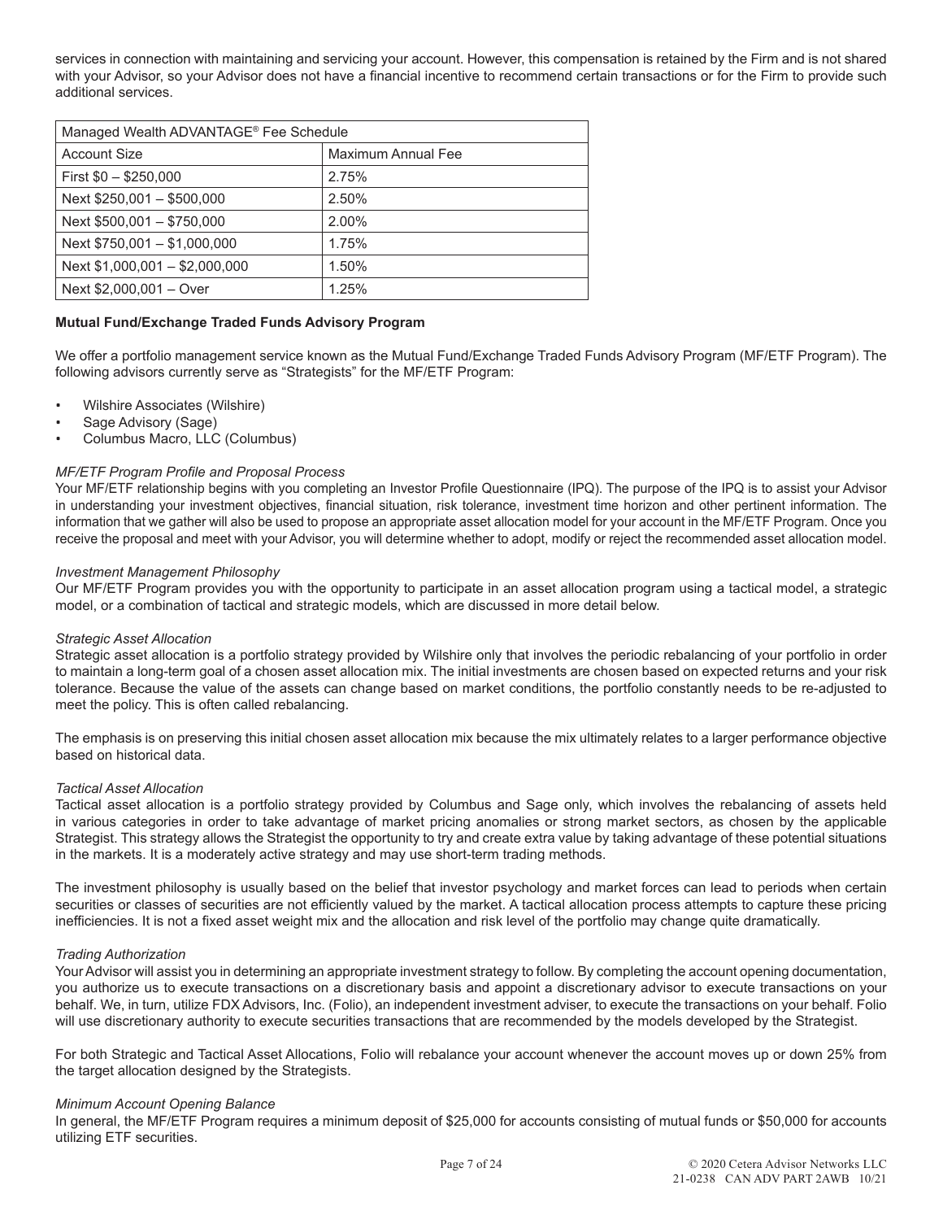services in connection with maintaining and servicing your account. However, this compensation is retained by the Firm and is not shared with your Advisor, so your Advisor does not have a financial incentive to recommend certain transactions or for the Firm to provide such additional services.

| Managed Wealth ADVANTAGE® Fee Schedule | |
|---|---|
| Account Size | Maximum Annual Fee |
| First $0 – $250,000 | 2.75% |
| Next $250,001 – $500,000 | 2.50% |
| Next $500,001 – $750,000 | 2.00% |
| Next $750,001 – $1,000,000 | 1.75% |
| Next $1,000,001 – $2,000,000 | 1.50% |
| Next $2,000,001 – Over | 1.25% |

**Mutual Fund/Exchange Traded Funds Advisory Program**

We offer a portfolio management service known as the Mutual Fund/Exchange Traded Funds Advisory Program (MF/ETF Program). The following advisors currently serve as "Strategists" for the MF/ETF Program:

- Wilshire Associates (Wilshire)
- Sage Advisory (Sage)
- Columbus Macro, LLC (Columbus)

*MF/ETF Program Profile and Proposal Process*

Your MF/ETF relationship begins with you completing an Investor Profile Questionnaire (IPQ). The purpose of the IPQ is to assist your Advisor in understanding your investment objectives, financial situation, risk tolerance, investment time horizon and other pertinent information. The information that we gather will also be used to propose an appropriate asset allocation model for your account in the MF/ETF Program. Once you receive the proposal and meet with your Advisor, you will determine whether to adopt, modify or reject the recommended asset allocation model.

*Investment Management Philosophy*

Our MF/ETF Program provides you with the opportunity to participate in an asset allocation program using a tactical model, a strategic model, or a combination of tactical and strategic models, which are discussed in more detail below.

*Strategic Asset Allocation*

Strategic asset allocation is a portfolio strategy provided by Wilshire only that involves the periodic rebalancing of your portfolio in order to maintain a long-term goal of a chosen asset allocation mix. The initial investments are chosen based on expected returns and your risk tolerance. Because the value of the assets can change based on market conditions, the portfolio constantly needs to be re-adjusted to meet the policy. This is often called rebalancing.

The emphasis is on preserving this initial chosen asset allocation mix because the mix ultimately relates to a larger performance objective based on historical data.

*Tactical Asset Allocation*

Tactical asset allocation is a portfolio strategy provided by Columbus and Sage only, which involves the rebalancing of assets held in various categories in order to take advantage of market pricing anomalies or strong market sectors, as chosen by the applicable Strategist. This strategy allows the Strategist the opportunity to try and create extra value by taking advantage of these potential situations in the markets. It is a moderately active strategy and may use short-term trading methods.

The investment philosophy is usually based on the belief that investor psychology and market forces can lead to periods when certain securities or classes of securities are not efficiently valued by the market. A tactical allocation process attempts to capture these pricing inefficiencies. It is not a fixed asset weight mix and the allocation and risk level of the portfolio may change quite dramatically.

*Trading Authorization*

Your Advisor will assist you in determining an appropriate investment strategy to follow. By completing the account opening documentation, you authorize us to execute transactions on a discretionary basis and appoint a discretionary advisor to execute transactions on your behalf. We, in turn, utilize FDX Advisors, Inc. (Folio), an independent investment adviser, to execute the transactions on your behalf. Folio will use discretionary authority to execute securities transactions that are recommended by the models developed by the Strategist.

For both Strategic and Tactical Asset Allocations, Folio will rebalance your account whenever the account moves up or down 25% from the target allocation designed by the Strategists.

*Minimum Account Opening Balance*

In general, the MF/ETF Program requires a minimum deposit of $25,000 for accounts consisting of mutual funds or $50,000 for accounts utilizing ETF securities.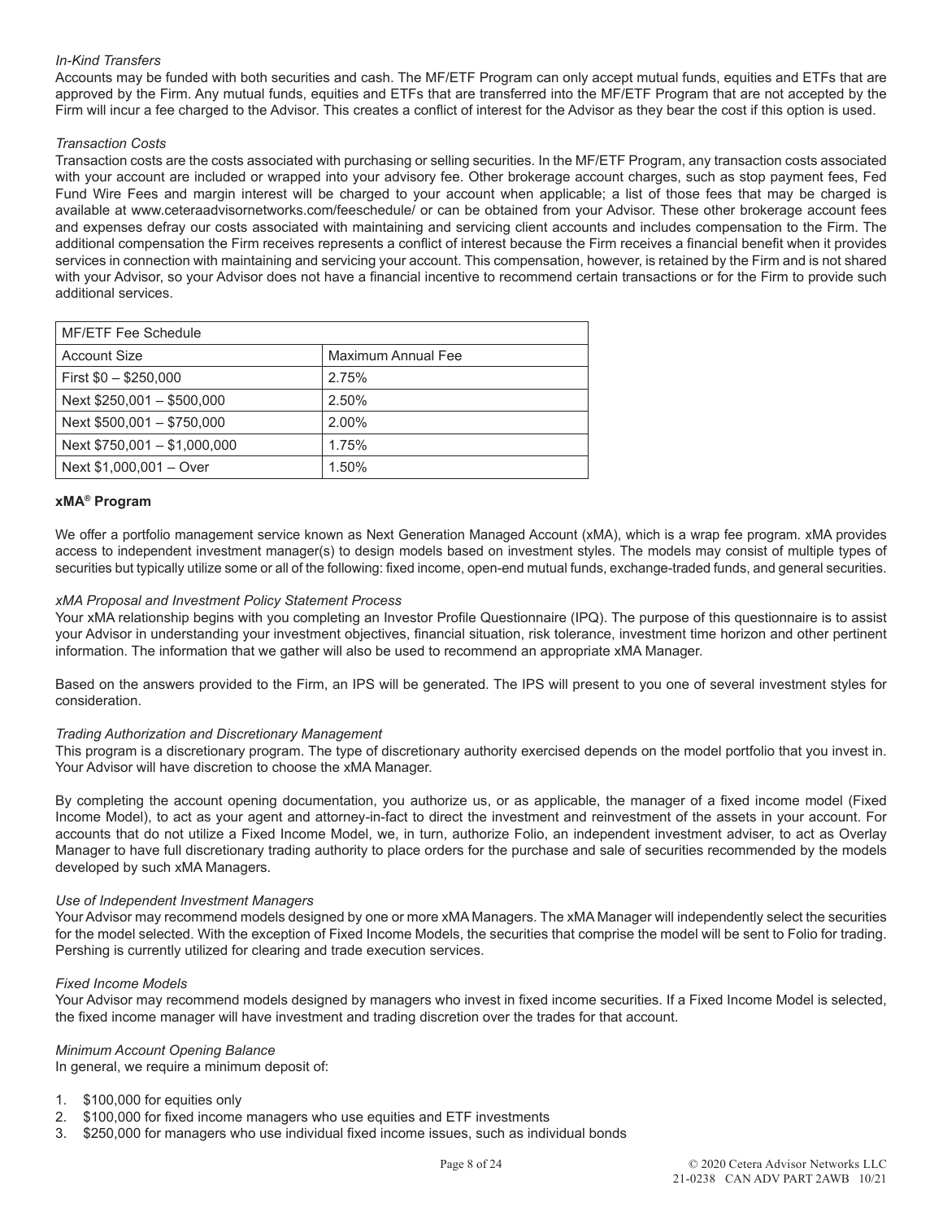*In-Kind Transfers*

Accounts may be funded with both securities and cash. The MF/ETF Program can only accept mutual funds, equities and ETFs that are approved by the Firm. Any mutual funds, equities and ETFs that are transferred into the MF/ETF Program that are not accepted by the Firm will incur a fee charged to the Advisor. This creates a conflict of interest for the Advisor as they bear the cost if this option is used.

*Transaction Costs*

Transaction costs are the costs associated with purchasing or selling securities. In the MF/ETF Program, any transaction costs associated with your account are included or wrapped into your advisory fee. Other brokerage account charges, such as stop payment fees, Fed Fund Wire Fees and margin interest will be charged to your account when applicable; a list of those fees that may be charged is available at www.ceteraadvisornetworks.com/feeschedule/ or can be obtained from your Advisor. These other brokerage account fees and expenses defray our costs associated with maintaining and servicing client accounts and includes compensation to the Firm. The additional compensation the Firm receives represents a conflict of interest because the Firm receives a financial benefit when it provides services in connection with maintaining and servicing your account. This compensation, however, is retained by the Firm and is not shared with your Advisor, so your Advisor does not have a financial incentive to recommend certain transactions or for the Firm to provide such additional services.

| MF/ETF Fee Schedule | |
|---|---|
| Account Size | Maximum Annual Fee |
| First $0 – $250,000 | 2.75% |
| Next $250,001 – $500,000 | 2.50% |
| Next $500,001 – $750,000 | 2.00% |
| Next $750,001 – $1,000,000 | 1.75% |
| Next $1,000,001 – Over | 1.50% |

**xMA® Program**

We offer a portfolio management service known as Next Generation Managed Account (xMA), which is a wrap fee program. xMA provides access to independent investment manager(s) to design models based on investment styles. The models may consist of multiple types of securities but typically utilize some or all of the following: fixed income, open-end mutual funds, exchange-traded funds, and general securities.

*xMA Proposal and Investment Policy Statement Process*

Your xMA relationship begins with you completing an Investor Profile Questionnaire (IPQ). The purpose of this questionnaire is to assist your Advisor in understanding your investment objectives, financial situation, risk tolerance, investment time horizon and other pertinent information. The information that we gather will also be used to recommend an appropriate xMA Manager.

Based on the answers provided to the Firm, an IPS will be generated. The IPS will present to you one of several investment styles for consideration.

*Trading Authorization and Discretionary Management*

This program is a discretionary program. The type of discretionary authority exercised depends on the model portfolio that you invest in. Your Advisor will have discretion to choose the xMA Manager.

By completing the account opening documentation, you authorize us, or as applicable, the manager of a fixed income model (Fixed Income Model), to act as your agent and attorney-in-fact to direct the investment and reinvestment of the assets in your account. For accounts that do not utilize a Fixed Income Model, we, in turn, authorize Folio, an independent investment adviser, to act as Overlay Manager to have full discretionary trading authority to place orders for the purchase and sale of securities recommended by the models developed by such xMA Managers.

*Use of Independent Investment Managers*

Your Advisor may recommend models designed by one or more xMA Managers. The xMA Manager will independently select the securities for the model selected. With the exception of Fixed Income Models, the securities that comprise the model will be sent to Folio for trading. Pershing is currently utilized for clearing and trade execution services.

*Fixed Income Models*

Your Advisor may recommend models designed by managers who invest in fixed income securities. If a Fixed Income Model is selected, the fixed income manager will have investment and trading discretion over the trades for that account.

*Minimum Account Opening Balance*

In general, we require a minimum deposit of:

1. $100,000 for equities only
2. $100,000 for fixed income managers who use equities and ETF investments
3. $250,000 for managers who use individual fixed income issues, such as individual bonds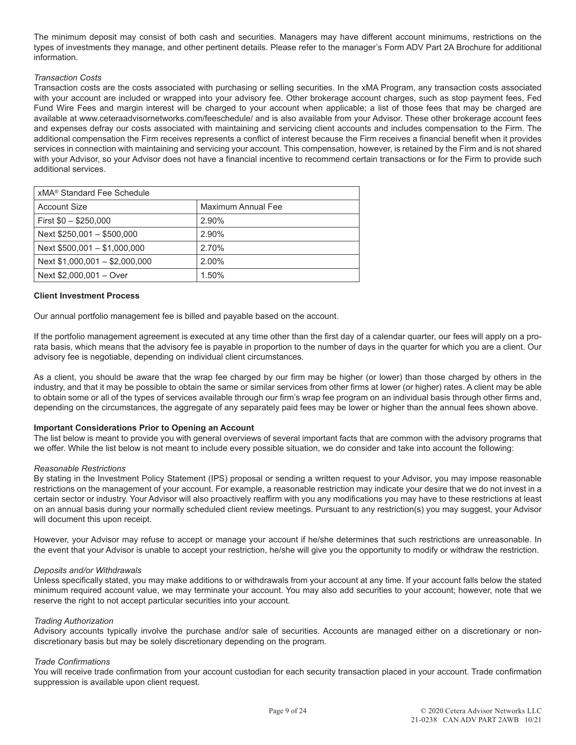The minimum deposit may consist of both cash and securities. Managers may have different account minimums, restrictions on the types of investments they manage, and other pertinent details. Please refer to the manager's Form ADV Part 2A Brochure for additional information.

*Transaction Costs*

Transaction costs are the costs associated with purchasing or selling securities. In the xMA Program, any transaction costs associated with your account are included or wrapped into your advisory fee. Other brokerage account charges, such as stop payment fees, Fed Fund Wire Fees and margin interest will be charged to your account when applicable; a list of those fees that may be charged are available at www.ceteraadvisornetworks.com/feeschedule/ and is also available from your Advisor. These other brokerage account fees and expenses defray our costs associated with maintaining and servicing client accounts and includes compensation to the Firm. The additional compensation the Firm receives represents a conflict of interest because the Firm receives a financial benefit when it provides services in connection with maintaining and servicing your account. This compensation, however, is retained by the Firm and is not shared with your Advisor, so your Advisor does not have a financial incentive to recommend certain transactions or for the Firm to provide such additional services.

| xMA® Standard Fee Schedule | |
|---|---|
| Account Size | Maximum Annual Fee |
| First $0 – $250,000 | 2.90% |
| Next $250,001 – $500,000 | 2.90% |
| Next $500,001 – $1,000,000 | 2.70% |
| Next $1,000,001 – $2,000,000 | 2.00% |
| Next $2,000,001 – Over | 1.50% |

**Client Investment Process**

Our annual portfolio management fee is billed and payable based on the account.

If the portfolio management agreement is executed at any time other than the first day of a calendar quarter, our fees will apply on a pro-rata basis, which means that the advisory fee is payable in proportion to the number of days in the quarter for which you are a client. Our advisory fee is negotiable, depending on individual client circumstances.

As a client, you should be aware that the wrap fee charged by our firm may be higher (or lower) than those charged by others in the industry, and that it may be possible to obtain the same or similar services from other firms at lower (or higher) rates. A client may be able to obtain some or all of the types of services available through our firm's wrap fee program on an individual basis through other firms and, depending on the circumstances, the aggregate of any separately paid fees may be lower or higher than the annual fees shown above.

**Important Considerations Prior to Opening an Account**

The list below is meant to provide you with general overviews of several important facts that are common with the advisory programs that we offer. While the list below is not meant to include every possible situation, we do consider and take into account the following:

*Reasonable Restrictions*

By stating in the Investment Policy Statement (IPS) proposal or sending a written request to your Advisor, you may impose reasonable restrictions on the management of your account. For example, a reasonable restriction may indicate your desire that we do not invest in a certain sector or industry. Your Advisor will also proactively reaffirm with you any modifications you may have to these restrictions at least on an annual basis during your normally scheduled client review meetings. Pursuant to any restriction(s) you may suggest, your Advisor will document this upon receipt.

However, your Advisor may refuse to accept or manage your account if he/she determines that such restrictions are unreasonable. In the event that your Advisor is unable to accept your restriction, he/she will give you the opportunity to modify or withdraw the restriction.

*Deposits and/or Withdrawals*

Unless specifically stated, you may make additions to or withdrawals from your account at any time. If your account falls below the stated minimum required account value, we may terminate your account. You may also add securities to your account; however, note that we reserve the right to not accept particular securities into your account.

*Trading Authorization*

Advisory accounts typically involve the purchase and/or sale of securities. Accounts are managed either on a discretionary or non-discretionary basis but may be solely discretionary depending on the program.

*Trade Confirmations*

You will receive trade confirmation from your account custodian for each security transaction placed in your account. Trade confirmation suppression is available upon client request.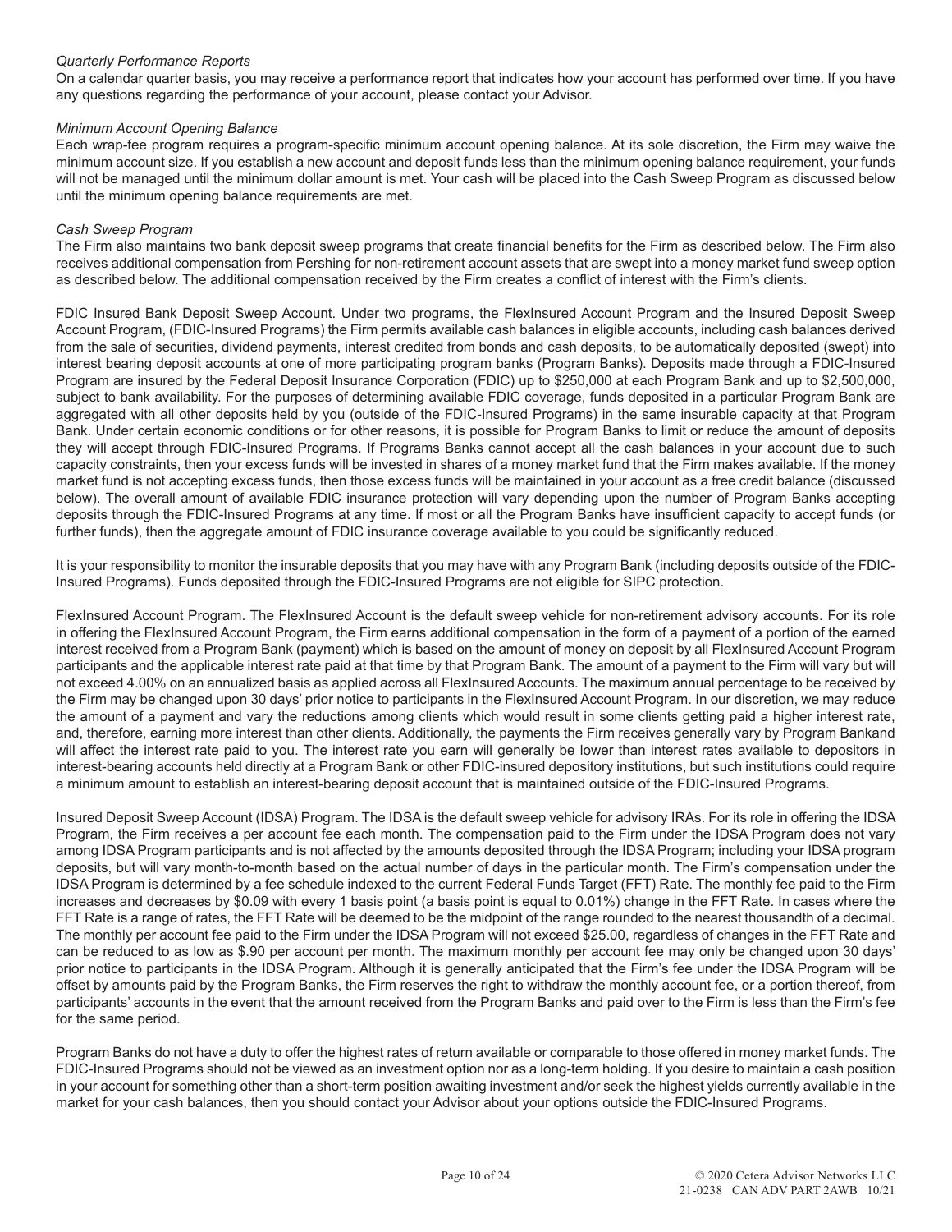*Quarterly Performance Reports*

On a calendar quarter basis, you may receive a performance report that indicates how your account has performed over time. If you have any questions regarding the performance of your account, please contact your Advisor.

*Minimum Account Opening Balance*

Each wrap-fee program requires a program-specific minimum account opening balance. At its sole discretion, the Firm may waive the minimum account size. If you establish a new account and deposit funds less than the minimum opening balance requirement, your funds will not be managed until the minimum dollar amount is met. Your cash will be placed into the Cash Sweep Program as discussed below until the minimum opening balance requirements are met.

*Cash Sweep Program*

The Firm also maintains two bank deposit sweep programs that create financial benefits for the Firm as described below. The Firm also receives additional compensation from Pershing for non-retirement account assets that are swept into a money market fund sweep option as described below. The additional compensation received by the Firm creates a conflict of interest with the Firm's clients.

FDIC Insured Bank Deposit Sweep Account. Under two programs, the FlexInsured Account Program and the Insured Deposit Sweep Account Program, (FDIC-Insured Programs) the Firm permits available cash balances in eligible accounts, including cash balances derived from the sale of securities, dividend payments, interest credited from bonds and cash deposits, to be automatically deposited (swept) into interest bearing deposit accounts at one of more participating program banks (Program Banks). Deposits made through a FDIC-Insured Program are insured by the Federal Deposit Insurance Corporation (FDIC) up to $250,000 at each Program Bank and up to $2,500,000, subject to bank availability. For the purposes of determining available FDIC coverage, funds deposited in a particular Program Bank are aggregated with all other deposits held by you (outside of the FDIC-Insured Programs) in the same insurable capacity at that Program Bank. Under certain economic conditions or for other reasons, it is possible for Program Banks to limit or reduce the amount of deposits they will accept through FDIC-Insured Programs. If Programs Banks cannot accept all the cash balances in your account due to such capacity constraints, then your excess funds will be invested in shares of a money market fund that the Firm makes available. If the money market fund is not accepting excess funds, then those excess funds will be maintained in your account as a free credit balance (discussed below). The overall amount of available FDIC insurance protection will vary depending upon the number of Program Banks accepting deposits through the FDIC-Insured Programs at any time. If most or all the Program Banks have insufficient capacity to accept funds (or further funds), then the aggregate amount of FDIC insurance coverage available to you could be significantly reduced.

It is your responsibility to monitor the insurable deposits that you may have with any Program Bank (including deposits outside of the FDIC-Insured Programs). Funds deposited through the FDIC-Insured Programs are not eligible for SIPC protection.

FlexInsured Account Program. The FlexInsured Account is the default sweep vehicle for non-retirement advisory accounts. For its role in offering the FlexInsured Account Program, the Firm earns additional compensation in the form of a payment of a portion of the earned interest received from a Program Bank (payment) which is based on the amount of money on deposit by all FlexInsured Account Program participants and the applicable interest rate paid at that time by that Program Bank. The amount of a payment to the Firm will vary but will not exceed 4.00% on an annualized basis as applied across all FlexInsured Accounts. The maximum annual percentage to be received by the Firm may be changed upon 30 days' prior notice to participants in the FlexInsured Account Program. In our discretion, we may reduce the amount of a payment and vary the reductions among clients which would result in some clients getting paid a higher interest rate, and, therefore, earning more interest than other clients. Additionally, the payments the Firm receives generally vary by Program Bankand will affect the interest rate paid to you. The interest rate you earn will generally be lower than interest rates available to depositors in interest-bearing accounts held directly at a Program Bank or other FDIC-insured depository institutions, but such institutions could require a minimum amount to establish an interest-bearing deposit account that is maintained outside of the FDIC-Insured Programs.

Insured Deposit Sweep Account (IDSA) Program. The IDSA is the default sweep vehicle for advisory IRAs. For its role in offering the IDSA Program, the Firm receives a per account fee each month. The compensation paid to the Firm under the IDSA Program does not vary among IDSA Program participants and is not affected by the amounts deposited through the IDSA Program; including your IDSA program deposits, but will vary month-to-month based on the actual number of days in the particular month. The Firm's compensation under the IDSA Program is determined by a fee schedule indexed to the current Federal Funds Target (FFT) Rate. The monthly fee paid to the Firm increases and decreases by $0.09 with every 1 basis point (a basis point is equal to 0.01%) change in the FFT Rate. In cases where the FFT Rate is a range of rates, the FFT Rate will be deemed to be the midpoint of the range rounded to the nearest thousandth of a decimal. The monthly per account fee paid to the Firm under the IDSA Program will not exceed $25.00, regardless of changes in the FFT Rate and can be reduced to as low as $.90 per account per month. The maximum monthly per account fee may only be changed upon 30 days' prior notice to participants in the IDSA Program. Although it is generally anticipated that the Firm's fee under the IDSA Program will be offset by amounts paid by the Program Banks, the Firm reserves the right to withdraw the monthly account fee, or a portion thereof, from participants' accounts in the event that the amount received from the Program Banks and paid over to the Firm is less than the Firm's fee for the same period.

Program Banks do not have a duty to offer the highest rates of return available or comparable to those offered in money market funds. The FDIC-Insured Programs should not be viewed as an investment option nor as a long-term holding. If you desire to maintain a cash position in your account for something other than a short-term position awaiting investment and/or seek the highest yields currently available in the market for your cash balances, then you should contact your Advisor about your options outside the FDIC-Insured Programs.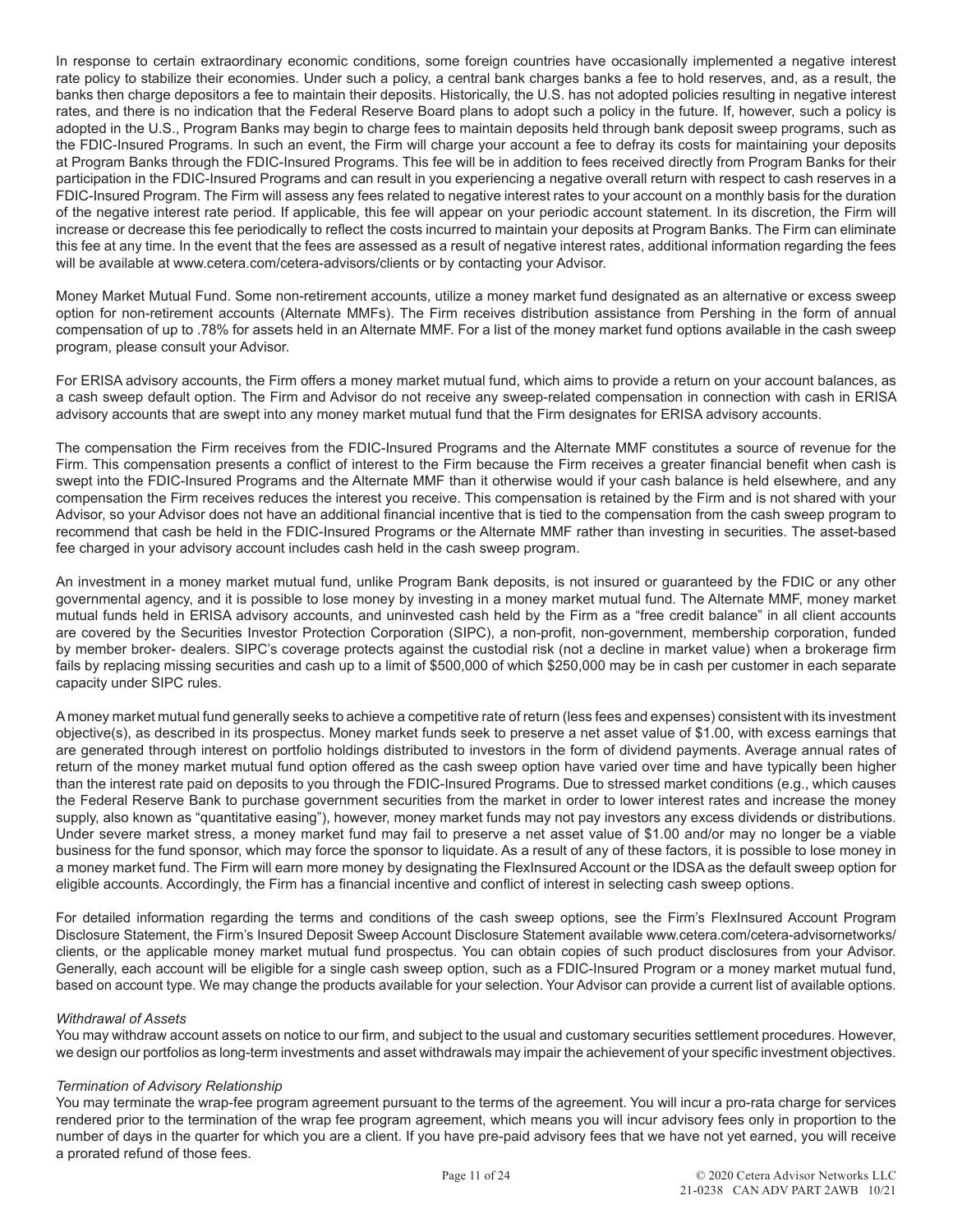In response to certain extraordinary economic conditions, some foreign countries have occasionally implemented a negative interest rate policy to stabilize their economies. Under such a policy, a central bank charges banks a fee to hold reserves, and, as a result, the banks then charge depositors a fee to maintain their deposits. Historically, the U.S. has not adopted policies resulting in negative interest rates, and there is no indication that the Federal Reserve Board plans to adopt such a policy in the future. If, however, such a policy is adopted in the U.S., Program Banks may begin to charge fees to maintain deposits held through bank deposit sweep programs, such as the FDIC-Insured Programs. In such an event, the Firm will charge your account a fee to defray its costs for maintaining your deposits at Program Banks through the FDIC-Insured Programs. This fee will be in addition to fees received directly from Program Banks for their participation in the FDIC-Insured Programs and can result in you experiencing a negative overall return with respect to cash reserves in a FDIC-Insured Program. The Firm will assess any fees related to negative interest rates to your account on a monthly basis for the duration of the negative interest rate period. If applicable, this fee will appear on your periodic account statement. In its discretion, the Firm will increase or decrease this fee periodically to reflect the costs incurred to maintain your deposits at Program Banks. The Firm can eliminate this fee at any time. In the event that the fees are assessed as a result of negative interest rates, additional information regarding the fees will be available at www.cetera.com/cetera-advisors/clients or by contacting your Advisor.

Money Market Mutual Fund. Some non-retirement accounts, utilize a money market fund designated as an alternative or excess sweep option for non-retirement accounts (Alternate MMFs). The Firm receives distribution assistance from Pershing in the form of annual compensation of up to .78% for assets held in an Alternate MMF. For a list of the money market fund options available in the cash sweep program, please consult your Advisor.

For ERISA advisory accounts, the Firm offers a money market mutual fund, which aims to provide a return on your account balances, as a cash sweep default option. The Firm and Advisor do not receive any sweep-related compensation in connection with cash in ERISA advisory accounts that are swept into any money market mutual fund that the Firm designates for ERISA advisory accounts.

The compensation the Firm receives from the FDIC-Insured Programs and the Alternate MMF constitutes a source of revenue for the Firm. This compensation presents a conflict of interest to the Firm because the Firm receives a greater financial benefit when cash is swept into the FDIC-Insured Programs and the Alternate MMF than it otherwise would if your cash balance is held elsewhere, and any compensation the Firm receives reduces the interest you receive. This compensation is retained by the Firm and is not shared with your Advisor, so your Advisor does not have an additional financial incentive that is tied to the compensation from the cash sweep program to recommend that cash be held in the FDIC-Insured Programs or the Alternate MMF rather than investing in securities. The asset-based fee charged in your advisory account includes cash held in the cash sweep program.

An investment in a money market mutual fund, unlike Program Bank deposits, is not insured or guaranteed by the FDIC or any other governmental agency, and it is possible to lose money by investing in a money market mutual fund. The Alternate MMF, money market mutual funds held in ERISA advisory accounts, and uninvested cash held by the Firm as a "free credit balance" in all client accounts are covered by the Securities Investor Protection Corporation (SIPC), a non-profit, non-government, membership corporation, funded by member broker- dealers. SIPC's coverage protects against the custodial risk (not a decline in market value) when a brokerage firm fails by replacing missing securities and cash up to a limit of $500,000 of which $250,000 may be in cash per customer in each separate capacity under SIPC rules.

A money market mutual fund generally seeks to achieve a competitive rate of return (less fees and expenses) consistent with its investment objective(s), as described in its prospectus. Money market funds seek to preserve a net asset value of $1.00, with excess earnings that are generated through interest on portfolio holdings distributed to investors in the form of dividend payments. Average annual rates of return of the money market mutual fund option offered as the cash sweep option have varied over time and have typically been higher than the interest rate paid on deposits to you through the FDIC-Insured Programs. Due to stressed market conditions (e.g., which causes the Federal Reserve Bank to purchase government securities from the market in order to lower interest rates and increase the money supply, also known as "quantitative easing"), however, money market funds may not pay investors any excess dividends or distributions. Under severe market stress, a money market fund may fail to preserve a net asset value of $1.00 and/or may no longer be a viable business for the fund sponsor, which may force the sponsor to liquidate. As a result of any of these factors, it is possible to lose money in a money market fund. The Firm will earn more money by designating the FlexInsured Account or the IDSA as the default sweep option for eligible accounts. Accordingly, the Firm has a financial incentive and conflict of interest in selecting cash sweep options.

For detailed information regarding the terms and conditions of the cash sweep options, see the Firm's FlexInsured Account Program Disclosure Statement, the Firm's Insured Deposit Sweep Account Disclosure Statement available www.cetera.com/cetera-advisornetworks/clients, or the applicable money market mutual fund prospectus. You can obtain copies of such product disclosures from your Advisor. Generally, each account will be eligible for a single cash sweep option, such as a FDIC-Insured Program or a money market mutual fund, based on account type. We may change the products available for your selection. Your Advisor can provide a current list of available options.

*Withdrawal of Assets*

You may withdraw account assets on notice to our firm, and subject to the usual and customary securities settlement procedures. However, we design our portfolios as long-term investments and asset withdrawals may impair the achievement of your specific investment objectives.

*Termination of Advisory Relationship*

You may terminate the wrap-fee program agreement pursuant to the terms of the agreement. You will incur a pro-rata charge for services rendered prior to the termination of the wrap fee program agreement, which means you will incur advisory fees only in proportion to the number of days in the quarter for which you are a client. If you have pre-paid advisory fees that we have not yet earned, you will receive a prorated refund of those fees.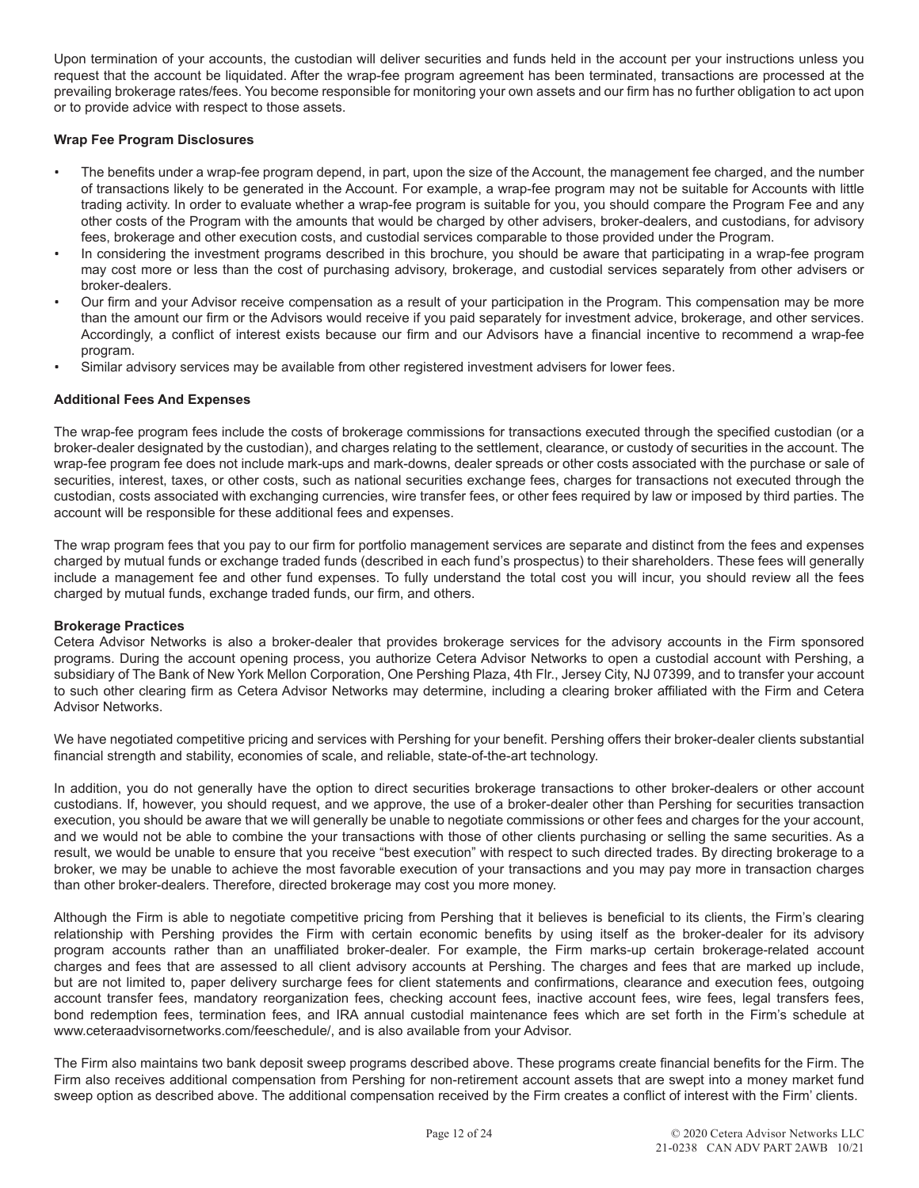Upon termination of your accounts, the custodian will deliver securities and funds held in the account per your instructions unless you request that the account be liquidated. After the wrap-fee program agreement has been terminated, transactions are processed at the prevailing brokerage rates/fees. You become responsible for monitoring your own assets and our firm has no further obligation to act upon or to provide advice with respect to those assets.

**Wrap Fee Program Disclosures**

- The benefits under a wrap-fee program depend, in part, upon the size of the Account, the management fee charged, and the number of transactions likely to be generated in the Account. For example, a wrap-fee program may not be suitable for Accounts with little trading activity. In order to evaluate whether a wrap-fee program is suitable for you, you should compare the Program Fee and any other costs of the Program with the amounts that would be charged by other advisers, broker-dealers, and custodians, for advisory fees, brokerage and other execution costs, and custodial services comparable to those provided under the Program.
- In considering the investment programs described in this brochure, you should be aware that participating in a wrap-fee program may cost more or less than the cost of purchasing advisory, brokerage, and custodial services separately from other advisers or broker-dealers.
- Our firm and your Advisor receive compensation as a result of your participation in the Program. This compensation may be more than the amount our firm or the Advisors would receive if you paid separately for investment advice, brokerage, and other services. Accordingly, a conflict of interest exists because our firm and our Advisors have a financial incentive to recommend a wrap-fee program.
- Similar advisory services may be available from other registered investment advisers for lower fees.

**Additional Fees And Expenses**

The wrap-fee program fees include the costs of brokerage commissions for transactions executed through the specified custodian (or a broker-dealer designated by the custodian), and charges relating to the settlement, clearance, or custody of securities in the account. The wrap-fee program fee does not include mark-ups and mark-downs, dealer spreads or other costs associated with the purchase or sale of securities, interest, taxes, or other costs, such as national securities exchange fees, charges for transactions not executed through the custodian, costs associated with exchanging currencies, wire transfer fees, or other fees required by law or imposed by third parties. The account will be responsible for these additional fees and expenses.

The wrap program fees that you pay to our firm for portfolio management services are separate and distinct from the fees and expenses charged by mutual funds or exchange traded funds (described in each fund's prospectus) to their shareholders. These fees will generally include a management fee and other fund expenses. To fully understand the total cost you will incur, you should review all the fees charged by mutual funds, exchange traded funds, our firm, and others.

**Brokerage Practices**

Cetera Advisor Networks is also a broker-dealer that provides brokerage services for the advisory accounts in the Firm sponsored programs. During the account opening process, you authorize Cetera Advisor Networks to open a custodial account with Pershing, a subsidiary of The Bank of New York Mellon Corporation, One Pershing Plaza, 4th Flr., Jersey City, NJ 07399, and to transfer your account to such other clearing firm as Cetera Advisor Networks may determine, including a clearing broker affiliated with the Firm and Cetera Advisor Networks.

We have negotiated competitive pricing and services with Pershing for your benefit. Pershing offers their broker-dealer clients substantial financial strength and stability, economies of scale, and reliable, state-of-the-art technology.

In addition, you do not generally have the option to direct securities brokerage transactions to other broker-dealers or other account custodians. If, however, you should request, and we approve, the use of a broker-dealer other than Pershing for securities transaction execution, you should be aware that we will generally be unable to negotiate commissions or other fees and charges for the your account, and we would not be able to combine the your transactions with those of other clients purchasing or selling the same securities. As a result, we would be unable to ensure that you receive "best execution" with respect to such directed trades. By directing brokerage to a broker, we may be unable to achieve the most favorable execution of your transactions and you may pay more in transaction charges than other broker-dealers. Therefore, directed brokerage may cost you more money.

Although the Firm is able to negotiate competitive pricing from Pershing that it believes is beneficial to its clients, the Firm's clearing relationship with Pershing provides the Firm with certain economic benefits by using itself as the broker-dealer for its advisory program accounts rather than an unaffiliated broker-dealer. For example, the Firm marks-up certain brokerage-related account charges and fees that are assessed to all client advisory accounts at Pershing. The charges and fees that are marked up include, but are not limited to, paper delivery surcharge fees for client statements and confirmations, clearance and execution fees, outgoing account transfer fees, mandatory reorganization fees, checking account fees, inactive account fees, wire fees, legal transfers fees, bond redemption fees, termination fees, and IRA annual custodial maintenance fees which are set forth in the Firm's schedule at www.ceteraadvisornetworks.com/feeschedule/, and is also available from your Advisor.

The Firm also maintains two bank deposit sweep programs described above. These programs create financial benefits for the Firm. The Firm also receives additional compensation from Pershing for non-retirement account assets that are swept into a money market fund sweep option as described above. The additional compensation received by the Firm creates a conflict of interest with the Firm' clients.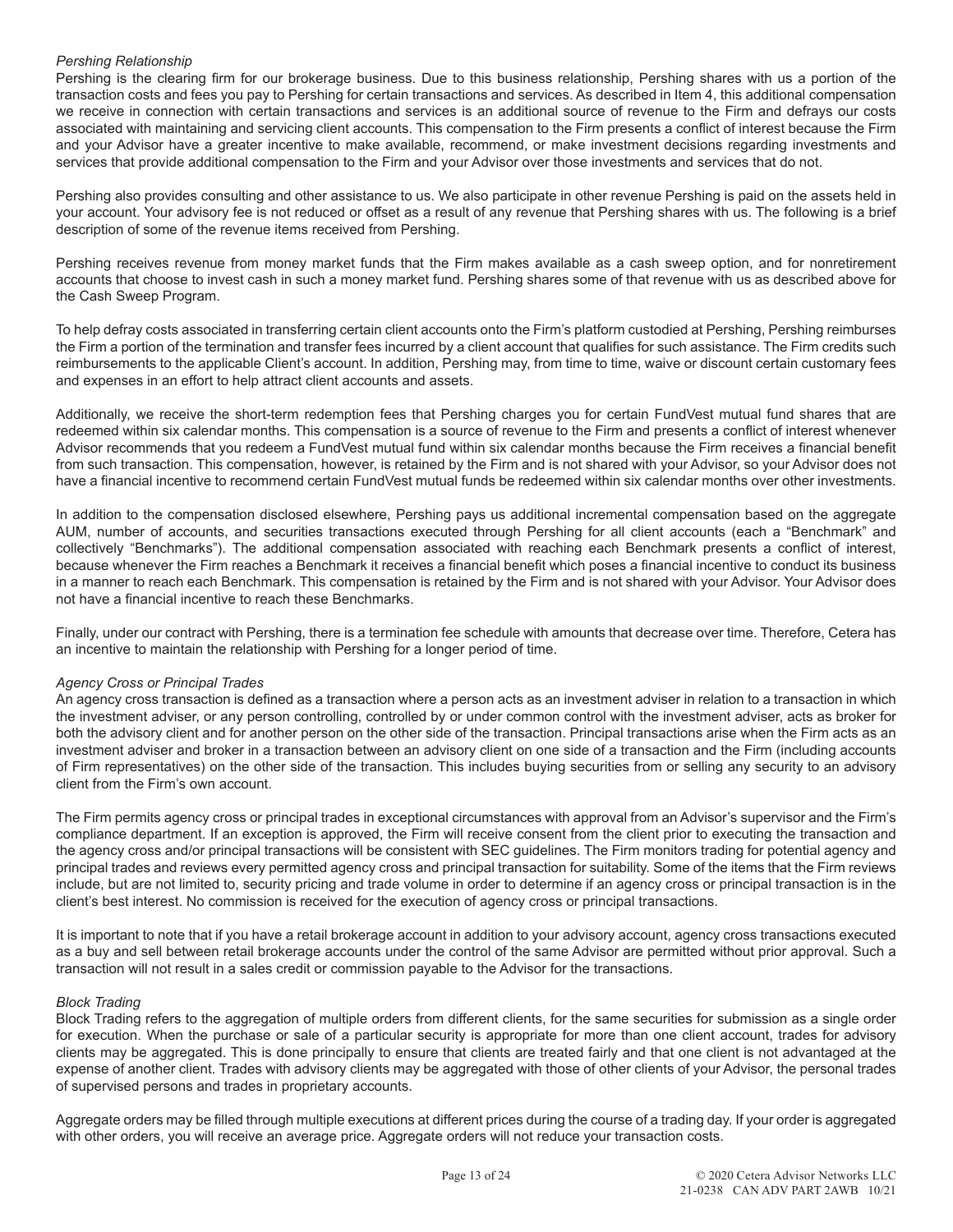*Pershing Relationship*

Pershing is the clearing firm for our brokerage business. Due to this business relationship, Pershing shares with us a portion of the transaction costs and fees you pay to Pershing for certain transactions and services. As described in Item 4, this additional compensation we receive in connection with certain transactions and services is an additional source of revenue to the Firm and defrays our costs associated with maintaining and servicing client accounts. This compensation to the Firm presents a conflict of interest because the Firm and your Advisor have a greater incentive to make available, recommend, or make investment decisions regarding investments and services that provide additional compensation to the Firm and your Advisor over those investments and services that do not.

Pershing also provides consulting and other assistance to us. We also participate in other revenue Pershing is paid on the assets held in your account. Your advisory fee is not reduced or offset as a result of any revenue that Pershing shares with us. The following is a brief description of some of the revenue items received from Pershing.

Pershing receives revenue from money market funds that the Firm makes available as a cash sweep option, and for nonretirement accounts that choose to invest cash in such a money market fund. Pershing shares some of that revenue with us as described above for the Cash Sweep Program.

To help defray costs associated in transferring certain client accounts onto the Firm's platform custodied at Pershing, Pershing reimburses the Firm a portion of the termination and transfer fees incurred by a client account that qualifies for such assistance. The Firm credits such reimbursements to the applicable Client's account. In addition, Pershing may, from time to time, waive or discount certain customary fees and expenses in an effort to help attract client accounts and assets.

Additionally, we receive the short-term redemption fees that Pershing charges you for certain FundVest mutual fund shares that are redeemed within six calendar months. This compensation is a source of revenue to the Firm and presents a conflict of interest whenever Advisor recommends that you redeem a FundVest mutual fund within six calendar months because the Firm receives a financial benefit from such transaction. This compensation, however, is retained by the Firm and is not shared with your Advisor, so your Advisor does not have a financial incentive to recommend certain FundVest mutual funds be redeemed within six calendar months over other investments.

In addition to the compensation disclosed elsewhere, Pershing pays us additional incremental compensation based on the aggregate AUM, number of accounts, and securities transactions executed through Pershing for all client accounts (each a "Benchmark" and collectively "Benchmarks"). The additional compensation associated with reaching each Benchmark presents a conflict of interest, because whenever the Firm reaches a Benchmark it receives a financial benefit which poses a financial incentive to conduct its business in a manner to reach each Benchmark. This compensation is retained by the Firm and is not shared with your Advisor. Your Advisor does not have a financial incentive to reach these Benchmarks.

Finally, under our contract with Pershing, there is a termination fee schedule with amounts that decrease over time. Therefore, Cetera has an incentive to maintain the relationship with Pershing for a longer period of time.

*Agency Cross or Principal Trades*

An agency cross transaction is defined as a transaction where a person acts as an investment adviser in relation to a transaction in which the investment adviser, or any person controlling, controlled by or under common control with the investment adviser, acts as broker for both the advisory client and for another person on the other side of the transaction. Principal transactions arise when the Firm acts as an investment adviser and broker in a transaction between an advisory client on one side of a transaction and the Firm (including accounts of Firm representatives) on the other side of the transaction. This includes buying securities from or selling any security to an advisory client from the Firm's own account.

The Firm permits agency cross or principal trades in exceptional circumstances with approval from an Advisor's supervisor and the Firm's compliance department. If an exception is approved, the Firm will receive consent from the client prior to executing the transaction and the agency cross and/or principal transactions will be consistent with SEC guidelines. The Firm monitors trading for potential agency and principal trades and reviews every permitted agency cross and principal transaction for suitability. Some of the items that the Firm reviews include, but are not limited to, security pricing and trade volume in order to determine if an agency cross or principal transaction is in the client's best interest. No commission is received for the execution of agency cross or principal transactions.

It is important to note that if you have a retail brokerage account in addition to your advisory account, agency cross transactions executed as a buy and sell between retail brokerage accounts under the control of the same Advisor are permitted without prior approval. Such a transaction will not result in a sales credit or commission payable to the Advisor for the transactions.

*Block Trading*

Block Trading refers to the aggregation of multiple orders from different clients, for the same securities for submission as a single order for execution. When the purchase or sale of a particular security is appropriate for more than one client account, trades for advisory clients may be aggregated. This is done principally to ensure that clients are treated fairly and that one client is not advantaged at the expense of another client. Trades with advisory clients may be aggregated with those of other clients of your Advisor, the personal trades of supervised persons and trades in proprietary accounts.

Aggregate orders may be filled through multiple executions at different prices during the course of a trading day. If your order is aggregated with other orders, you will receive an average price. Aggregate orders will not reduce your transaction costs.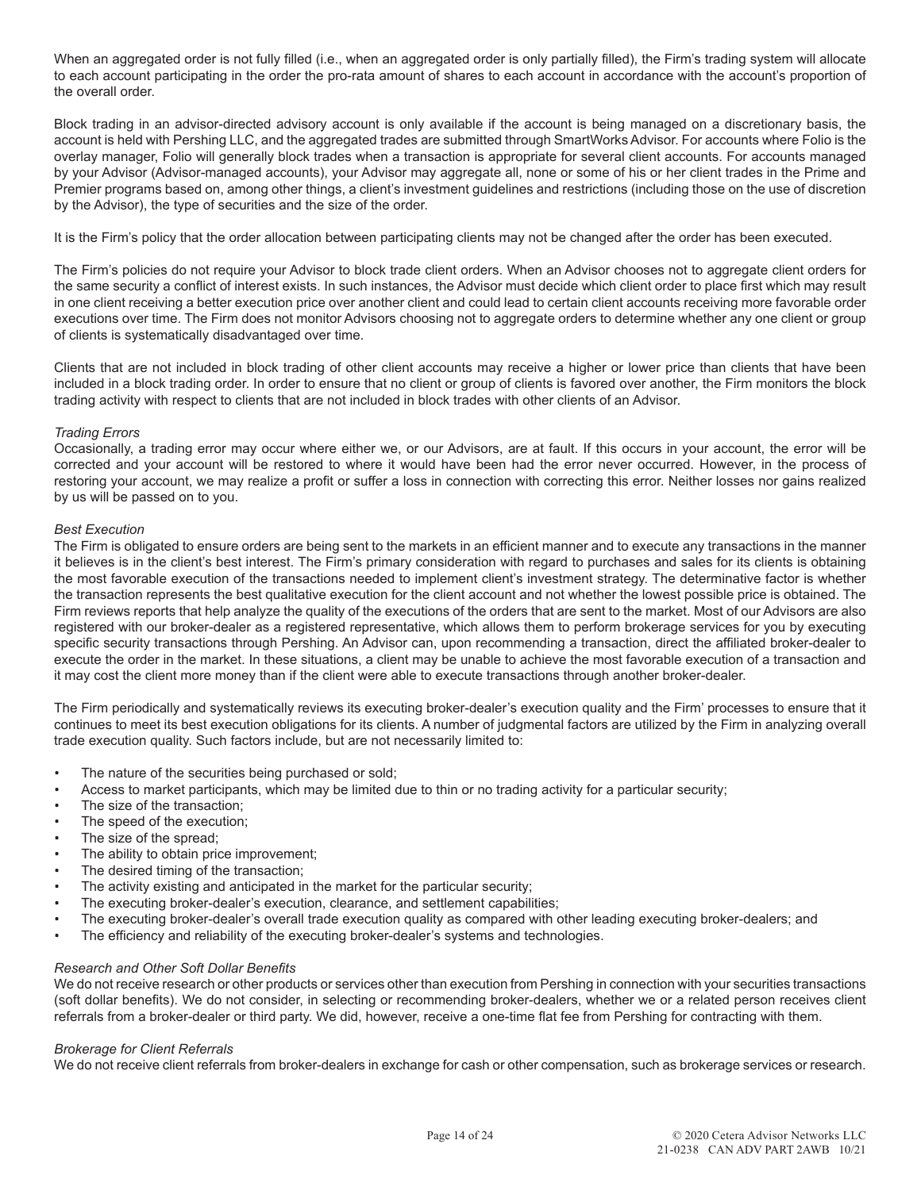When an aggregated order is not fully filled (i.e., when an aggregated order is only partially filled), the Firm's trading system will allocate to each account participating in the order the pro-rata amount of shares to each account in accordance with the account's proportion of the overall order.

Block trading in an advisor-directed advisory account is only available if the account is being managed on a discretionary basis, the account is held with Pershing LLC, and the aggregated trades are submitted through SmartWorks Advisor. For accounts where Folio is the overlay manager, Folio will generally block trades when a transaction is appropriate for several client accounts. For accounts managed by your Advisor (Advisor-managed accounts), your Advisor may aggregate all, none or some of his or her client trades in the Prime and Premier programs based on, among other things, a client's investment guidelines and restrictions (including those on the use of discretion by the Advisor), the type of securities and the size of the order.

It is the Firm's policy that the order allocation between participating clients may not be changed after the order has been executed.

The Firm's policies do not require your Advisor to block trade client orders. When an Advisor chooses not to aggregate client orders for the same security a conflict of interest exists. In such instances, the Advisor must decide which client order to place first which may result in one client receiving a better execution price over another client and could lead to certain client accounts receiving more favorable order executions over time. The Firm does not monitor Advisors choosing not to aggregate orders to determine whether any one client or group of clients is systematically disadvantaged over time.

Clients that are not included in block trading of other client accounts may receive a higher or lower price than clients that have been included in a block trading order. In order to ensure that no client or group of clients is favored over another, the Firm monitors the block trading activity with respect to clients that are not included in block trades with other clients of an Advisor.

*Trading Errors*

Occasionally, a trading error may occur where either we, or our Advisors, are at fault. If this occurs in your account, the error will be corrected and your account will be restored to where it would have been had the error never occurred. However, in the process of restoring your account, we may realize a profit or suffer a loss in connection with correcting this error. Neither losses nor gains realized by us will be passed on to you.

*Best Execution*

The Firm is obligated to ensure orders are being sent to the markets in an efficient manner and to execute any transactions in the manner it believes is in the client's best interest. The Firm's primary consideration with regard to purchases and sales for its clients is obtaining the most favorable execution of the transactions needed to implement client's investment strategy. The determinative factor is whether the transaction represents the best qualitative execution for the client account and not whether the lowest possible price is obtained. The Firm reviews reports that help analyze the quality of the executions of the orders that are sent to the market. Most of our Advisors are also registered with our broker-dealer as a registered representative, which allows them to perform brokerage services for you by executing specific security transactions through Pershing. An Advisor can, upon recommending a transaction, direct the affiliated broker-dealer to execute the order in the market. In these situations, a client may be unable to achieve the most favorable execution of a transaction and it may cost the client more money than if the client were able to execute transactions through another broker-dealer.

The Firm periodically and systematically reviews its executing broker-dealer's execution quality and the Firm' processes to ensure that it continues to meet its best execution obligations for its clients. A number of judgmental factors are utilized by the Firm in analyzing overall trade execution quality. Such factors include, but are not necessarily limited to:

- The nature of the securities being purchased or sold;
- Access to market participants, which may be limited due to thin or no trading activity for a particular security;
- The size of the transaction;
- The speed of the execution;
- The size of the spread;
- The ability to obtain price improvement;
- The desired timing of the transaction;
- The activity existing and anticipated in the market for the particular security;
- The executing broker-dealer's execution, clearance, and settlement capabilities;
- The executing broker-dealer's overall trade execution quality as compared with other leading executing broker-dealers; and
- The efficiency and reliability of the executing broker-dealer's systems and technologies.

*Research and Other Soft Dollar Benefits*

We do not receive research or other products or services other than execution from Pershing in connection with your securities transactions (soft dollar benefits). We do not consider, in selecting or recommending broker-dealers, whether we or a related person receives client referrals from a broker-dealer or third party. We did, however, receive a one-time flat fee from Pershing for contracting with them.

*Brokerage for Client Referrals*

We do not receive client referrals from broker-dealers in exchange for cash or other compensation, such as brokerage services or research.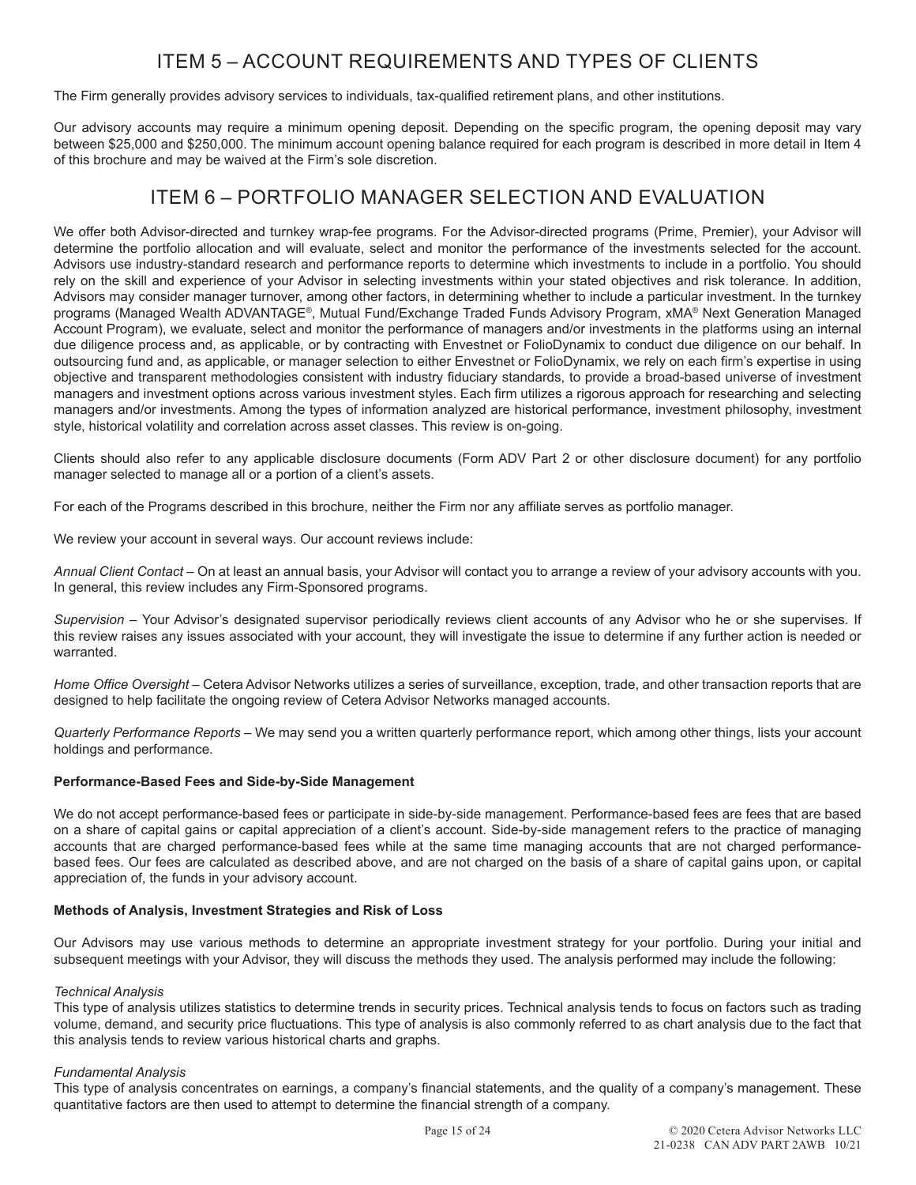# ITEM 5 – ACCOUNT REQUIREMENTS AND TYPES OF CLIENTS

The Firm generally provides advisory services to individuals, tax-qualified retirement plans, and other institutions.

Our advisory accounts may require a minimum opening deposit. Depending on the specific program, the opening deposit may vary between $25,000 and $250,000. The minimum account opening balance required for each program is described in more detail in Item 4 of this brochure and may be waived at the Firm's sole discretion.

# ITEM 6 – PORTFOLIO MANAGER SELECTION AND EVALUATION

We offer both Advisor-directed and turnkey wrap-fee programs. For the Advisor-directed programs (Prime, Premier), your Advisor will determine the portfolio allocation and will evaluate, select and monitor the performance of the investments selected for the account. Advisors use industry-standard research and performance reports to determine which investments to include in a portfolio. You should rely on the skill and experience of your Advisor in selecting investments within your stated objectives and risk tolerance. In addition, Advisors may consider manager turnover, among other factors, in determining whether to include a particular investment. In the turnkey programs (Managed Wealth ADVANTAGE®, Mutual Fund/Exchange Traded Funds Advisory Program, xMA® Next Generation Managed Account Program), we evaluate, select and monitor the performance of managers and/or investments in the platforms using an internal due diligence process and, as applicable, or by contracting with Envestnet or FolioDynamix to conduct due diligence on our behalf. In outsourcing fund and, as applicable, or manager selection to either Envestnet or FolioDynamix, we rely on each firm's expertise in using objective and transparent methodologies consistent with industry fiduciary standards, to provide a broad-based universe of investment managers and investment options across various investment styles. Each firm utilizes a rigorous approach for researching and selecting managers and/or investments. Among the types of information analyzed are historical performance, investment philosophy, investment style, historical volatility and correlation across asset classes. This review is on-going.

Clients should also refer to any applicable disclosure documents (Form ADV Part 2 or other disclosure document) for any portfolio manager selected to manage all or a portion of a client's assets.

For each of the Programs described in this brochure, neither the Firm nor any affiliate serves as portfolio manager.

We review your account in several ways. Our account reviews include:

*Annual Client Contact* – On at least an annual basis, your Advisor will contact you to arrange a review of your advisory accounts with you. In general, this review includes any Firm-Sponsored programs.

*Supervision* – Your Advisor's designated supervisor periodically reviews client accounts of any Advisor who he or she supervises. If this review raises any issues associated with your account, they will investigate the issue to determine if any further action is needed or warranted.

*Home Office Oversight* – Cetera Advisor Networks utilizes a series of surveillance, exception, trade, and other transaction reports that are designed to help facilitate the ongoing review of Cetera Advisor Networks managed accounts.

*Quarterly Performance Reports* – We may send you a written quarterly performance report, which among other things, lists your account holdings and performance.

**Performance-Based Fees and Side-by-Side Management**

We do not accept performance-based fees or participate in side-by-side management. Performance-based fees are fees that are based on a share of capital gains or capital appreciation of a client's account. Side-by-side management refers to the practice of managing accounts that are charged performance-based fees while at the same time managing accounts that are not charged performance-based fees. Our fees are calculated as described above, and are not charged on the basis of a share of capital gains upon, or capital appreciation of, the funds in your advisory account.

**Methods of Analysis, Investment Strategies and Risk of Loss**

Our Advisors may use various methods to determine an appropriate investment strategy for your portfolio. During your initial and subsequent meetings with your Advisor, they will discuss the methods they used. The analysis performed may include the following:

*Technical Analysis*
This type of analysis utilizes statistics to determine trends in security prices. Technical analysis tends to focus on factors such as trading volume, demand, and security price fluctuations. This type of analysis is also commonly referred to as chart analysis due to the fact that this analysis tends to review various historical charts and graphs.

*Fundamental Analysis*
This type of analysis concentrates on earnings, a company's financial statements, and the quality of a company's management. These quantitative factors are then used to attempt to determine the financial strength of a company.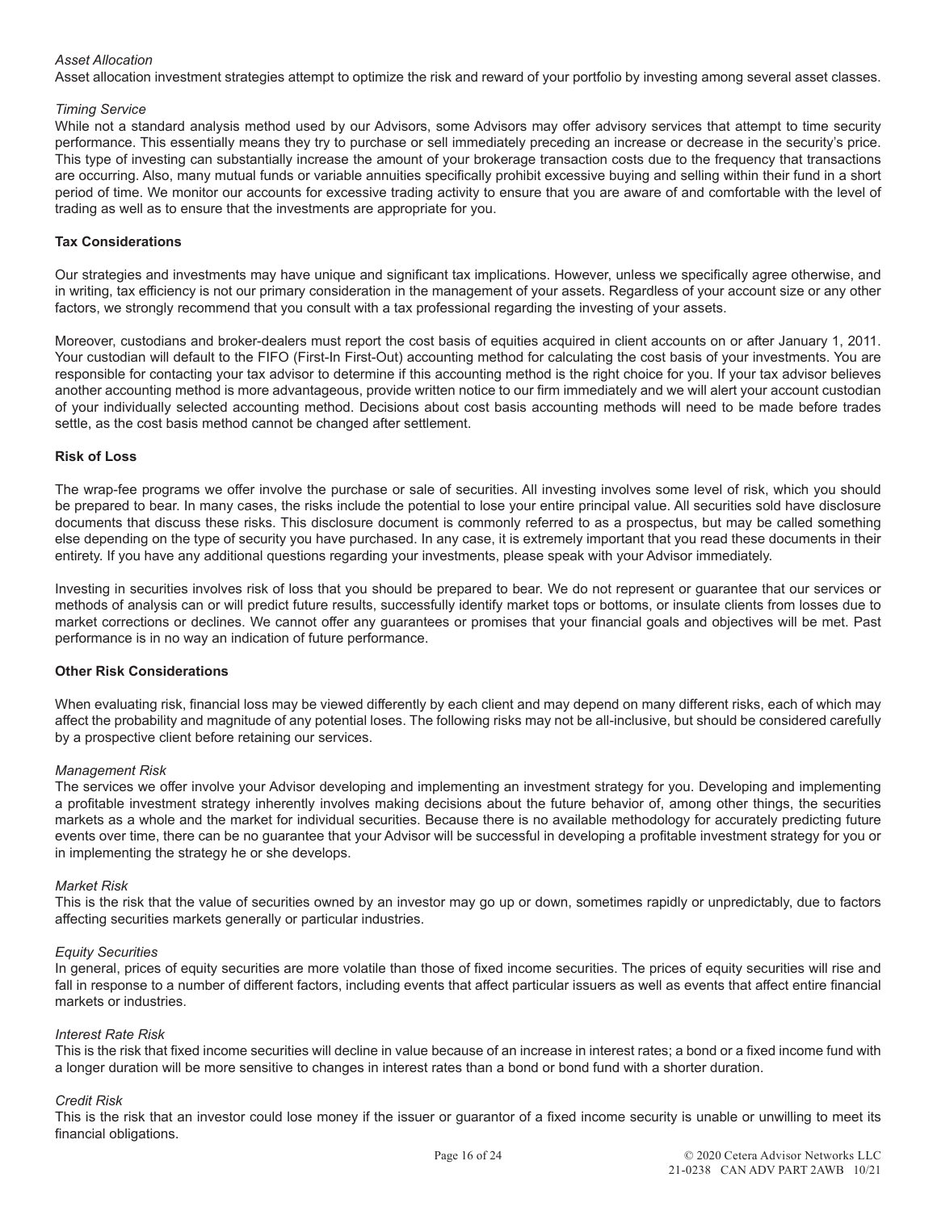*Asset Allocation*
Asset allocation investment strategies attempt to optimize the risk and reward of your portfolio by investing among several asset classes.

*Timing Service*
While not a standard analysis method used by our Advisors, some Advisors may offer advisory services that attempt to time security performance. This essentially means they try to purchase or sell immediately preceding an increase or decrease in the security's price. This type of investing can substantially increase the amount of your brokerage transaction costs due to the frequency that transactions are occurring. Also, many mutual funds or variable annuities specifically prohibit excessive buying and selling within their fund in a short period of time. We monitor our accounts for excessive trading activity to ensure that you are aware of and comfortable with the level of trading as well as to ensure that the investments are appropriate for you.

**Tax Considerations**

Our strategies and investments may have unique and significant tax implications. However, unless we specifically agree otherwise, and in writing, tax efficiency is not our primary consideration in the management of your assets. Regardless of your account size or any other factors, we strongly recommend that you consult with a tax professional regarding the investing of your assets.

Moreover, custodians and broker-dealers must report the cost basis of equities acquired in client accounts on or after January 1, 2011. Your custodian will default to the FIFO (First-In First-Out) accounting method for calculating the cost basis of your investments. You are responsible for contacting your tax advisor to determine if this accounting method is the right choice for you. If your tax advisor believes another accounting method is more advantageous, provide written notice to our firm immediately and we will alert your account custodian of your individually selected accounting method. Decisions about cost basis accounting methods will need to be made before trades settle, as the cost basis method cannot be changed after settlement.

**Risk of Loss**

The wrap-fee programs we offer involve the purchase or sale of securities. All investing involves some level of risk, which you should be prepared to bear. In many cases, the risks include the potential to lose your entire principal value. All securities sold have disclosure documents that discuss these risks. This disclosure document is commonly referred to as a prospectus, but may be called something else depending on the type of security you have purchased. In any case, it is extremely important that you read these documents in their entirety. If you have any additional questions regarding your investments, please speak with your Advisor immediately.

Investing in securities involves risk of loss that you should be prepared to bear. We do not represent or guarantee that our services or methods of analysis can or will predict future results, successfully identify market tops or bottoms, or insulate clients from losses due to market corrections or declines. We cannot offer any guarantees or promises that your financial goals and objectives will be met. Past performance is in no way an indication of future performance.

**Other Risk Considerations**

When evaluating risk, financial loss may be viewed differently by each client and may depend on many different risks, each of which may affect the probability and magnitude of any potential loses. The following risks may not be all-inclusive, but should be considered carefully by a prospective client before retaining our services.

*Management Risk*
The services we offer involve your Advisor developing and implementing an investment strategy for you. Developing and implementing a profitable investment strategy inherently involves making decisions about the future behavior of, among other things, the securities markets as a whole and the market for individual securities. Because there is no available methodology for accurately predicting future events over time, there can be no guarantee that your Advisor will be successful in developing a profitable investment strategy for you or in implementing the strategy he or she develops.

*Market Risk*
This is the risk that the value of securities owned by an investor may go up or down, sometimes rapidly or unpredictably, due to factors affecting securities markets generally or particular industries.

*Equity Securities*
In general, prices of equity securities are more volatile than those of fixed income securities. The prices of equity securities will rise and fall in response to a number of different factors, including events that affect particular issuers as well as events that affect entire financial markets or industries.

*Interest Rate Risk*
This is the risk that fixed income securities will decline in value because of an increase in interest rates; a bond or a fixed income fund with a longer duration will be more sensitive to changes in interest rates than a bond or bond fund with a shorter duration.

*Credit Risk*
This is the risk that an investor could lose money if the issuer or guarantor of a fixed income security is unable or unwilling to meet its financial obligations.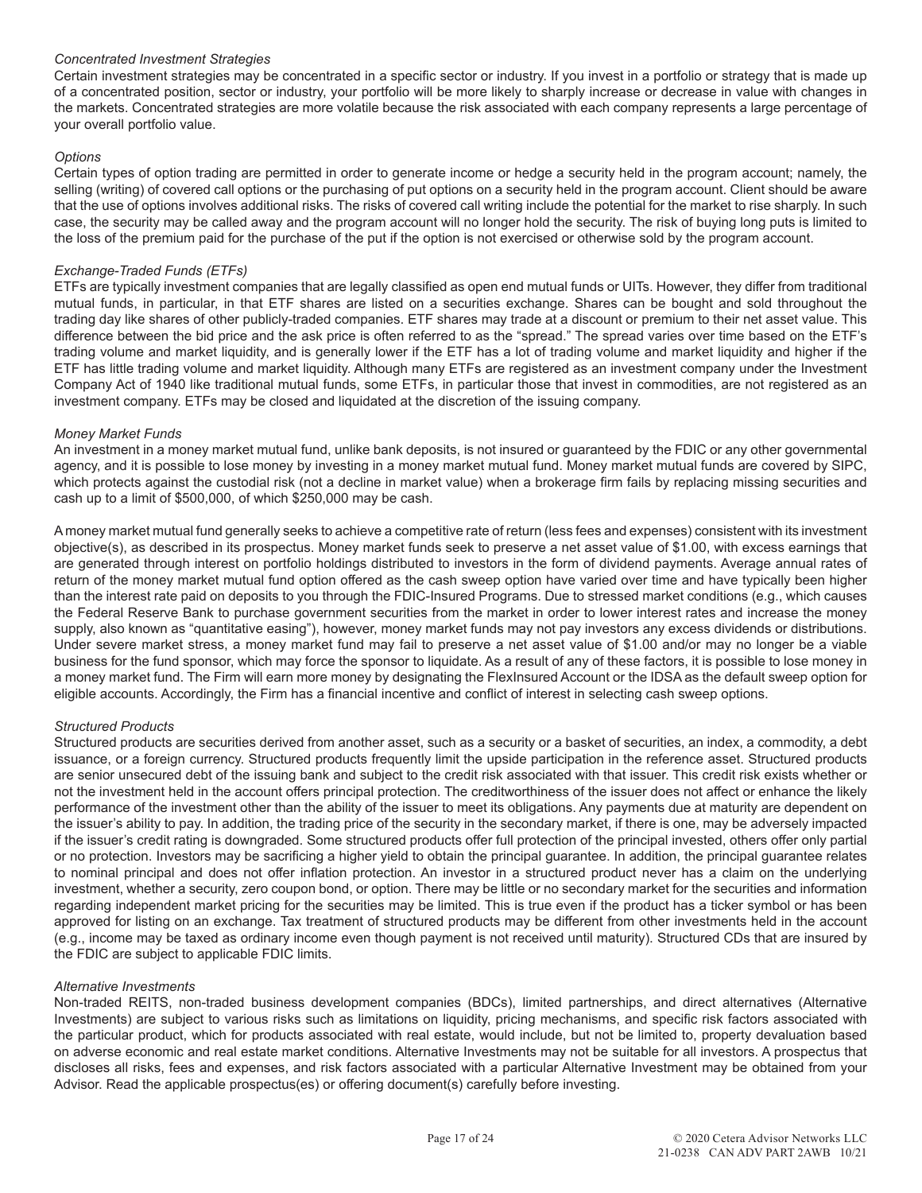*Concentrated Investment Strategies*

Certain investment strategies may be concentrated in a specific sector or industry. If you invest in a portfolio or strategy that is made up of a concentrated position, sector or industry, your portfolio will be more likely to sharply increase or decrease in value with changes in the markets. Concentrated strategies are more volatile because the risk associated with each company represents a large percentage of your overall portfolio value.

*Options*

Certain types of option trading are permitted in order to generate income or hedge a security held in the program account; namely, the selling (writing) of covered call options or the purchasing of put options on a security held in the program account. Client should be aware that the use of options involves additional risks. The risks of covered call writing include the potential for the market to rise sharply. In such case, the security may be called away and the program account will no longer hold the security. The risk of buying long puts is limited to the loss of the premium paid for the purchase of the put if the option is not exercised or otherwise sold by the program account.

*Exchange-Traded Funds (ETFs)*

ETFs are typically investment companies that are legally classified as open end mutual funds or UITs. However, they differ from traditional mutual funds, in particular, in that ETF shares are listed on a securities exchange. Shares can be bought and sold throughout the trading day like shares of other publicly-traded companies. ETF shares may trade at a discount or premium to their net asset value. This difference between the bid price and the ask price is often referred to as the "spread." The spread varies over time based on the ETF's trading volume and market liquidity, and is generally lower if the ETF has a lot of trading volume and market liquidity and higher if the ETF has little trading volume and market liquidity. Although many ETFs are registered as an investment company under the Investment Company Act of 1940 like traditional mutual funds, some ETFs, in particular those that invest in commodities, are not registered as an investment company. ETFs may be closed and liquidated at the discretion of the issuing company.

*Money Market Funds*

An investment in a money market mutual fund, unlike bank deposits, is not insured or guaranteed by the FDIC or any other governmental agency, and it is possible to lose money by investing in a money market mutual fund. Money market mutual funds are covered by SIPC, which protects against the custodial risk (not a decline in market value) when a brokerage firm fails by replacing missing securities and cash up to a limit of $500,000, of which $250,000 may be cash.

A money market mutual fund generally seeks to achieve a competitive rate of return (less fees and expenses) consistent with its investment objective(s), as described in its prospectus. Money market funds seek to preserve a net asset value of $1.00, with excess earnings that are generated through interest on portfolio holdings distributed to investors in the form of dividend payments. Average annual rates of return of the money market mutual fund option offered as the cash sweep option have varied over time and have typically been higher than the interest rate paid on deposits to you through the FDIC-Insured Programs. Due to stressed market conditions (e.g., which causes the Federal Reserve Bank to purchase government securities from the market in order to lower interest rates and increase the money supply, also known as "quantitative easing"), however, money market funds may not pay investors any excess dividends or distributions. Under severe market stress, a money market fund may fail to preserve a net asset value of $1.00 and/or may no longer be a viable business for the fund sponsor, which may force the sponsor to liquidate. As a result of any of these factors, it is possible to lose money in a money market fund. The Firm will earn more money by designating the FlexInsured Account or the IDSA as the default sweep option for eligible accounts. Accordingly, the Firm has a financial incentive and conflict of interest in selecting cash sweep options.

*Structured Products*

Structured products are securities derived from another asset, such as a security or a basket of securities, an index, a commodity, a debt issuance, or a foreign currency. Structured products frequently limit the upside participation in the reference asset. Structured products are senior unsecured debt of the issuing bank and subject to the credit risk associated with that issuer. This credit risk exists whether or not the investment held in the account offers principal protection. The creditworthiness of the issuer does not affect or enhance the likely performance of the investment other than the ability of the issuer to meet its obligations. Any payments due at maturity are dependent on the issuer's ability to pay. In addition, the trading price of the security in the secondary market, if there is one, may be adversely impacted if the issuer's credit rating is downgraded. Some structured products offer full protection of the principal invested, others offer only partial or no protection. Investors may be sacrificing a higher yield to obtain the principal guarantee. In addition, the principal guarantee relates to nominal principal and does not offer inflation protection. An investor in a structured product never has a claim on the underlying investment, whether a security, zero coupon bond, or option. There may be little or no secondary market for the securities and information regarding independent market pricing for the securities may be limited. This is true even if the product has a ticker symbol or has been approved for listing on an exchange. Tax treatment of structured products may be different from other investments held in the account (e.g., income may be taxed as ordinary income even though payment is not received until maturity). Structured CDs that are insured by the FDIC are subject to applicable FDIC limits.

*Alternative Investments*

Non-traded REITS, non-traded business development companies (BDCs), limited partnerships, and direct alternatives (Alternative Investments) are subject to various risks such as limitations on liquidity, pricing mechanisms, and specific risk factors associated with the particular product, which for products associated with real estate, would include, but not be limited to, property devaluation based on adverse economic and real estate market conditions. Alternative Investments may not be suitable for all investors. A prospectus that discloses all risks, fees and expenses, and risk factors associated with a particular Alternative Investment may be obtained from your Advisor. Read the applicable prospectus(es) or offering document(s) carefully before investing.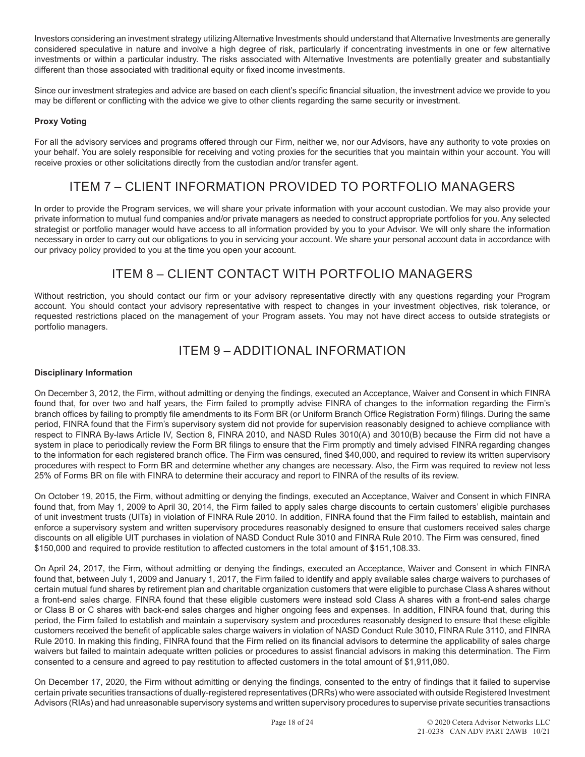Investors considering an investment strategy utilizing Alternative Investments should understand that Alternative Investments are generally considered speculative in nature and involve a high degree of risk, particularly if concentrating investments in one or few alternative investments or within a particular industry. The risks associated with Alternative Investments are potentially greater and substantially different than those associated with traditional equity or fixed income investments.

Since our investment strategies and advice are based on each client's specific financial situation, the investment advice we provide to you may be different or conflicting with the advice we give to other clients regarding the same security or investment.

**Proxy Voting**

For all the advisory services and programs offered through our Firm, neither we, nor our Advisors, have any authority to vote proxies on your behalf. You are solely responsible for receiving and voting proxies for the securities that you maintain within your account. You will receive proxies or other solicitations directly from the custodian and/or transfer agent.

## ITEM 7 – CLIENT INFORMATION PROVIDED TO PORTFOLIO MANAGERS

In order to provide the Program services, we will share your private information with your account custodian. We may also provide your private information to mutual fund companies and/or private managers as needed to construct appropriate portfolios for you. Any selected strategist or portfolio manager would have access to all information provided by you to your Advisor. We will only share the information necessary in order to carry out our obligations to you in servicing your account. We share your personal account data in accordance with our privacy policy provided to you at the time you open your account.

## ITEM 8 – CLIENT CONTACT WITH PORTFOLIO MANAGERS

Without restriction, you should contact our firm or your advisory representative directly with any questions regarding your Program account. You should contact your advisory representative with respect to changes in your investment objectives, risk tolerance, or requested restrictions placed on the management of your Program assets. You may not have direct access to outside strategists or portfolio managers.

## ITEM 9 – ADDITIONAL INFORMATION

**Disciplinary Information**

On December 3, 2012, the Firm, without admitting or denying the findings, executed an Acceptance, Waiver and Consent in which FINRA found that, for over two and half years, the Firm failed to promptly advise FINRA of changes to the information regarding the Firm's branch offices by failing to promptly file amendments to its Form BR (or Uniform Branch Office Registration Form) filings. During the same period, FINRA found that the Firm's supervisory system did not provide for supervision reasonably designed to achieve compliance with respect to FINRA By-laws Article IV, Section 8, FINRA 2010, and NASD Rules 3010(A) and 3010(B) because the Firm did not have a system in place to periodically review the Form BR filings to ensure that the Firm promptly and timely advised FINRA regarding changes to the information for each registered branch office. The Firm was censured, fined $40,000, and required to review its written supervisory procedures with respect to Form BR and determine whether any changes are necessary. Also, the Firm was required to review not less 25% of Forms BR on file with FINRA to determine their accuracy and report to FINRA of the results of its review.

On October 19, 2015, the Firm, without admitting or denying the findings, executed an Acceptance, Waiver and Consent in which FINRA found that, from May 1, 2009 to April 30, 2014, the Firm failed to apply sales charge discounts to certain customers' eligible purchases of unit investment trusts (UITs) in violation of FINRA Rule 2010. In addition, FINRA found that the Firm failed to establish, maintain and enforce a supervisory system and written supervisory procedures reasonably designed to ensure that customers received sales charge discounts on all eligible UIT purchases in violation of NASD Conduct Rule 3010 and FINRA Rule 2010. The Firm was censured, fined $150,000 and required to provide restitution to affected customers in the total amount of $151,108.33.

On April 24, 2017, the Firm, without admitting or denying the findings, executed an Acceptance, Waiver and Consent in which FINRA found that, between July 1, 2009 and January 1, 2017, the Firm failed to identify and apply available sales charge waivers to purchases of certain mutual fund shares by retirement plan and charitable organization customers that were eligible to purchase Class A shares without a front-end sales charge. FINRA found that these eligible customers were instead sold Class A shares with a front-end sales charge or Class B or C shares with back-end sales charges and higher ongoing fees and expenses. In addition, FINRA found that, during this period, the Firm failed to establish and maintain a supervisory system and procedures reasonably designed to ensure that these eligible customers received the benefit of applicable sales charge waivers in violation of NASD Conduct Rule 3010, FINRA Rule 3110, and FINRA Rule 2010. In making this finding, FINRA found that the Firm relied on its financial advisors to determine the applicability of sales charge waivers but failed to maintain adequate written policies or procedures to assist financial advisors in making this determination. The Firm consented to a censure and agreed to pay restitution to affected customers in the total amount of $1,911,080.

On December 17, 2020, the Firm without admitting or denying the findings, consented to the entry of findings that it failed to supervise certain private securities transactions of dually-registered representatives (DRRs) who were associated with outside Registered Investment Advisors (RIAs) and had unreasonable supervisory systems and written supervisory procedures to supervise private securities transactions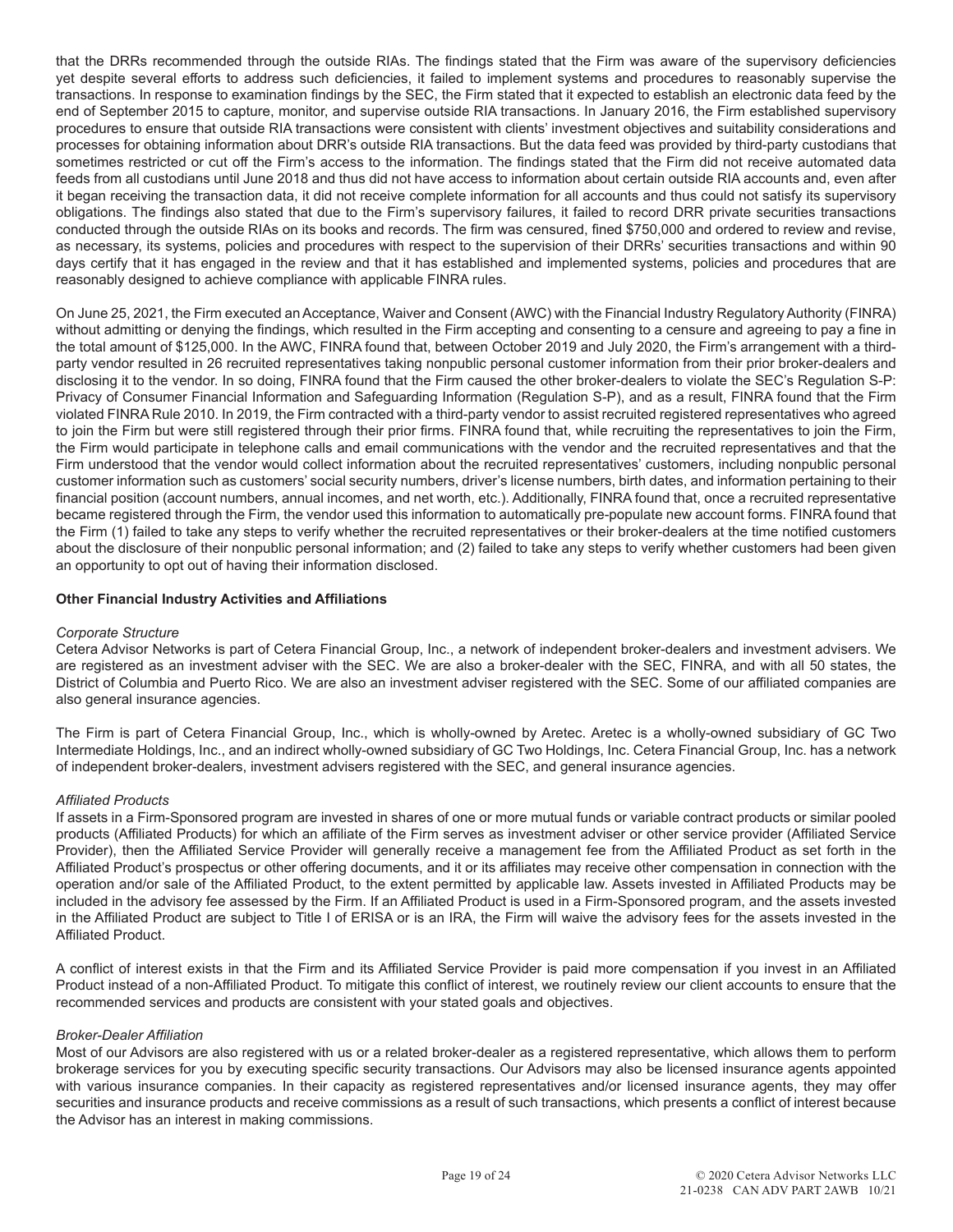that the DRRs recommended through the outside RIAs. The findings stated that the Firm was aware of the supervisory deficiencies yet despite several efforts to address such deficiencies, it failed to implement systems and procedures to reasonably supervise the transactions. In response to examination findings by the SEC, the Firm stated that it expected to establish an electronic data feed by the end of September 2015 to capture, monitor, and supervise outside RIA transactions. In January 2016, the Firm established supervisory procedures to ensure that outside RIA transactions were consistent with clients' investment objectives and suitability considerations and processes for obtaining information about DRR's outside RIA transactions. But the data feed was provided by third-party custodians that sometimes restricted or cut off the Firm's access to the information. The findings stated that the Firm did not receive automated data feeds from all custodians until June 2018 and thus did not have access to information about certain outside RIA accounts and, even after it began receiving the transaction data, it did not receive complete information for all accounts and thus could not satisfy its supervisory obligations. The findings also stated that due to the Firm's supervisory failures, it failed to record DRR private securities transactions conducted through the outside RIAs on its books and records. The firm was censured, fined $750,000 and ordered to review and revise, as necessary, its systems, policies and procedures with respect to the supervision of their DRRs' securities transactions and within 90 days certify that it has engaged in the review and that it has established and implemented systems, policies and procedures that are reasonably designed to achieve compliance with applicable FINRA rules.

On June 25, 2021, the Firm executed an Acceptance, Waiver and Consent (AWC) with the Financial Industry Regulatory Authority (FINRA) without admitting or denying the findings, which resulted in the Firm accepting and consenting to a censure and agreeing to pay a fine in the total amount of $125,000. In the AWC, FINRA found that, between October 2019 and July 2020, the Firm's arrangement with a third-party vendor resulted in 26 recruited representatives taking nonpublic personal customer information from their prior broker-dealers and disclosing it to the vendor. In so doing, FINRA found that the Firm caused the other broker-dealers to violate the SEC's Regulation S-P: Privacy of Consumer Financial Information and Safeguarding Information (Regulation S-P), and as a result, FINRA found that the Firm violated FINRA Rule 2010. In 2019, the Firm contracted with a third-party vendor to assist recruited registered representatives who agreed to join the Firm but were still registered through their prior firms. FINRA found that, while recruiting the representatives to join the Firm, the Firm would participate in telephone calls and email communications with the vendor and the recruited representatives and that the Firm understood that the vendor would collect information about the recruited representatives' customers, including nonpublic personal customer information such as customers' social security numbers, driver's license numbers, birth dates, and information pertaining to their financial position (account numbers, annual incomes, and net worth, etc.). Additionally, FINRA found that, once a recruited representative became registered through the Firm, the vendor used this information to automatically pre-populate new account forms. FINRA found that the Firm (1) failed to take any steps to verify whether the recruited representatives or their broker-dealers at the time notified customers about the disclosure of their nonpublic personal information; and (2) failed to take any steps to verify whether customers had been given an opportunity to opt out of having their information disclosed.

**Other Financial Industry Activities and Affiliations**

*Corporate Structure*

Cetera Advisor Networks is part of Cetera Financial Group, Inc., a network of independent broker-dealers and investment advisers. We are registered as an investment adviser with the SEC. We are also a broker-dealer with the SEC, FINRA, and with all 50 states, the District of Columbia and Puerto Rico. We are also an investment adviser registered with the SEC. Some of our affiliated companies are also general insurance agencies.

The Firm is part of Cetera Financial Group, Inc., which is wholly-owned by Aretec. Aretec is a wholly-owned subsidiary of GC Two Intermediate Holdings, Inc., and an indirect wholly-owned subsidiary of GC Two Holdings, Inc. Cetera Financial Group, Inc. has a network of independent broker-dealers, investment advisers registered with the SEC, and general insurance agencies.

*Affiliated Products*

If assets in a Firm-Sponsored program are invested in shares of one or more mutual funds or variable contract products or similar pooled products (Affiliated Products) for which an affiliate of the Firm serves as investment adviser or other service provider (Affiliated Service Provider), then the Affiliated Service Provider will generally receive a management fee from the Affiliated Product as set forth in the Affiliated Product's prospectus or other offering documents, and it or its affiliates may receive other compensation in connection with the operation and/or sale of the Affiliated Product, to the extent permitted by applicable law. Assets invested in Affiliated Products may be included in the advisory fee assessed by the Firm. If an Affiliated Product is used in a Firm-Sponsored program, and the assets invested in the Affiliated Product are subject to Title I of ERISA or is an IRA, the Firm will waive the advisory fees for the assets invested in the Affiliated Product.

A conflict of interest exists in that the Firm and its Affiliated Service Provider is paid more compensation if you invest in an Affiliated Product instead of a non-Affiliated Product. To mitigate this conflict of interest, we routinely review our client accounts to ensure that the recommended services and products are consistent with your stated goals and objectives.

*Broker-Dealer Affiliation*

Most of our Advisors are also registered with us or a related broker-dealer as a registered representative, which allows them to perform brokerage services for you by executing specific security transactions. Our Advisors may also be licensed insurance agents appointed with various insurance companies. In their capacity as registered representatives and/or licensed insurance agents, they may offer securities and insurance products and receive commissions as a result of such transactions, which presents a conflict of interest because the Advisor has an interest in making commissions.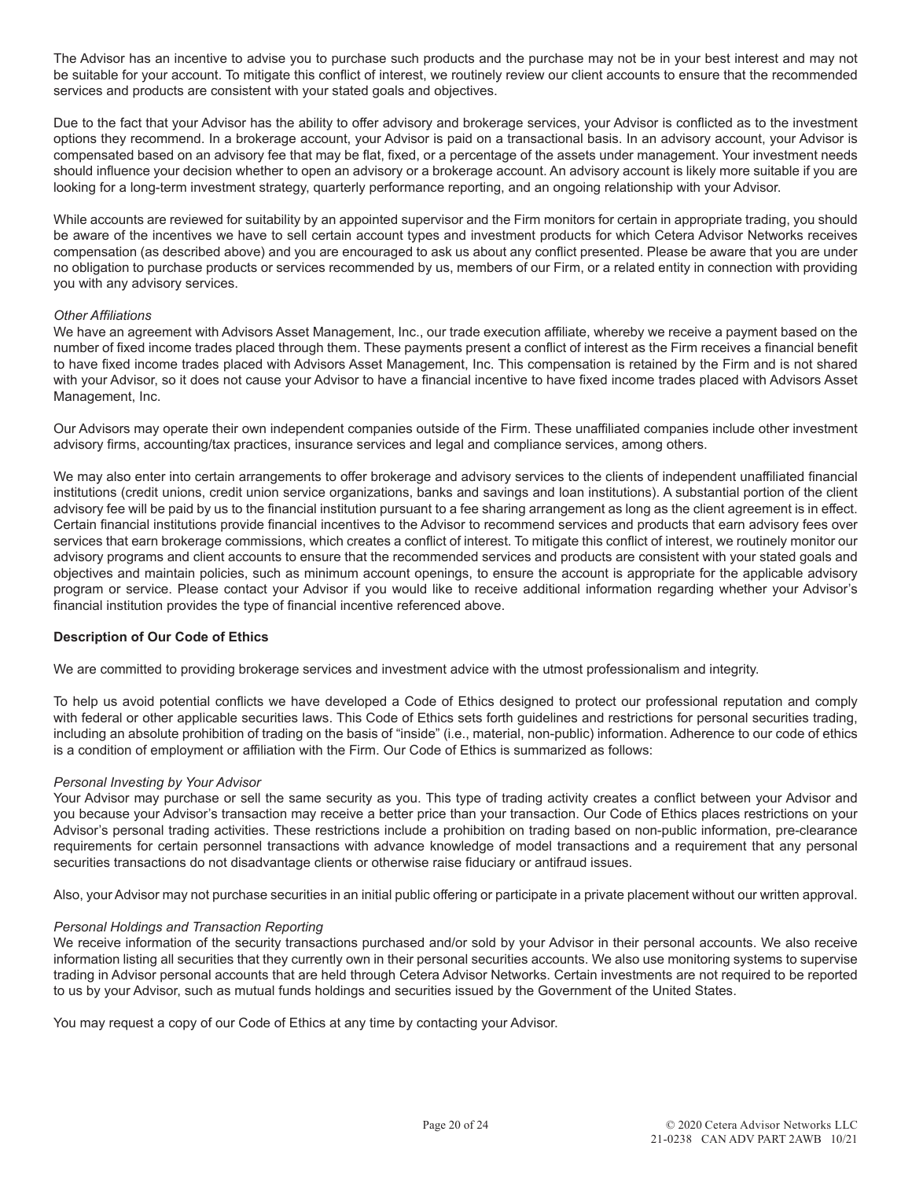The Advisor has an incentive to advise you to purchase such products and the purchase may not be in your best interest and may not be suitable for your account. To mitigate this conflict of interest, we routinely review our client accounts to ensure that the recommended services and products are consistent with your stated goals and objectives.

Due to the fact that your Advisor has the ability to offer advisory and brokerage services, your Advisor is conflicted as to the investment options they recommend. In a brokerage account, your Advisor is paid on a transactional basis. In an advisory account, your Advisor is compensated based on an advisory fee that may be flat, fixed, or a percentage of the assets under management. Your investment needs should influence your decision whether to open an advisory or a brokerage account. An advisory account is likely more suitable if you are looking for a long-term investment strategy, quarterly performance reporting, and an ongoing relationship with your Advisor.

While accounts are reviewed for suitability by an appointed supervisor and the Firm monitors for certain in appropriate trading, you should be aware of the incentives we have to sell certain account types and investment products for which Cetera Advisor Networks receives compensation (as described above) and you are encouraged to ask us about any conflict presented. Please be aware that you are under no obligation to purchase products or services recommended by us, members of our Firm, or a related entity in connection with providing you with any advisory services.

*Other Affiliations*

We have an agreement with Advisors Asset Management, Inc., our trade execution affiliate, whereby we receive a payment based on the number of fixed income trades placed through them. These payments present a conflict of interest as the Firm receives a financial benefit to have fixed income trades placed with Advisors Asset Management, Inc. This compensation is retained by the Firm and is not shared with your Advisor, so it does not cause your Advisor to have a financial incentive to have fixed income trades placed with Advisors Asset Management, Inc.

Our Advisors may operate their own independent companies outside of the Firm. These unaffiliated companies include other investment advisory firms, accounting/tax practices, insurance services and legal and compliance services, among others.

We may also enter into certain arrangements to offer brokerage and advisory services to the clients of independent unaffiliated financial institutions (credit unions, credit union service organizations, banks and savings and loan institutions). A substantial portion of the client advisory fee will be paid by us to the financial institution pursuant to a fee sharing arrangement as long as the client agreement is in effect. Certain financial institutions provide financial incentives to the Advisor to recommend services and products that earn advisory fees over services that earn brokerage commissions, which creates a conflict of interest. To mitigate this conflict of interest, we routinely monitor our advisory programs and client accounts to ensure that the recommended services and products are consistent with your stated goals and objectives and maintain policies, such as minimum account openings, to ensure the account is appropriate for the applicable advisory program or service. Please contact your Advisor if you would like to receive additional information regarding whether your Advisor's financial institution provides the type of financial incentive referenced above.

**Description of Our Code of Ethics**

We are committed to providing brokerage services and investment advice with the utmost professionalism and integrity.

To help us avoid potential conflicts we have developed a Code of Ethics designed to protect our professional reputation and comply with federal or other applicable securities laws. This Code of Ethics sets forth guidelines and restrictions for personal securities trading, including an absolute prohibition of trading on the basis of "inside" (i.e., material, non-public) information. Adherence to our code of ethics is a condition of employment or affiliation with the Firm. Our Code of Ethics is summarized as follows:

*Personal Investing by Your Advisor*

Your Advisor may purchase or sell the same security as you. This type of trading activity creates a conflict between your Advisor and you because your Advisor's transaction may receive a better price than your transaction. Our Code of Ethics places restrictions on your Advisor's personal trading activities. These restrictions include a prohibition on trading based on non-public information, pre-clearance requirements for certain personnel transactions with advance knowledge of model transactions and a requirement that any personal securities transactions do not disadvantage clients or otherwise raise fiduciary or antifraud issues.

Also, your Advisor may not purchase securities in an initial public offering or participate in a private placement without our written approval.

*Personal Holdings and Transaction Reporting*

We receive information of the security transactions purchased and/or sold by your Advisor in their personal accounts. We also receive information listing all securities that they currently own in their personal securities accounts. We also use monitoring systems to supervise trading in Advisor personal accounts that are held through Cetera Advisor Networks. Certain investments are not required to be reported to us by your Advisor, such as mutual funds holdings and securities issued by the Government of the United States.

You may request a copy of our Code of Ethics at any time by contacting your Advisor.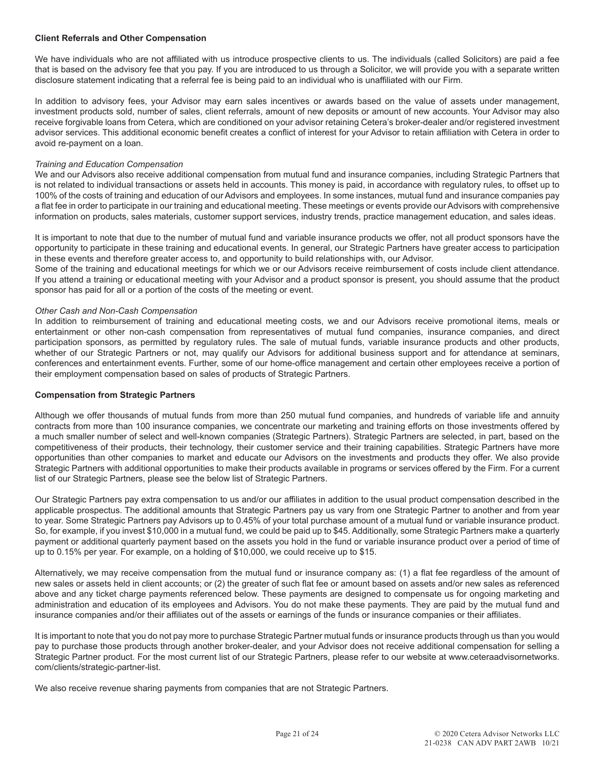**Client Referrals and Other Compensation**

We have individuals who are not affiliated with us introduce prospective clients to us. The individuals (called Solicitors) are paid a fee that is based on the advisory fee that you pay. If you are introduced to us through a Solicitor, we will provide you with a separate written disclosure statement indicating that a referral fee is being paid to an individual who is unaffiliated with our Firm.

In addition to advisory fees, your Advisor may earn sales incentives or awards based on the value of assets under management, investment products sold, number of sales, client referrals, amount of new deposits or amount of new accounts. Your Advisor may also receive forgivable loans from Cetera, which are conditioned on your advisor retaining Cetera's broker-dealer and/or registered investment advisor services. This additional economic benefit creates a conflict of interest for your Advisor to retain affiliation with Cetera in order to avoid re-payment on a loan.

*Training and Education Compensation*

We and our Advisors also receive additional compensation from mutual fund and insurance companies, including Strategic Partners that is not related to individual transactions or assets held in accounts. This money is paid, in accordance with regulatory rules, to offset up to 100% of the costs of training and education of our Advisors and employees. In some instances, mutual fund and insurance companies pay a flat fee in order to participate in our training and educational meeting. These meetings or events provide our Advisors with comprehensive information on products, sales materials, customer support services, industry trends, practice management education, and sales ideas.

It is important to note that due to the number of mutual fund and variable insurance products we offer, not all product sponsors have the opportunity to participate in these training and educational events. In general, our Strategic Partners have greater access to participation in these events and therefore greater access to, and opportunity to build relationships with, our Advisor.

Some of the training and educational meetings for which we or our Advisors receive reimbursement of costs include client attendance. If you attend a training or educational meeting with your Advisor and a product sponsor is present, you should assume that the product sponsor has paid for all or a portion of the costs of the meeting or event.

*Other Cash and Non-Cash Compensation*

In addition to reimbursement of training and educational meeting costs, we and our Advisors receive promotional items, meals or entertainment or other non-cash compensation from representatives of mutual fund companies, insurance companies, and direct participation sponsors, as permitted by regulatory rules. The sale of mutual funds, variable insurance products and other products, whether of our Strategic Partners or not, may qualify our Advisors for additional business support and for attendance at seminars, conferences and entertainment events. Further, some of our home-office management and certain other employees receive a portion of their employment compensation based on sales of products of Strategic Partners.

**Compensation from Strategic Partners**

Although we offer thousands of mutual funds from more than 250 mutual fund companies, and hundreds of variable life and annuity contracts from more than 100 insurance companies, we concentrate our marketing and training efforts on those investments offered by a much smaller number of select and well-known companies (Strategic Partners). Strategic Partners are selected, in part, based on the competitiveness of their products, their technology, their customer service and their training capabilities. Strategic Partners have more opportunities than other companies to market and educate our Advisors on the investments and products they offer. We also provide Strategic Partners with additional opportunities to make their products available in programs or services offered by the Firm. For a current list of our Strategic Partners, please see the below list of Strategic Partners.

Our Strategic Partners pay extra compensation to us and/or our affiliates in addition to the usual product compensation described in the applicable prospectus. The additional amounts that Strategic Partners pay us vary from one Strategic Partner to another and from year to year. Some Strategic Partners pay Advisors up to 0.45% of your total purchase amount of a mutual fund or variable insurance product. So, for example, if you invest $10,000 in a mutual fund, we could be paid up to $45. Additionally, some Strategic Partners make a quarterly payment or additional quarterly payment based on the assets you hold in the fund or variable insurance product over a period of time of up to 0.15% per year. For example, on a holding of $10,000, we could receive up to $15.

Alternatively, we may receive compensation from the mutual fund or insurance company as: (1) a flat fee regardless of the amount of new sales or assets held in client accounts; or (2) the greater of such flat fee or amount based on assets and/or new sales as referenced above and any ticket charge payments referenced below. These payments are designed to compensate us for ongoing marketing and administration and education of its employees and Advisors. You do not make these payments. They are paid by the mutual fund and insurance companies and/or their affiliates out of the assets or earnings of the funds or insurance companies or their affiliates.

It is important to note that you do not pay more to purchase Strategic Partner mutual funds or insurance products through us than you would pay to purchase those products through another broker-dealer, and your Advisor does not receive additional compensation for selling a Strategic Partner product. For the most current list of our Strategic Partners, please refer to our website at www.ceteraadvisornetworks.com/clients/strategic-partner-list.

We also receive revenue sharing payments from companies that are not Strategic Partners.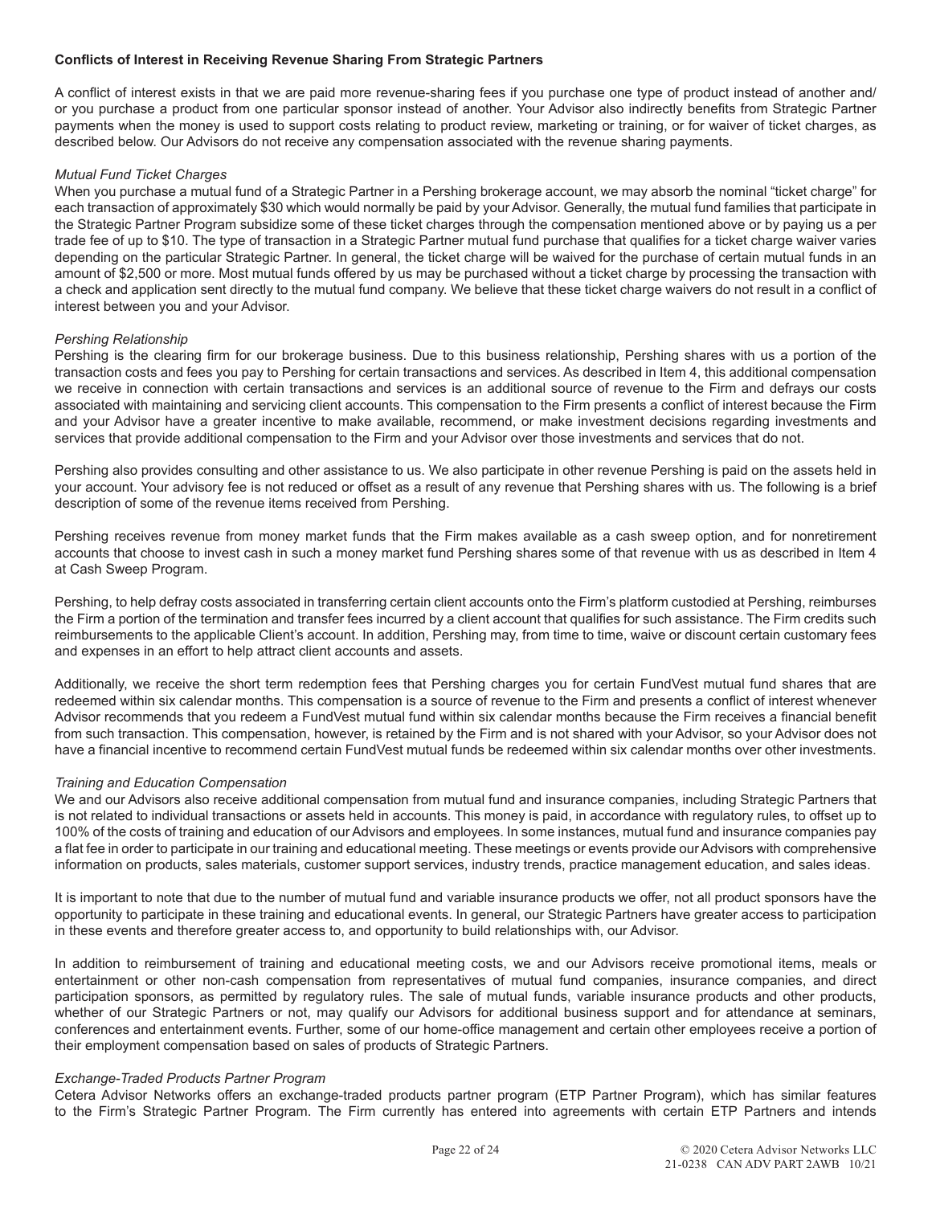**Conflicts of Interest in Receiving Revenue Sharing From Strategic Partners**

A conflict of interest exists in that we are paid more revenue-sharing fees if you purchase one type of product instead of another and/or you purchase a product from one particular sponsor instead of another. Your Advisor also indirectly benefits from Strategic Partner payments when the money is used to support costs relating to product review, marketing or training, or for waiver of ticket charges, as described below. Our Advisors do not receive any compensation associated with the revenue sharing payments.

*Mutual Fund Ticket Charges*

When you purchase a mutual fund of a Strategic Partner in a Pershing brokerage account, we may absorb the nominal "ticket charge" for each transaction of approximately $30 which would normally be paid by your Advisor. Generally, the mutual fund families that participate in the Strategic Partner Program subsidize some of these ticket charges through the compensation mentioned above or by paying us a per trade fee of up to $10. The type of transaction in a Strategic Partner mutual fund purchase that qualifies for a ticket charge waiver varies depending on the particular Strategic Partner. In general, the ticket charge will be waived for the purchase of certain mutual funds in an amount of $2,500 or more. Most mutual funds offered by us may be purchased without a ticket charge by processing the transaction with a check and application sent directly to the mutual fund company. We believe that these ticket charge waivers do not result in a conflict of interest between you and your Advisor.

*Pershing Relationship*

Pershing is the clearing firm for our brokerage business. Due to this business relationship, Pershing shares with us a portion of the transaction costs and fees you pay to Pershing for certain transactions and services. As described in Item 4, this additional compensation we receive in connection with certain transactions and services is an additional source of revenue to the Firm and defrays our costs associated with maintaining and servicing client accounts. This compensation to the Firm presents a conflict of interest because the Firm and your Advisor have a greater incentive to make available, recommend, or make investment decisions regarding investments and services that provide additional compensation to the Firm and your Advisor over those investments and services that do not.

Pershing also provides consulting and other assistance to us. We also participate in other revenue Pershing is paid on the assets held in your account. Your advisory fee is not reduced or offset as a result of any revenue that Pershing shares with us. The following is a brief description of some of the revenue items received from Pershing.

Pershing receives revenue from money market funds that the Firm makes available as a cash sweep option, and for nonretirement accounts that choose to invest cash in such a money market fund Pershing shares some of that revenue with us as described in Item 4 at Cash Sweep Program.

Pershing, to help defray costs associated in transferring certain client accounts onto the Firm's platform custodied at Pershing, reimburses the Firm a portion of the termination and transfer fees incurred by a client account that qualifies for such assistance. The Firm credits such reimbursements to the applicable Client's account. In addition, Pershing may, from time to time, waive or discount certain customary fees and expenses in an effort to help attract client accounts and assets.

Additionally, we receive the short term redemption fees that Pershing charges you for certain FundVest mutual fund shares that are redeemed within six calendar months. This compensation is a source of revenue to the Firm and presents a conflict of interest whenever Advisor recommends that you redeem a FundVest mutual fund within six calendar months because the Firm receives a financial benefit from such transaction. This compensation, however, is retained by the Firm and is not shared with your Advisor, so your Advisor does not have a financial incentive to recommend certain FundVest mutual funds be redeemed within six calendar months over other investments.

*Training and Education Compensation*

We and our Advisors also receive additional compensation from mutual fund and insurance companies, including Strategic Partners that is not related to individual transactions or assets held in accounts. This money is paid, in accordance with regulatory rules, to offset up to 100% of the costs of training and education of our Advisors and employees. In some instances, mutual fund and insurance companies pay a flat fee in order to participate in our training and educational meeting. These meetings or events provide our Advisors with comprehensive information on products, sales materials, customer support services, industry trends, practice management education, and sales ideas.

It is important to note that due to the number of mutual fund and variable insurance products we offer, not all product sponsors have the opportunity to participate in these training and educational events. In general, our Strategic Partners have greater access to participation in these events and therefore greater access to, and opportunity to build relationships with, our Advisor.

In addition to reimbursement of training and educational meeting costs, we and our Advisors receive promotional items, meals or entertainment or other non-cash compensation from representatives of mutual fund companies, insurance companies, and direct participation sponsors, as permitted by regulatory rules. The sale of mutual funds, variable insurance products and other products, whether of our Strategic Partners or not, may qualify our Advisors for additional business support and for attendance at seminars, conferences and entertainment events. Further, some of our home-office management and certain other employees receive a portion of their employment compensation based on sales of products of Strategic Partners.

*Exchange-Traded Products Partner Program*

Cetera Advisor Networks offers an exchange-traded products partner program (ETP Partner Program), which has similar features to the Firm's Strategic Partner Program. The Firm currently has entered into agreements with certain ETP Partners and intends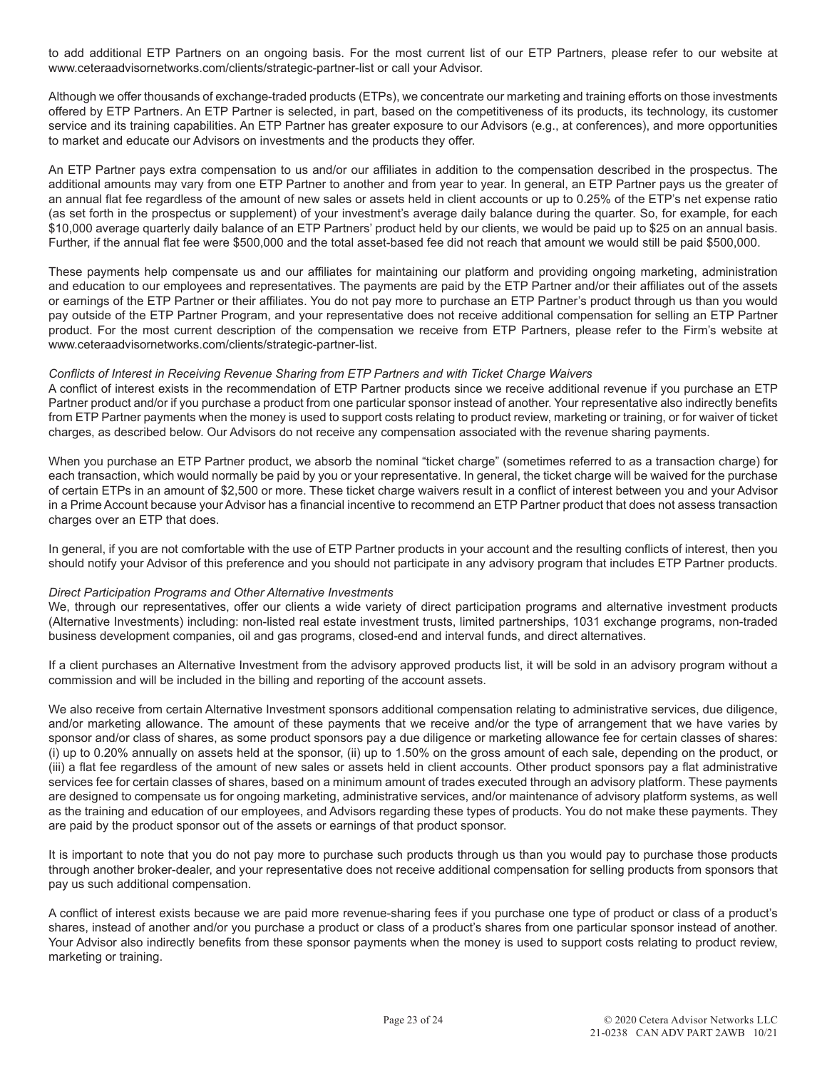to add additional ETP Partners on an ongoing basis. For the most current list of our ETP Partners, please refer to our website at www.ceteraadvisornetworks.com/clients/strategic-partner-list or call your Advisor.

Although we offer thousands of exchange-traded products (ETPs), we concentrate our marketing and training efforts on those investments offered by ETP Partners. An ETP Partner is selected, in part, based on the competitiveness of its products, its technology, its customer service and its training capabilities. An ETP Partner has greater exposure to our Advisors (e.g., at conferences), and more opportunities to market and educate our Advisors on investments and the products they offer.

An ETP Partner pays extra compensation to us and/or our affiliates in addition to the compensation described in the prospectus. The additional amounts may vary from one ETP Partner to another and from year to year. In general, an ETP Partner pays us the greater of an annual flat fee regardless of the amount of new sales or assets held in client accounts or up to 0.25% of the ETP's net expense ratio (as set forth in the prospectus or supplement) of your investment's average daily balance during the quarter. So, for example, for each $10,000 average quarterly daily balance of an ETP Partners' product held by our clients, we would be paid up to $25 on an annual basis. Further, if the annual flat fee were $500,000 and the total asset-based fee did not reach that amount we would still be paid $500,000.

These payments help compensate us and our affiliates for maintaining our platform and providing ongoing marketing, administration and education to our employees and representatives. The payments are paid by the ETP Partner and/or their affiliates out of the assets or earnings of the ETP Partner or their affiliates. You do not pay more to purchase an ETP Partner's product through us than you would pay outside of the ETP Partner Program, and your representative does not receive additional compensation for selling an ETP Partner product. For the most current description of the compensation we receive from ETP Partners, please refer to the Firm's website at www.ceteraadvisornetworks.com/clients/strategic-partner-list.

*Conflicts of Interest in Receiving Revenue Sharing from ETP Partners and with Ticket Charge Waivers*
A conflict of interest exists in the recommendation of ETP Partner products since we receive additional revenue if you purchase an ETP Partner product and/or if you purchase a product from one particular sponsor instead of another. Your representative also indirectly benefits from ETP Partner payments when the money is used to support costs relating to product review, marketing or training, or for waiver of ticket charges, as described below. Our Advisors do not receive any compensation associated with the revenue sharing payments.

When you purchase an ETP Partner product, we absorb the nominal "ticket charge" (sometimes referred to as a transaction charge) for each transaction, which would normally be paid by you or your representative. In general, the ticket charge will be waived for the purchase of certain ETPs in an amount of $2,500 or more. These ticket charge waivers result in a conflict of interest between you and your Advisor in a Prime Account because your Advisor has a financial incentive to recommend an ETP Partner product that does not assess transaction charges over an ETP that does.

In general, if you are not comfortable with the use of ETP Partner products in your account and the resulting conflicts of interest, then you should notify your Advisor of this preference and you should not participate in any advisory program that includes ETP Partner products.

*Direct Participation Programs and Other Alternative Investments*
We, through our representatives, offer our clients a wide variety of direct participation programs and alternative investment products (Alternative Investments) including: non-listed real estate investment trusts, limited partnerships, 1031 exchange programs, non-traded business development companies, oil and gas programs, closed-end and interval funds, and direct alternatives.

If a client purchases an Alternative Investment from the advisory approved products list, it will be sold in an advisory program without a commission and will be included in the billing and reporting of the account assets.

We also receive from certain Alternative Investment sponsors additional compensation relating to administrative services, due diligence, and/or marketing allowance. The amount of these payments that we receive and/or the type of arrangement that we have varies by sponsor and/or class of shares, as some product sponsors pay a due diligence or marketing allowance fee for certain classes of shares: (i) up to 0.20% annually on assets held at the sponsor, (ii) up to 1.50% on the gross amount of each sale, depending on the product, or (iii) a flat fee regardless of the amount of new sales or assets held in client accounts. Other product sponsors pay a flat administrative services fee for certain classes of shares, based on a minimum amount of trades executed through an advisory platform. These payments are designed to compensate us for ongoing marketing, administrative services, and/or maintenance of advisory platform systems, as well as the training and education of our employees, and Advisors regarding these types of products. You do not make these payments. They are paid by the product sponsor out of the assets or earnings of that product sponsor.

It is important to note that you do not pay more to purchase such products through us than you would pay to purchase those products through another broker-dealer, and your representative does not receive additional compensation for selling products from sponsors that pay us such additional compensation.

A conflict of interest exists because we are paid more revenue-sharing fees if you purchase one type of product or class of a product's shares, instead of another and/or you purchase a product or class of a product's shares from one particular sponsor instead of another. Your Advisor also indirectly benefits from these sponsor payments when the money is used to support costs relating to product review, marketing or training.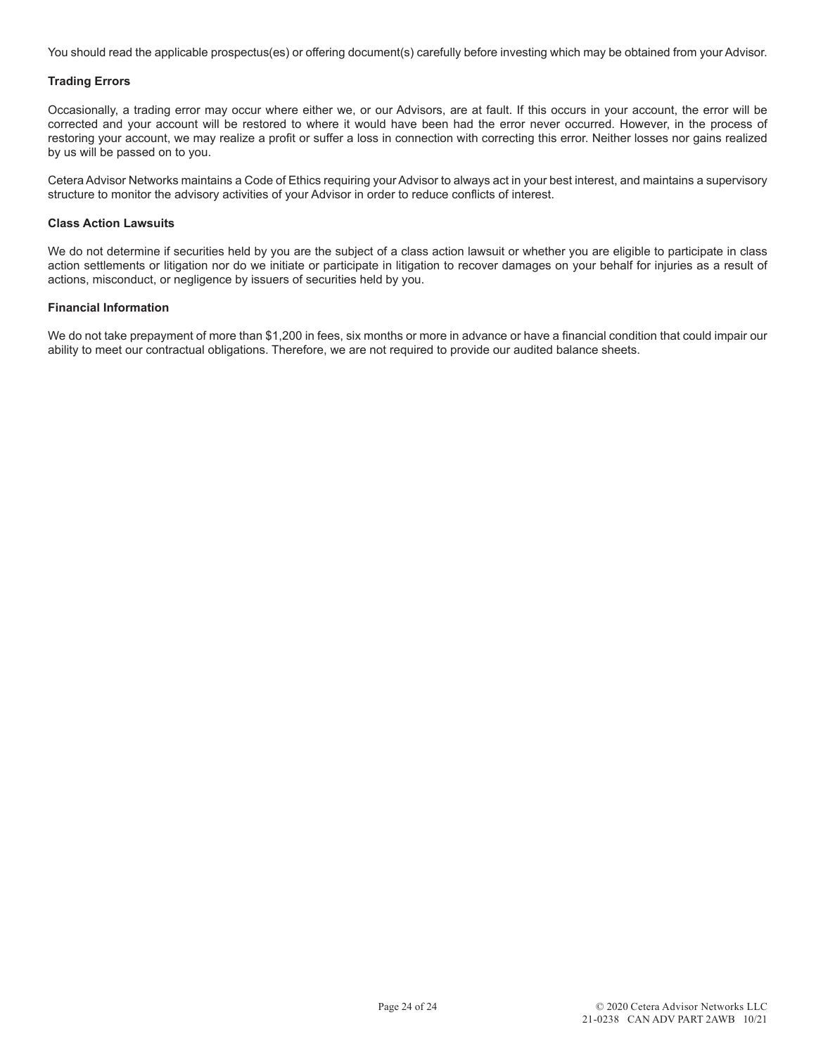You should read the applicable prospectus(es) or offering document(s) carefully before investing which may be obtained from your Advisor.

**Trading Errors**

Occasionally, a trading error may occur where either we, or our Advisors, are at fault. If this occurs in your account, the error will be corrected and your account will be restored to where it would have been had the error never occurred. However, in the process of restoring your account, we may realize a profit or suffer a loss in connection with correcting this error. Neither losses nor gains realized by us will be passed on to you.

Cetera Advisor Networks maintains a Code of Ethics requiring your Advisor to always act in your best interest, and maintains a supervisory structure to monitor the advisory activities of your Advisor in order to reduce conflicts of interest.

**Class Action Lawsuits**

We do not determine if securities held by you are the subject of a class action lawsuit or whether you are eligible to participate in class action settlements or litigation nor do we initiate or participate in litigation to recover damages on your behalf for injuries as a result of actions, misconduct, or negligence by issuers of securities held by you.

**Financial Information**

We do not take prepayment of more than $1,200 in fees, six months or more in advance or have a financial condition that could impair our ability to meet our contractual obligations. Therefore, we are not required to provide our audited balance sheets.